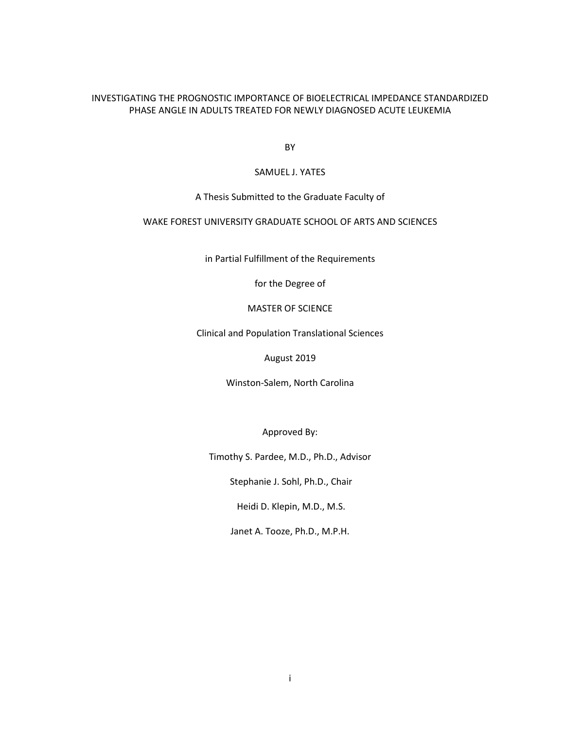# INVESTIGATING THE PROGNOSTIC IMPORTANCE OF BIOELECTRICAL IMPEDANCE STANDARDIZED PHASE ANGLE IN ADULTS TREATED FOR NEWLY DIAGNOSED ACUTE LEUKEMIA

BY

SAMUEL J. YATES

A Thesis Submitted to the Graduate Faculty of

WAKE FOREST UNIVERSITY GRADUATE SCHOOL OF ARTS AND SCIENCES

in Partial Fulfillment of the Requirements

for the Degree of

MASTER OF SCIENCE

Clinical and Population Translational Sciences

August 2019

Winston-Salem, North Carolina

Approved By:

Timothy S. Pardee, M.D., Ph.D., Advisor

Stephanie J. Sohl, Ph.D., Chair

Heidi D. Klepin, M.D., M.S.

Janet A. Tooze, Ph.D., M.P.H.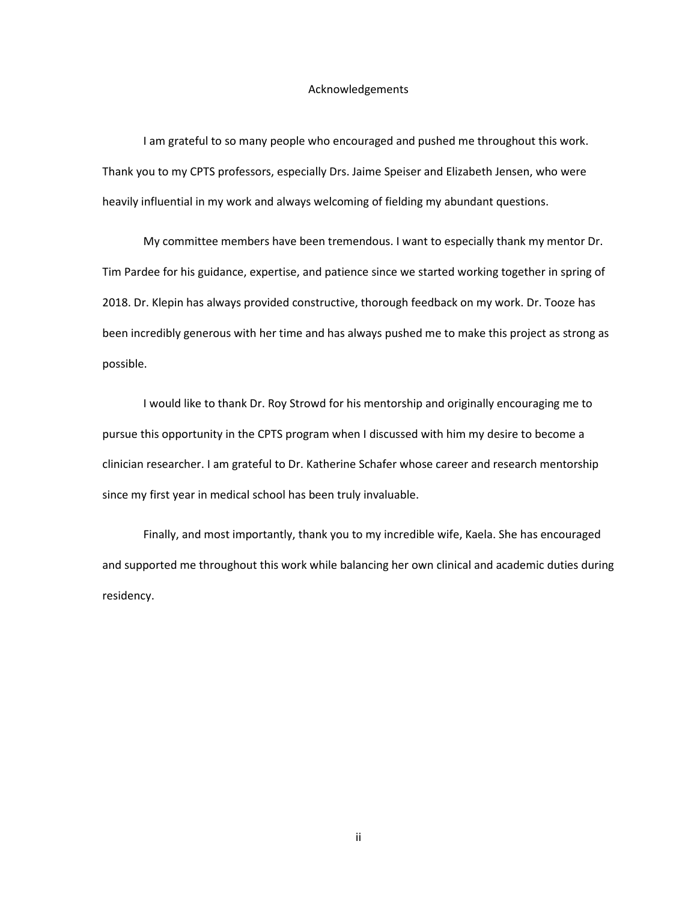# Acknowledgements

I am grateful to so many people who encouraged and pushed me throughout this work. Thank you to my CPTS professors, especially Drs. Jaime Speiser and Elizabeth Jensen, who were heavily influential in my work and always welcoming of fielding my abundant questions.

My committee members have been tremendous. I want to especially thank my mentor Dr. Tim Pardee for his guidance, expertise, and patience since we started working together in spring of 2018. Dr. Klepin has always provided constructive, thorough feedback on my work. Dr. Tooze has been incredibly generous with her time and has always pushed me to make this project as strong as possible.

I would like to thank Dr. Roy Strowd for his mentorship and originally encouraging me to pursue this opportunity in the CPTS program when I discussed with him my desire to become a clinician researcher. I am grateful to Dr. Katherine Schafer whose career and research mentorship since my first year in medical school has been truly invaluable.

Finally, and most importantly, thank you to my incredible wife, Kaela. She has encouraged and supported me throughout this work while balancing her own clinical and academic duties during residency.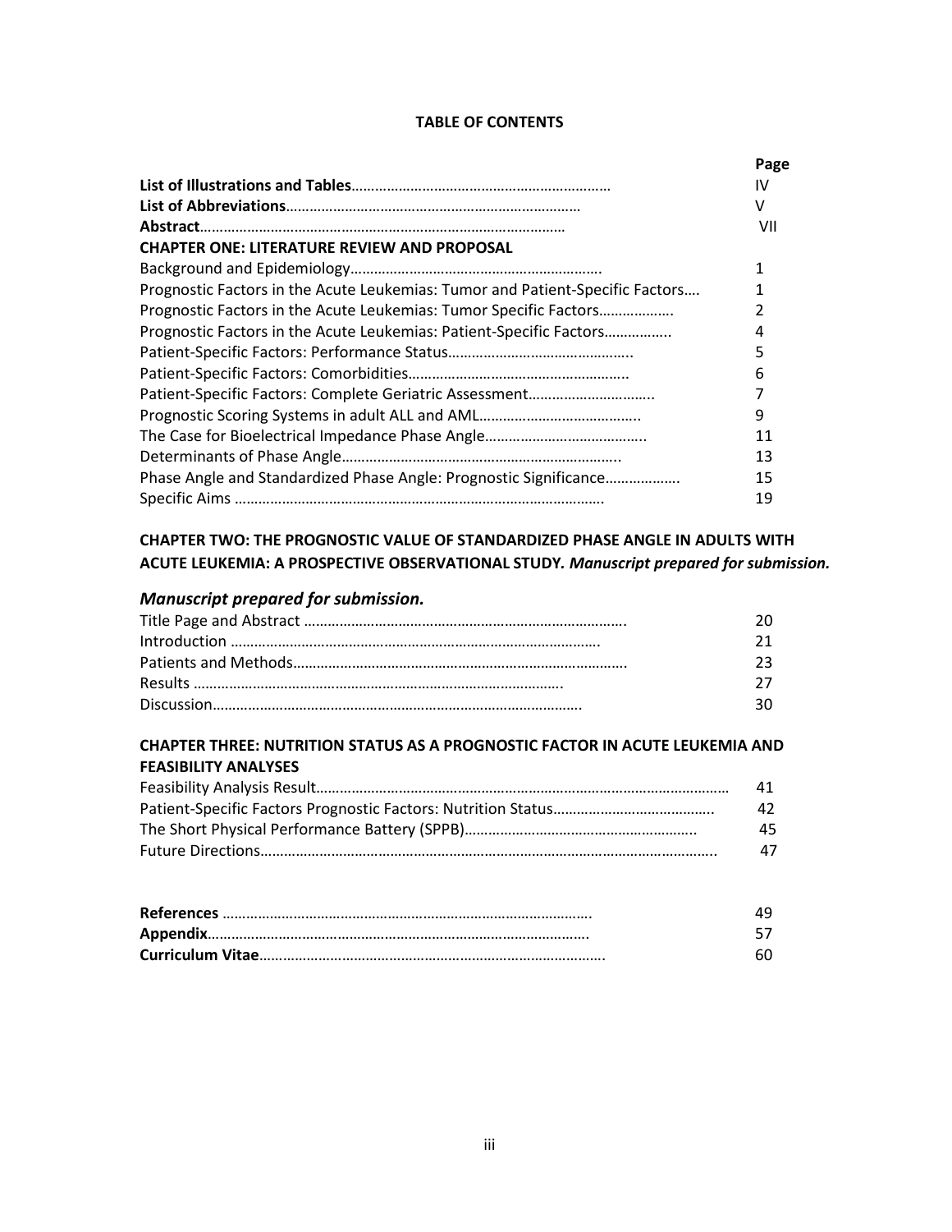# TABLE OF CONTENTS

| | Page |
|---|---|
| **List of Illustrations and Tables** | IV |
| **List of Abbreviations** | V |
| **Abstract** | VII |
| **CHAPTER ONE: LITERATURE REVIEW AND PROPOSAL** | |
| Background and Epidemiology | 1 |
| Prognostic Factors in the Acute Leukemias: Tumor and Patient-Specific Factors | 1 |
| Prognostic Factors in the Acute Leukemias: Tumor Specific Factors | 2 |
| Prognostic Factors in the Acute Leukemias: Patient-Specific Factors | 4 |
| Patient-Specific Factors: Performance Status | 5 |
| Patient-Specific Factors: Comorbidities | 6 |
| Patient-Specific Factors: Complete Geriatric Assessment | 7 |
| Prognostic Scoring Systems in adult ALL and AML | 9 |
| The Case for Bioelectrical Impedance Phase Angle | 11 |
| Determinants of Phase Angle | 13 |
| Phase Angle and Standardized Phase Angle: Prognostic Significance | 15 |
| Specific Aims | 19 |

**CHAPTER TWO: THE PROGNOSTIC VALUE OF STANDARDIZED PHASE ANGLE IN ADULTS WITH ACUTE LEUKEMIA: A PROSPECTIVE OBSERVATIONAL STUDY.** ***Manuscript prepared for submission.***

### *Manuscript prepared for submission.*

| | |
|---|---|
| Title Page and Abstract | 20 |
| Introduction | 21 |
| Patients and Methods | 23 |
| Results | 27 |
| Discussion | 30 |

**CHAPTER THREE: NUTRITION STATUS AS A PROGNOSTIC FACTOR IN ACUTE LEUKEMIA AND FEASIBILITY ANALYSES**

| | |
|---|---|
| Feasibility Analysis Result | 41 |
| Patient-Specific Factors Prognostic Factors: Nutrition Status | 42 |
| The Short Physical Performance Battery (SPPB) | 45 |
| Future Directions | 47 |

| | |
|---|---|
| **References** | 49 |
| **Appendix** | 57 |
| **Curriculum Vitae** | 60 |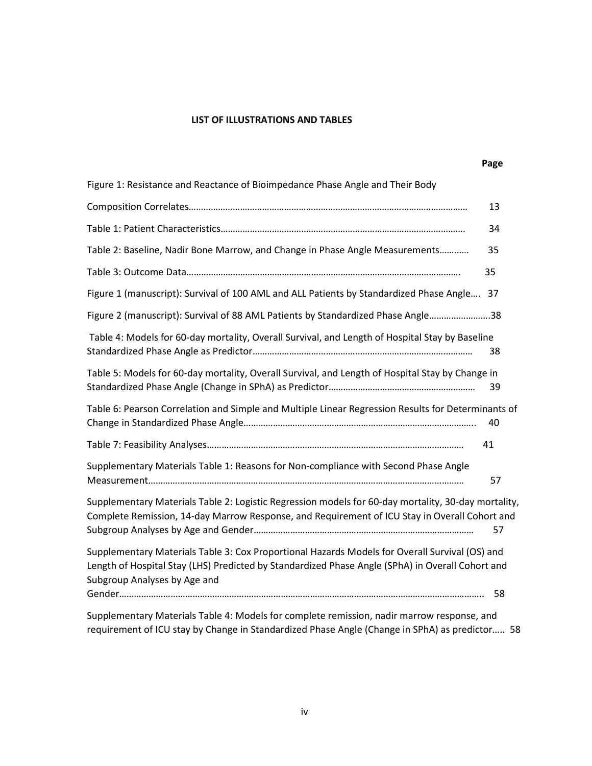## LIST OF ILLUSTRATIONS AND TABLES

| | Page |
|---|---|
| Figure 1: Resistance and Reactance of Bioimpedance Phase Angle and Their Body Composition Correlates | 13 |
| Table 1: Patient Characteristics | 34 |
| Table 2: Baseline, Nadir Bone Marrow, and Change in Phase Angle Measurements | 35 |
| Table 3: Outcome Data | 35 |
| Figure 1 (manuscript): Survival of 100 AML and ALL Patients by Standardized Phase Angle | 37 |
| Figure 2 (manuscript): Survival of 88 AML Patients by Standardized Phase Angle | 38 |
| Table 4: Models for 60-day mortality, Overall Survival, and Length of Hospital Stay by Baseline Standardized Phase Angle as Predictor | 38 |
| Table 5: Models for 60-day mortality, Overall Survival, and Length of Hospital Stay by Change in Standardized Phase Angle (Change in SPhA) as Predictor | 39 |
| Table 6: Pearson Correlation and Simple and Multiple Linear Regression Results for Determinants of Change in Standardized Phase Angle | 40 |
| Table 7: Feasibility Analyses | 41 |
| Supplementary Materials Table 1: Reasons for Non-compliance with Second Phase Angle Measurement | 57 |
| Supplementary Materials Table 2: Logistic Regression models for 60-day mortality, 30-day mortality, Complete Remission, 14-day Marrow Response, and Requirement of ICU Stay in Overall Cohort and Subgroup Analyses by Age and Gender | 57 |
| Supplementary Materials Table 3: Cox Proportional Hazards Models for Overall Survival (OS) and Length of Hospital Stay (LHS) Predicted by Standardized Phase Angle (SPhA) in Overall Cohort and Subgroup Analyses by Age and Gender | 58 |
| Supplementary Materials Table 4: Models for complete remission, nadir marrow response, and requirement of ICU stay by Change in Standardized Phase Angle (Change in SPhA) as predictor | 58 |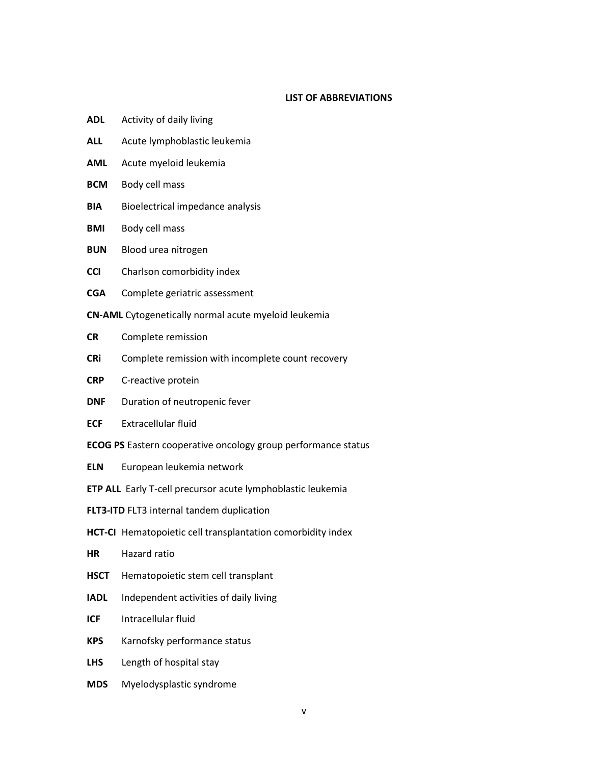## LIST OF ABBREVIATIONS

**ADL** Activity of daily living

**ALL** Acute lymphoblastic leukemia

**AML** Acute myeloid leukemia

**BCM** Body cell mass

**BIA** Bioelectrical impedance analysis

**BMI** Body cell mass

**BUN** Blood urea nitrogen

**CCI** Charlson comorbidity index

**CGA** Complete geriatric assessment

**CN-AML** Cytogenetically normal acute myeloid leukemia

**CR** Complete remission

**CRi** Complete remission with incomplete count recovery

**CRP** C-reactive protein

**DNF** Duration of neutropenic fever

**ECF** Extracellular fluid

**ECOG PS** Eastern cooperative oncology group performance status

**ELN** European leukemia network

**ETP ALL** Early T-cell precursor acute lymphoblastic leukemia

**FLT3-ITD** FLT3 internal tandem duplication

**HCT-CI** Hematopoietic cell transplantation comorbidity index

**HR** Hazard ratio

**HSCT** Hematopoietic stem cell transplant

**IADL** Independent activities of daily living

**ICF** Intracellular fluid

**KPS** Karnofsky performance status

**LHS** Length of hospital stay

**MDS** Myelodysplastic syndrome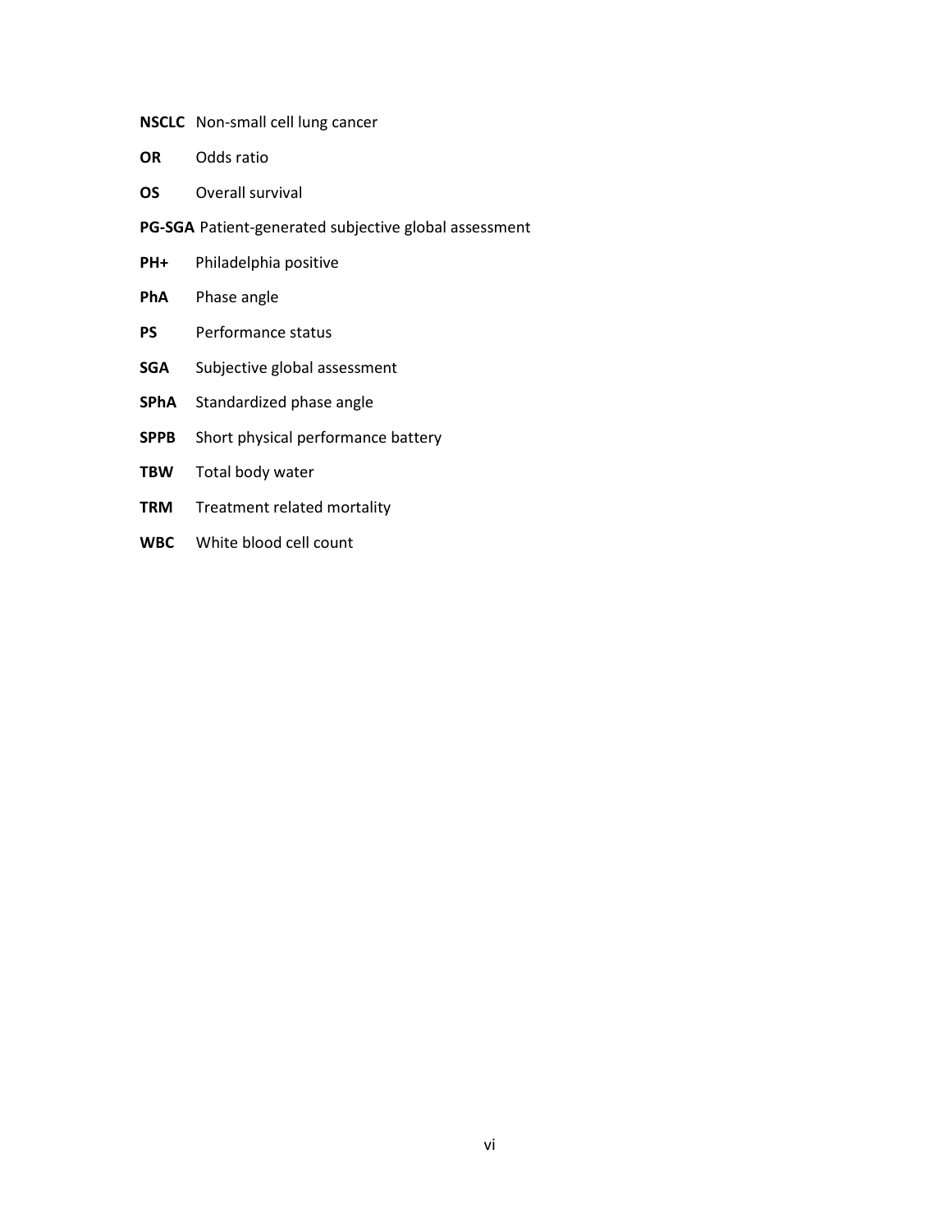**NSCLC** Non-small cell lung cancer

**OR** Odds ratio

**OS** Overall survival

**PG-SGA** Patient-generated subjective global assessment

**PH+** Philadelphia positive

**PhA** Phase angle

**PS** Performance status

**SGA** Subjective global assessment

**SPhA** Standardized phase angle

**SPPB** Short physical performance battery

**TBW** Total body water

**TRM** Treatment related mortality

**WBC** White blood cell count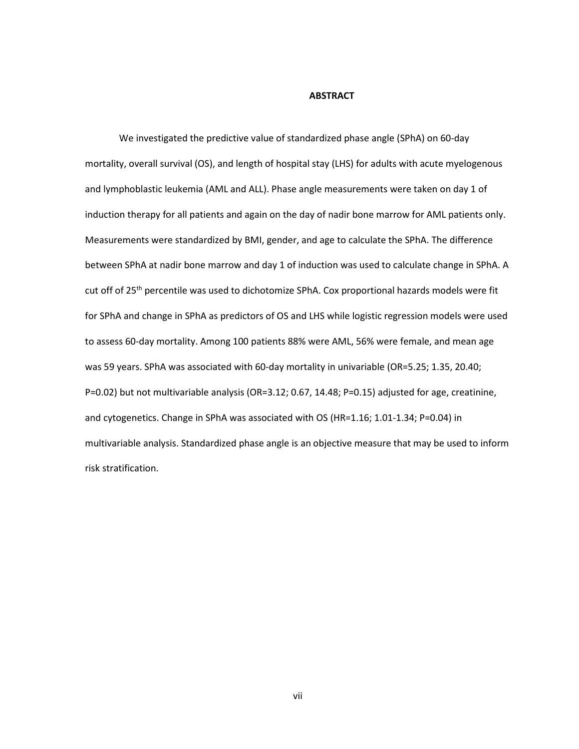# ABSTRACT

We investigated the predictive value of standardized phase angle (SPhA) on 60-day mortality, overall survival (OS), and length of hospital stay (LHS) for adults with acute myelogenous and lymphoblastic leukemia (AML and ALL). Phase angle measurements were taken on day 1 of induction therapy for all patients and again on the day of nadir bone marrow for AML patients only. Measurements were standardized by BMI, gender, and age to calculate the SPhA. The difference between SPhA at nadir bone marrow and day 1 of induction was used to calculate change in SPhA. A cut off of 25$^{th}$ percentile was used to dichotomize SPhA. Cox proportional hazards models were fit for SPhA and change in SPhA as predictors of OS and LHS while logistic regression models were used to assess 60-day mortality. Among 100 patients 88% were AML, 56% were female, and mean age was 59 years. SPhA was associated with 60-day mortality in univariable (OR=5.25; 1.35, 20.40; P=0.02) but not multivariable analysis (OR=3.12; 0.67, 14.48; P=0.15) adjusted for age, creatinine, and cytogenetics. Change in SPhA was associated with OS (HR=1.16; 1.01-1.34; P=0.04) in multivariable analysis. Standardized phase angle is an objective measure that may be used to inform risk stratification.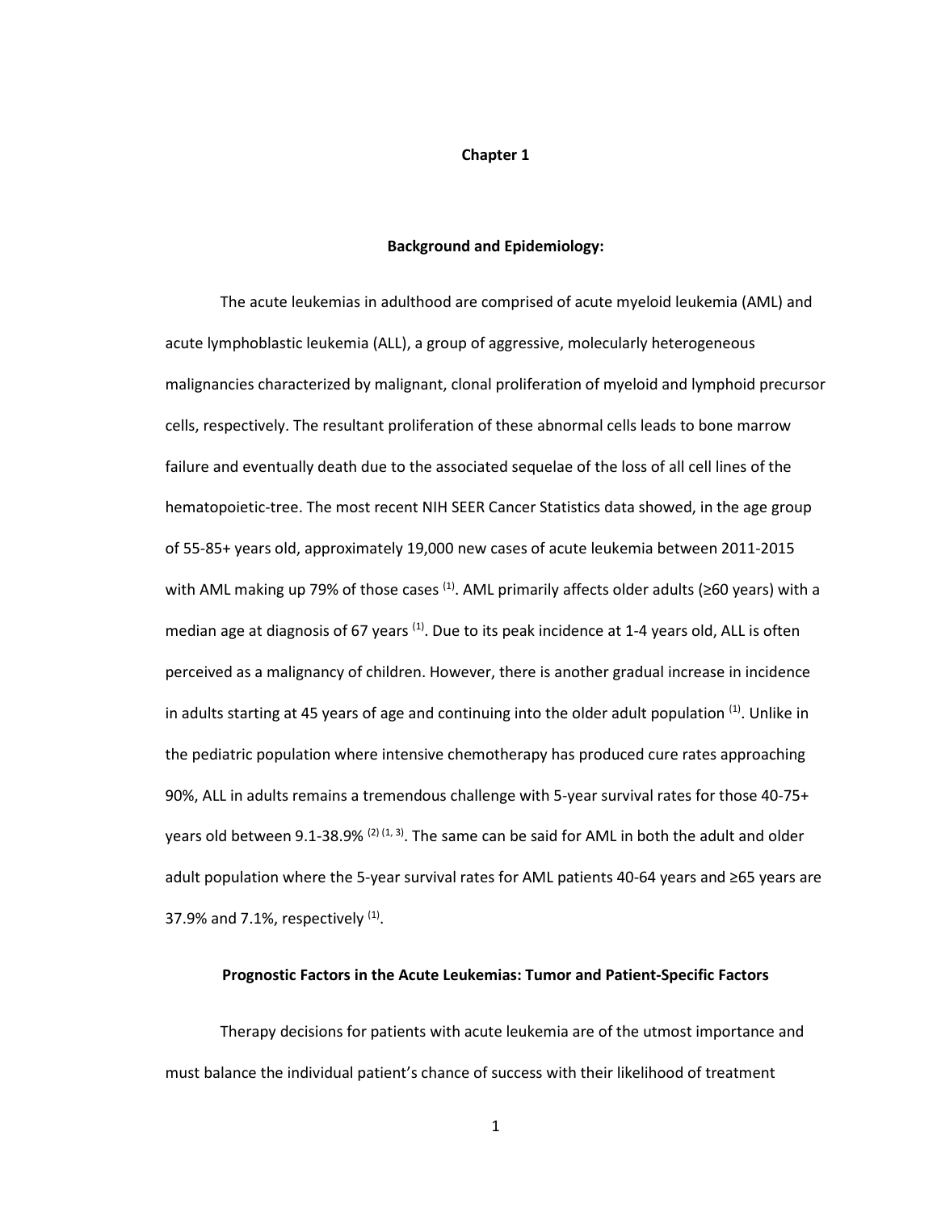# Chapter 1

## Background and Epidemiology:

The acute leukemias in adulthood are comprised of acute myeloid leukemia (AML) and acute lymphoblastic leukemia (ALL), a group of aggressive, molecularly heterogeneous malignancies characterized by malignant, clonal proliferation of myeloid and lymphoid precursor cells, respectively. The resultant proliferation of these abnormal cells leads to bone marrow failure and eventually death due to the associated sequelae of the loss of all cell lines of the hematopoietic-tree. The most recent NIH SEER Cancer Statistics data showed, in the age group of 55-85+ years old, approximately 19,000 new cases of acute leukemia between 2011-2015 with AML making up 79% of those cases [1]. AML primarily affects older adults (≥60 years) with a median age at diagnosis of 67 years [1]. Due to its peak incidence at 1-4 years old, ALL is often perceived as a malignancy of children. However, there is another gradual increase in incidence in adults starting at 45 years of age and continuing into the older adult population [1]. Unlike in the pediatric population where intensive chemotherapy has produced cure rates approaching 90%, ALL in adults remains a tremendous challenge with 5-year survival rates for those 40-75+ years old between 9.1-38.9% [2] [1, 3]. The same can be said for AML in both the adult and older adult population where the 5-year survival rates for AML patients 40-64 years and ≥65 years are 37.9% and 7.1%, respectively [1].

## Prognostic Factors in the Acute Leukemias: Tumor and Patient-Specific Factors

Therapy decisions for patients with acute leukemia are of the utmost importance and must balance the individual patient's chance of success with their likelihood of treatment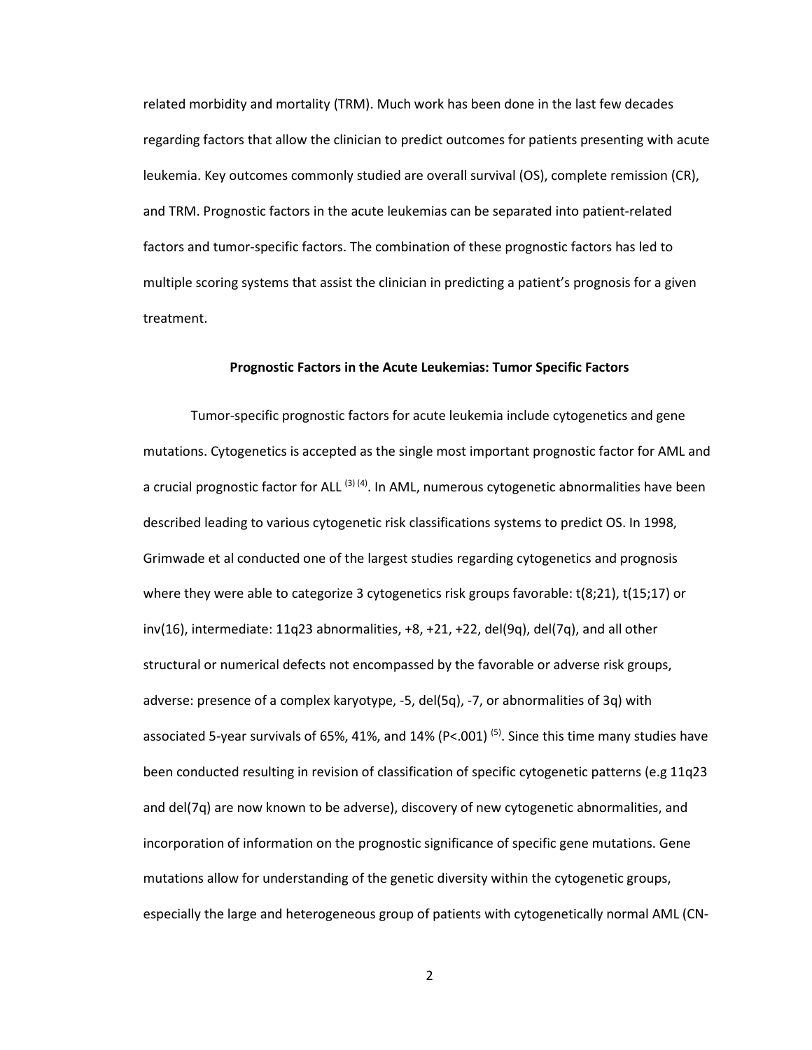related morbidity and mortality (TRM). Much work has been done in the last few decades regarding factors that allow the clinician to predict outcomes for patients presenting with acute leukemia. Key outcomes commonly studied are overall survival (OS), complete remission (CR), and TRM. Prognostic factors in the acute leukemias can be separated into patient-related factors and tumor-specific factors. The combination of these prognostic factors has led to multiple scoring systems that assist the clinician in predicting a patient's prognosis for a given treatment.

**Prognostic Factors in the Acute Leukemias: Tumor Specific Factors**

Tumor-specific prognostic factors for acute leukemia include cytogenetics and gene mutations. Cytogenetics is accepted as the single most important prognostic factor for AML and a crucial prognostic factor for ALL [3] [4]. In AML, numerous cytogenetic abnormalities have been described leading to various cytogenetic risk classifications systems to predict OS. In 1998, Grimwade et al conducted one of the largest studies regarding cytogenetics and prognosis where they were able to categorize 3 cytogenetics risk groups favorable: t(8;21), t(15;17) or inv(16), intermediate: 11q23 abnormalities, +8, +21, +22, del(9q), del(7q), and all other structural or numerical defects not encompassed by the favorable or adverse risk groups, adverse: presence of a complex karyotype, -5, del(5q), -7, or abnormalities of 3q) with associated 5-year survivals of 65%, 41%, and 14% (P<.001) [5]. Since this time many studies have been conducted resulting in revision of classification of specific cytogenetic patterns (e.g 11q23 and del(7q) are now known to be adverse), discovery of new cytogenetic abnormalities, and incorporation of information on the prognostic significance of specific gene mutations. Gene mutations allow for understanding of the genetic diversity within the cytogenetic groups, especially the large and heterogeneous group of patients with cytogenetically normal AML (CN-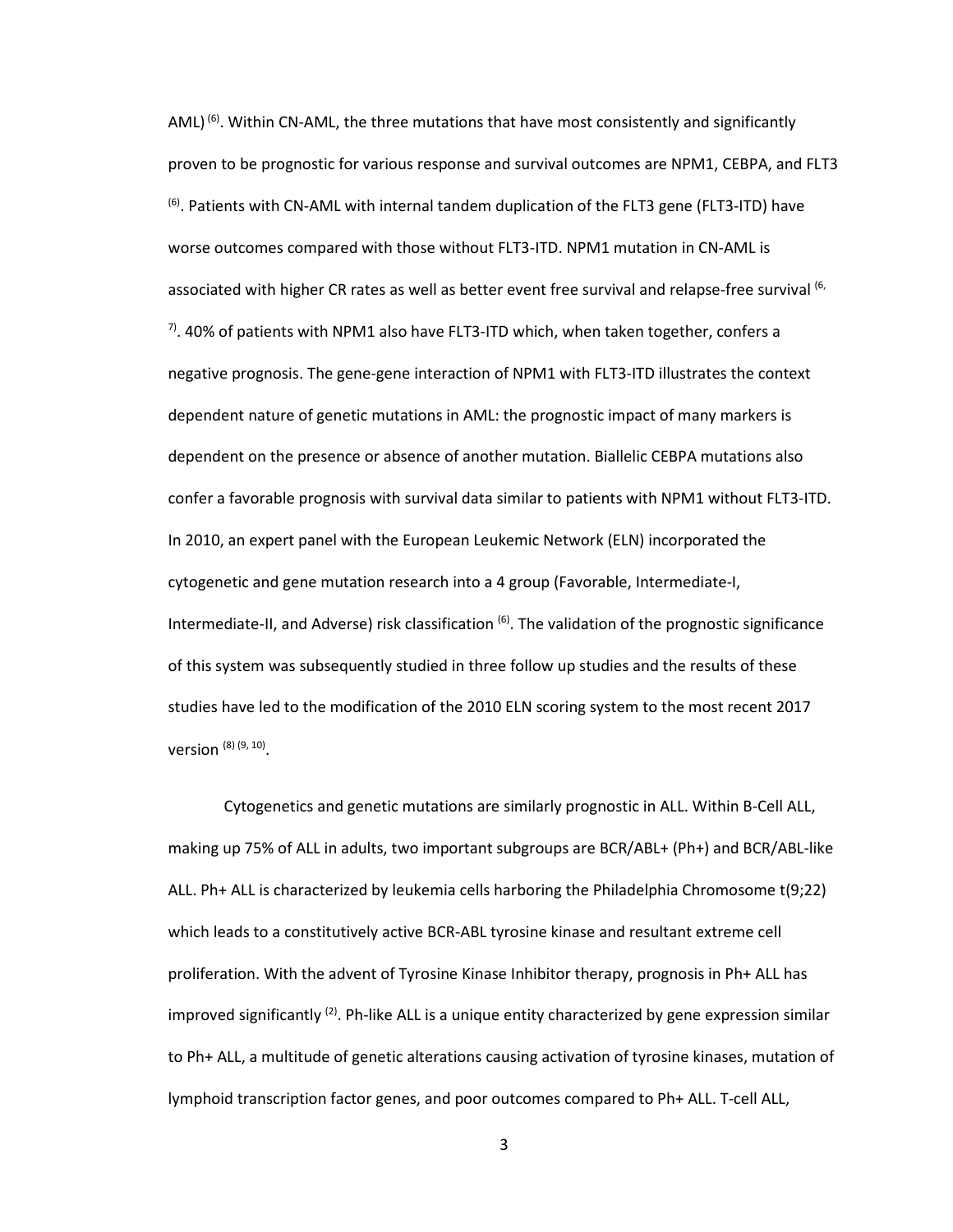AML) [6]. Within CN-AML, the three mutations that have most consistently and significantly proven to be prognostic for various response and survival outcomes are NPM1, CEBPA, and FLT3 [6]. Patients with CN-AML with internal tandem duplication of the FLT3 gene (FLT3-ITD) have worse outcomes compared with those without FLT3-ITD. NPM1 mutation in CN-AML is associated with higher CR rates as well as better event free survival and relapse-free survival [6, 7]. 40% of patients with NPM1 also have FLT3-ITD which, when taken together, confers a negative prognosis. The gene-gene interaction of NPM1 with FLT3-ITD illustrates the context dependent nature of genetic mutations in AML: the prognostic impact of many markers is dependent on the presence or absence of another mutation. Biallelic CEBPA mutations also confer a favorable prognosis with survival data similar to patients with NPM1 without FLT3-ITD. In 2010, an expert panel with the European Leukemic Network (ELN) incorporated the cytogenetic and gene mutation research into a 4 group (Favorable, Intermediate-I, Intermediate-II, and Adverse) risk classification [6]. The validation of the prognostic significance of this system was subsequently studied in three follow up studies and the results of these studies have led to the modification of the 2010 ELN scoring system to the most recent 2017 version [8] [9, 10].

Cytogenetics and genetic mutations are similarly prognostic in ALL. Within B-Cell ALL, making up 75% of ALL in adults, two important subgroups are BCR/ABL+ (Ph+) and BCR/ABL-like ALL. Ph+ ALL is characterized by leukemia cells harboring the Philadelphia Chromosome t(9;22) which leads to a constitutively active BCR-ABL tyrosine kinase and resultant extreme cell proliferation. With the advent of Tyrosine Kinase Inhibitor therapy, prognosis in Ph+ ALL has improved significantly [2]. Ph-like ALL is a unique entity characterized by gene expression similar to Ph+ ALL, a multitude of genetic alterations causing activation of tyrosine kinases, mutation of lymphoid transcription factor genes, and poor outcomes compared to Ph+ ALL. T-cell ALL,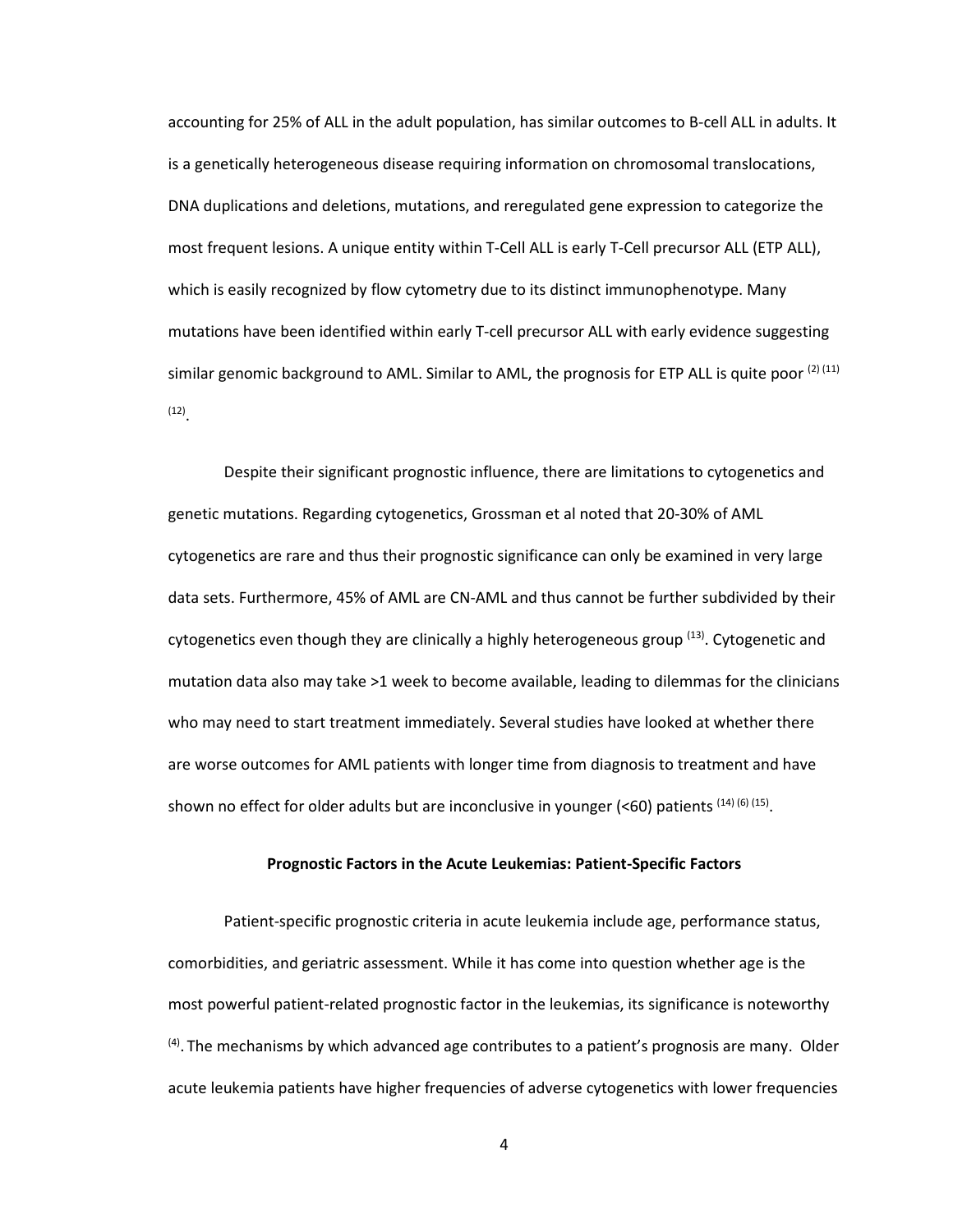accounting for 25% of ALL in the adult population, has similar outcomes to B-cell ALL in adults. It is a genetically heterogeneous disease requiring information on chromosomal translocations, DNA duplications and deletions, mutations, and reregulated gene expression to categorize the most frequent lesions. A unique entity within T-Cell ALL is early T-Cell precursor ALL (ETP ALL), which is easily recognized by flow cytometry due to its distinct immunophenotype. Many mutations have been identified within early T-cell precursor ALL with early evidence suggesting similar genomic background to AML. Similar to AML, the prognosis for ETP ALL is quite poor [(2) (11) (12)].

Despite their significant prognostic influence, there are limitations to cytogenetics and genetic mutations. Regarding cytogenetics, Grossman et al noted that 20-30% of AML cytogenetics are rare and thus their prognostic significance can only be examined in very large data sets. Furthermore, 45% of AML are CN-AML and thus cannot be further subdivided by their cytogenetics even though they are clinically a highly heterogeneous group [(13)]. Cytogenetic and mutation data also may take >1 week to become available, leading to dilemmas for the clinicians who may need to start treatment immediately. Several studies have looked at whether there are worse outcomes for AML patients with longer time from diagnosis to treatment and have shown no effect for older adults but are inconclusive in younger (<60) patients [(14) (6) (15)].

**Prognostic Factors in the Acute Leukemias: Patient-Specific Factors**

Patient-specific prognostic criteria in acute leukemia include age, performance status, comorbidities, and geriatric assessment. While it has come into question whether age is the most powerful patient-related prognostic factor in the leukemias, its significance is noteworthy [(4)]. The mechanisms by which advanced age contributes to a patient's prognosis are many. Older acute leukemia patients have higher frequencies of adverse cytogenetics with lower frequencies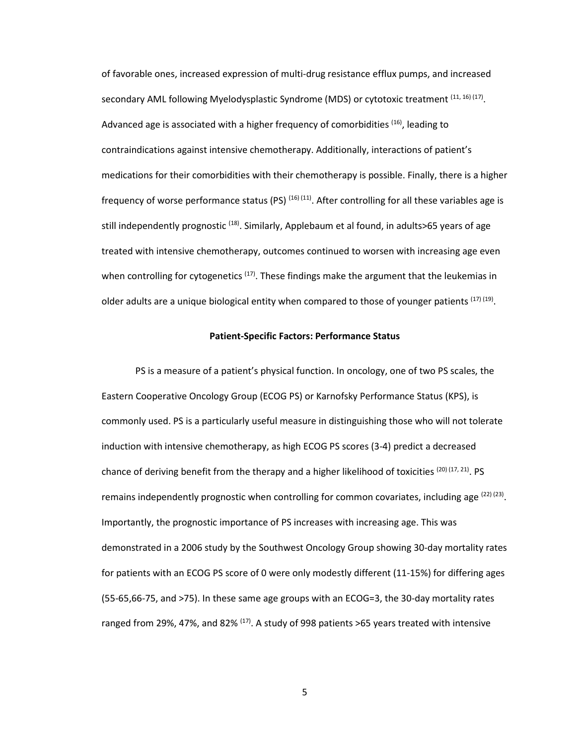of favorable ones, increased expression of multi-drug resistance efflux pumps, and increased secondary AML following Myelodysplastic Syndrome (MDS) or cytotoxic treatment [11, 16] [17]. Advanced age is associated with a higher frequency of comorbidities [16], leading to contraindications against intensive chemotherapy. Additionally, interactions of patient's medications for their comorbidities with their chemotherapy is possible. Finally, there is a higher frequency of worse performance status (PS) [16] [11]. After controlling for all these variables age is still independently prognostic [18]. Similarly, Applebaum et al found, in adults>65 years of age treated with intensive chemotherapy, outcomes continued to worsen with increasing age even when controlling for cytogenetics [17]. These findings make the argument that the leukemias in older adults are a unique biological entity when compared to those of younger patients [17] [19].

### Patient-Specific Factors: Performance Status

PS is a measure of a patient's physical function. In oncology, one of two PS scales, the Eastern Cooperative Oncology Group (ECOG PS) or Karnofsky Performance Status (KPS), is commonly used. PS is a particularly useful measure in distinguishing those who will not tolerate induction with intensive chemotherapy, as high ECOG PS scores (3-4) predict a decreased chance of deriving benefit from the therapy and a higher likelihood of toxicities [20] [17, 21]. PS remains independently prognostic when controlling for common covariates, including age [22] [23]. Importantly, the prognostic importance of PS increases with increasing age. This was demonstrated in a 2006 study by the Southwest Oncology Group showing 30-day mortality rates for patients with an ECOG PS score of 0 were only modestly different (11-15%) for differing ages (55-65,66-75, and >75). In these same age groups with an ECOG=3, the 30-day mortality rates ranged from 29%, 47%, and 82% [17]. A study of 998 patients >65 years treated with intensive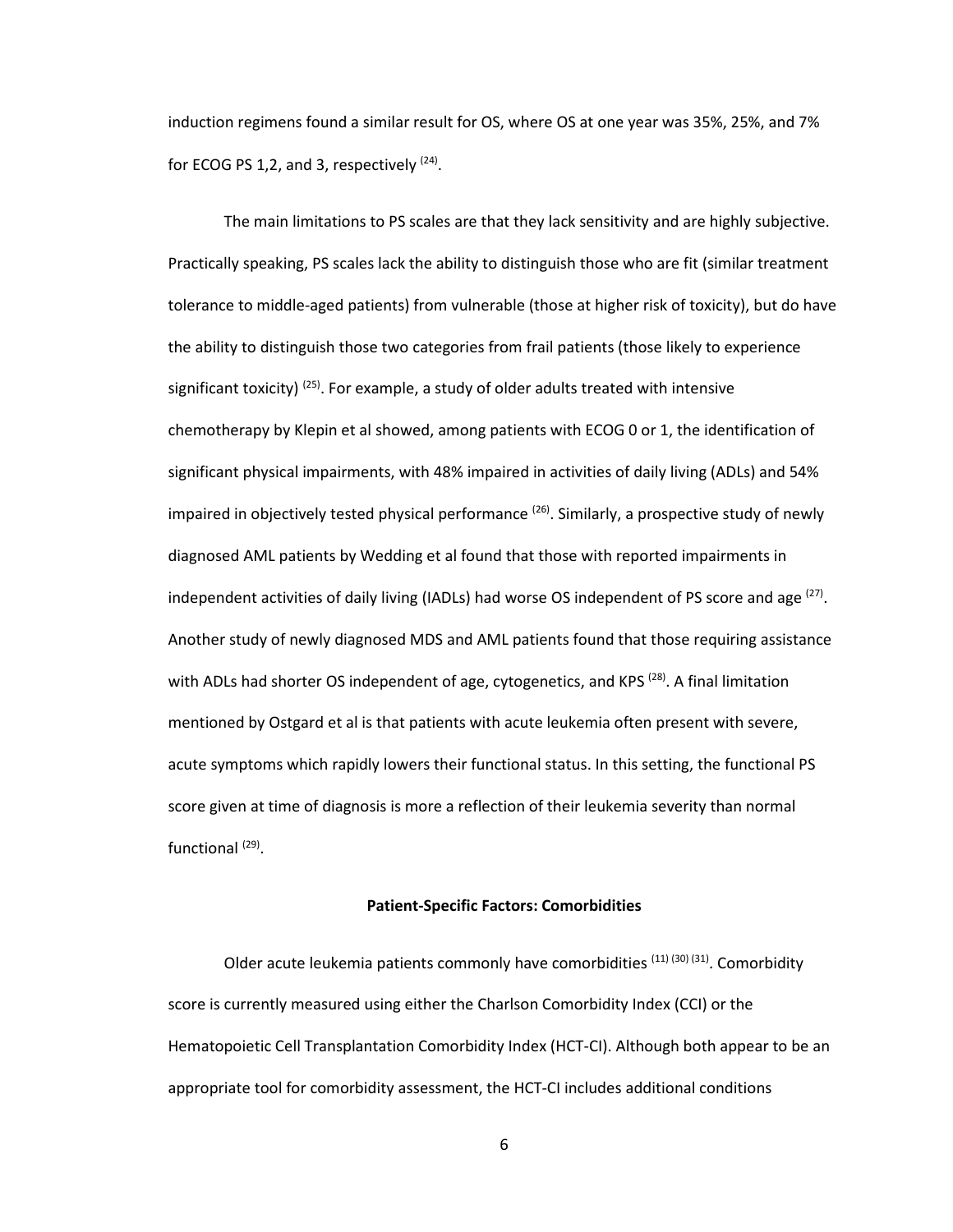induction regimens found a similar result for OS, where OS at one year was 35%, 25%, and 7% for ECOG PS 1,2, and 3, respectively [24].

The main limitations to PS scales are that they lack sensitivity and are highly subjective. Practically speaking, PS scales lack the ability to distinguish those who are fit (similar treatment tolerance to middle-aged patients) from vulnerable (those at higher risk of toxicity), but do have the ability to distinguish those two categories from frail patients (those likely to experience significant toxicity) [25]. For example, a study of older adults treated with intensive chemotherapy by Klepin et al showed, among patients with ECOG 0 or 1, the identification of significant physical impairments, with 48% impaired in activities of daily living (ADLs) and 54% impaired in objectively tested physical performance [26]. Similarly, a prospective study of newly diagnosed AML patients by Wedding et al found that those with reported impairments in independent activities of daily living (IADLs) had worse OS independent of PS score and age [27]. Another study of newly diagnosed MDS and AML patients found that those requiring assistance with ADLs had shorter OS independent of age, cytogenetics, and KPS [28]. A final limitation mentioned by Ostgard et al is that patients with acute leukemia often present with severe, acute symptoms which rapidly lowers their functional status. In this setting, the functional PS score given at time of diagnosis is more a reflection of their leukemia severity than normal functional [29].

**Patient-Specific Factors: Comorbidities**

Older acute leukemia patients commonly have comorbidities [11] [30] [31]. Comorbidity score is currently measured using either the Charlson Comorbidity Index (CCI) or the Hematopoietic Cell Transplantation Comorbidity Index (HCT-CI). Although both appear to be an appropriate tool for comorbidity assessment, the HCT-CI includes additional conditions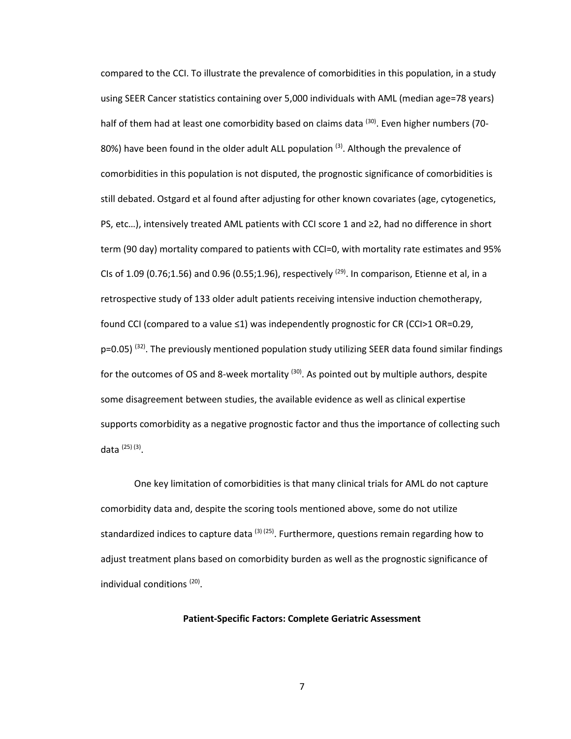compared to the CCI. To illustrate the prevalence of comorbidities in this population, in a study using SEER Cancer statistics containing over 5,000 individuals with AML (median age=78 years) half of them had at least one comorbidity based on claims data [30]. Even higher numbers (70-80%) have been found in the older adult ALL population [3]. Although the prevalence of comorbidities in this population is not disputed, the prognostic significance of comorbidities is still debated. Ostgard et al found after adjusting for other known covariates (age, cytogenetics, PS, etc…), intensively treated AML patients with CCI score 1 and ≥2, had no difference in short term (90 day) mortality compared to patients with CCI=0, with mortality rate estimates and 95% CIs of 1.09 (0.76;1.56) and 0.96 (0.55;1.96), respectively [29]. In comparison, Etienne et al, in a retrospective study of 133 older adult patients receiving intensive induction chemotherapy, found CCI (compared to a value ≤1) was independently prognostic for CR (CCI>1 OR=0.29, p=0.05) [32]. The previously mentioned population study utilizing SEER data found similar findings for the outcomes of OS and 8-week mortality [30]. As pointed out by multiple authors, despite some disagreement between studies, the available evidence as well as clinical expertise supports comorbidity as a negative prognostic factor and thus the importance of collecting such data [25] [3].

One key limitation of comorbidities is that many clinical trials for AML do not capture comorbidity data and, despite the scoring tools mentioned above, some do not utilize standardized indices to capture data [3] [25]. Furthermore, questions remain regarding how to adjust treatment plans based on comorbidity burden as well as the prognostic significance of individual conditions [20].

**Patient-Specific Factors: Complete Geriatric Assessment**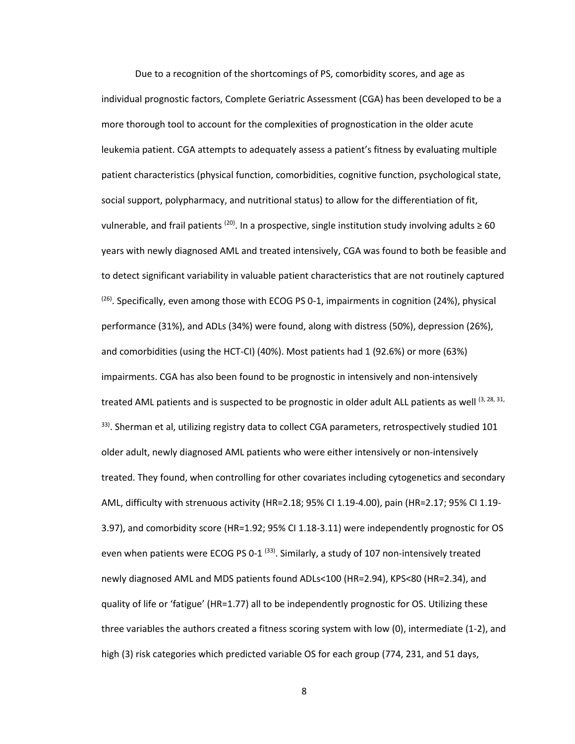Due to a recognition of the shortcomings of PS, comorbidity scores, and age as individual prognostic factors, Complete Geriatric Assessment (CGA) has been developed to be a more thorough tool to account for the complexities of prognostication in the older acute leukemia patient. CGA attempts to adequately assess a patient's fitness by evaluating multiple patient characteristics (physical function, comorbidities, cognitive function, psychological state, social support, polypharmacy, and nutritional status) to allow for the differentiation of fit, vulnerable, and frail patients [20]. In a prospective, single institution study involving adults ≥ 60 years with newly diagnosed AML and treated intensively, CGA was found to both be feasible and to detect significant variability in valuable patient characteristics that are not routinely captured [26]. Specifically, even among those with ECOG PS 0-1, impairments in cognition (24%), physical performance (31%), and ADLs (34%) were found, along with distress (50%), depression (26%), and comorbidities (using the HCT-CI) (40%). Most patients had 1 (92.6%) or more (63%) impairments. CGA has also been found to be prognostic in intensively and non-intensively treated AML patients and is suspected to be prognostic in older adult ALL patients as well [3, 28, 31, 33]. Sherman et al, utilizing registry data to collect CGA parameters, retrospectively studied 101 older adult, newly diagnosed AML patients who were either intensively or non-intensively treated. They found, when controlling for other covariates including cytogenetics and secondary AML, difficulty with strenuous activity (HR=2.18; 95% CI 1.19-4.00), pain (HR=2.17; 95% CI 1.19-3.97), and comorbidity score (HR=1.92; 95% CI 1.18-3.11) were independently prognostic for OS even when patients were ECOG PS 0-1 [33]. Similarly, a study of 107 non-intensively treated newly diagnosed AML and MDS patients found ADLs<100 (HR=2.94), KPS<80 (HR=2.34), and quality of life or 'fatigue' (HR=1.77) all to be independently prognostic for OS. Utilizing these three variables the authors created a fitness scoring system with low (0), intermediate (1-2), and high (3) risk categories which predicted variable OS for each group (774, 231, and 51 days,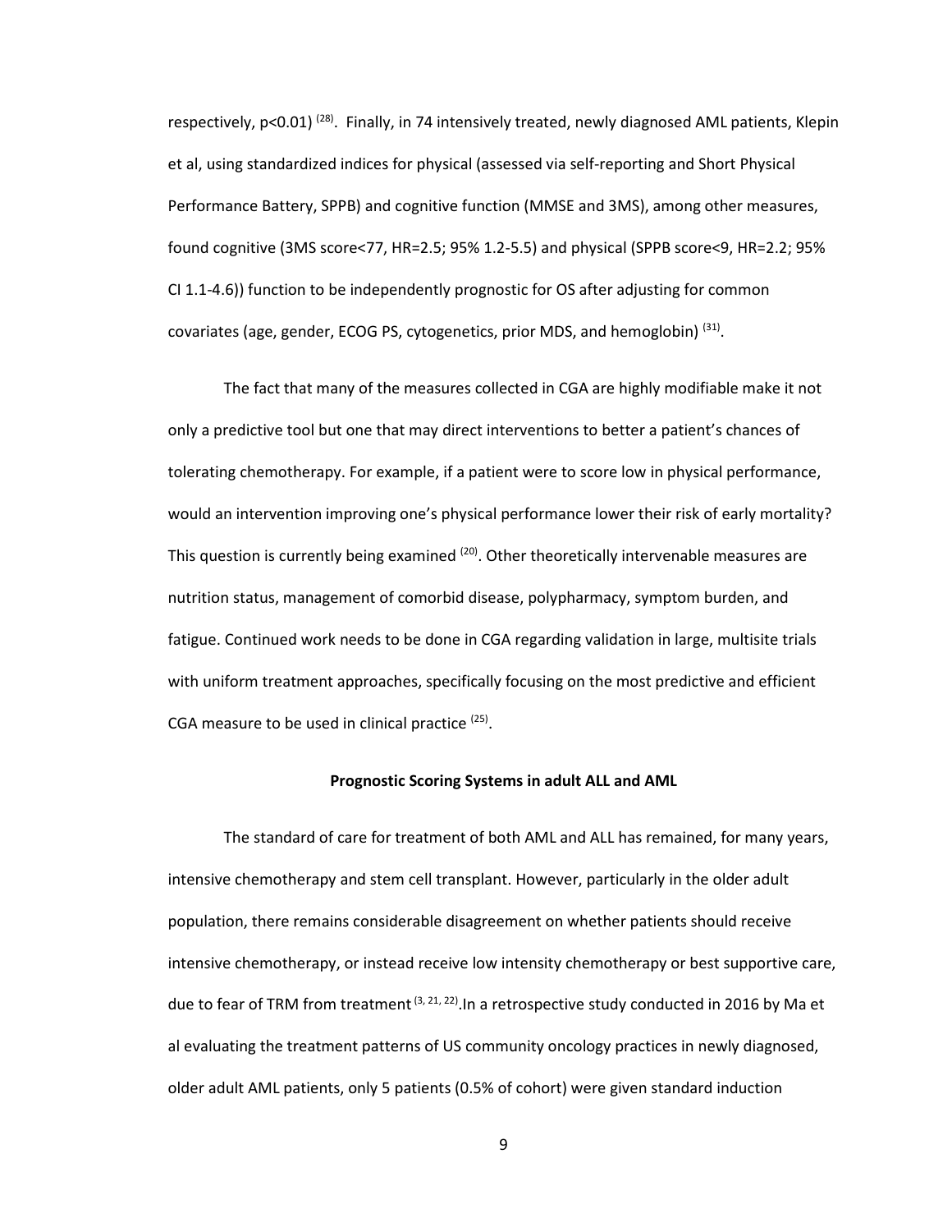respectively, $p<0.01$) [28]. Finally, in 74 intensively treated, newly diagnosed AML patients, Klepin et al, using standardized indices for physical (assessed via self-reporting and Short Physical Performance Battery, SPPB) and cognitive function (MMSE and 3MS), among other measures, found cognitive (3MS score<77, HR=2.5; 95% 1.2-5.5) and physical (SPPB score<9, HR=2.2; 95% CI 1.1-4.6)) function to be independently prognostic for OS after adjusting for common covariates (age, gender, ECOG PS, cytogenetics, prior MDS, and hemoglobin) [31].

The fact that many of the measures collected in CGA are highly modifiable make it not only a predictive tool but one that may direct interventions to better a patient's chances of tolerating chemotherapy. For example, if a patient were to score low in physical performance, would an intervention improving one's physical performance lower their risk of early mortality? This question is currently being examined [20]. Other theoretically intervenable measures are nutrition status, management of comorbid disease, polypharmacy, symptom burden, and fatigue. Continued work needs to be done in CGA regarding validation in large, multisite trials with uniform treatment approaches, specifically focusing on the most predictive and efficient CGA measure to be used in clinical practice [25].

## Prognostic Scoring Systems in adult ALL and AML

The standard of care for treatment of both AML and ALL has remained, for many years, intensive chemotherapy and stem cell transplant. However, particularly in the older adult population, there remains considerable disagreement on whether patients should receive intensive chemotherapy, or instead receive low intensity chemotherapy or best supportive care, due to fear of TRM from treatment [3, 21, 22].In a retrospective study conducted in 2016 by Ma et al evaluating the treatment patterns of US community oncology practices in newly diagnosed, older adult AML patients, only 5 patients (0.5% of cohort) were given standard induction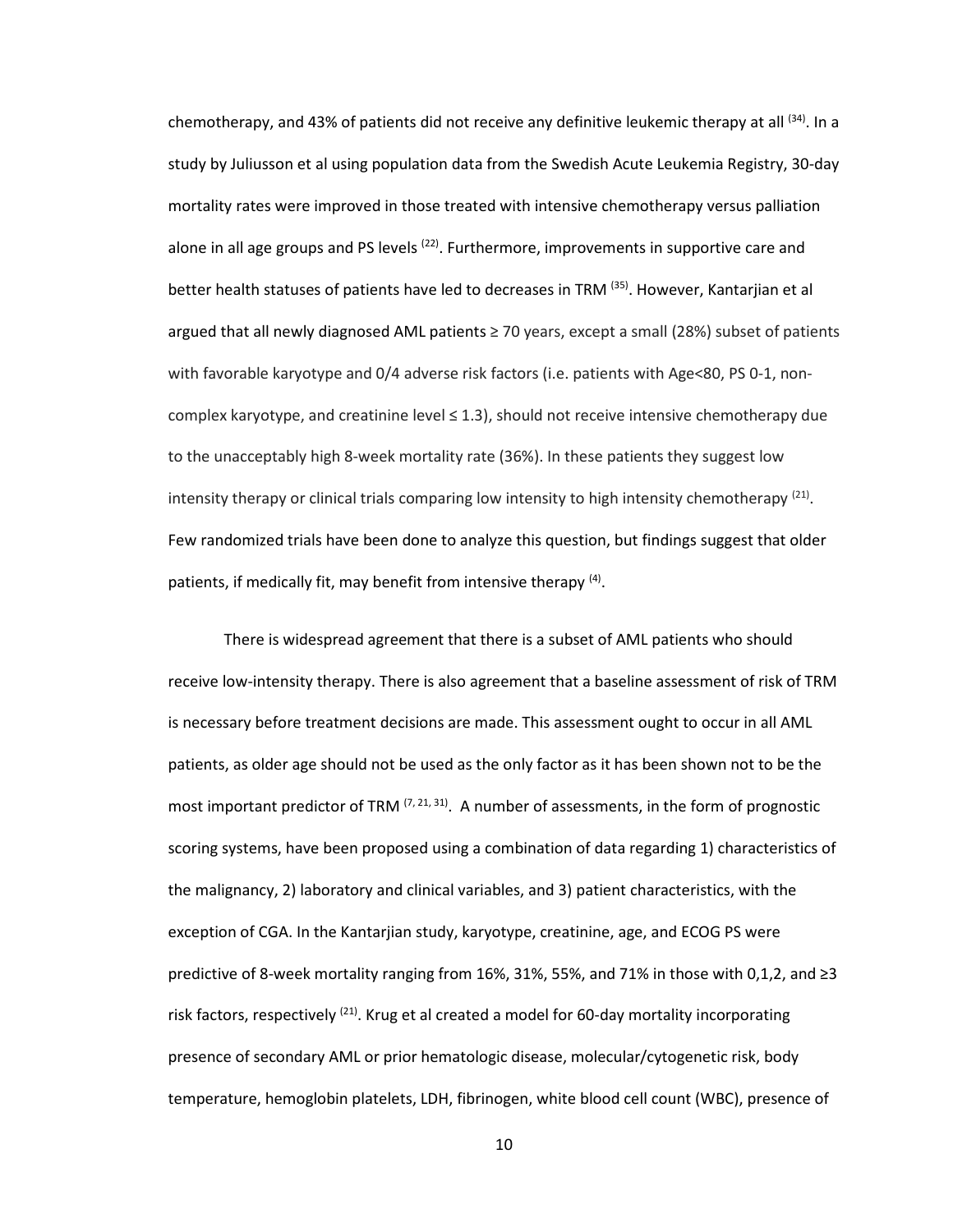chemotherapy, and 43% of patients did not receive any definitive leukemic therapy at all [34]. In a study by Juliusson et al using population data from the Swedish Acute Leukemia Registry, 30-day mortality rates were improved in those treated with intensive chemotherapy versus palliation alone in all age groups and PS levels [22]. Furthermore, improvements in supportive care and better health statuses of patients have led to decreases in TRM [35]. However, Kantarjian et al argued that all newly diagnosed AML patients ≥ 70 years, except a small (28%) subset of patients with favorable karyotype and 0/4 adverse risk factors (i.e. patients with Age<80, PS 0-1, non-complex karyotype, and creatinine level ≤ 1.3), should not receive intensive chemotherapy due to the unacceptably high 8-week mortality rate (36%). In these patients they suggest low intensity therapy or clinical trials comparing low intensity to high intensity chemotherapy [21]. Few randomized trials have been done to analyze this question, but findings suggest that older patients, if medically fit, may benefit from intensive therapy [4].

There is widespread agreement that there is a subset of AML patients who should receive low-intensity therapy. There is also agreement that a baseline assessment of risk of TRM is necessary before treatment decisions are made. This assessment ought to occur in all AML patients, as older age should not be used as the only factor as it has been shown not to be the most important predictor of TRM [7, 21, 31]. A number of assessments, in the form of prognostic scoring systems, have been proposed using a combination of data regarding 1) characteristics of the malignancy, 2) laboratory and clinical variables, and 3) patient characteristics, with the exception of CGA. In the Kantarjian study, karyotype, creatinine, age, and ECOG PS were predictive of 8-week mortality ranging from 16%, 31%, 55%, and 71% in those with 0,1,2, and ≥3 risk factors, respectively [21]. Krug et al created a model for 60-day mortality incorporating presence of secondary AML or prior hematologic disease, molecular/cytogenetic risk, body temperature, hemoglobin platelets, LDH, fibrinogen, white blood cell count (WBC), presence of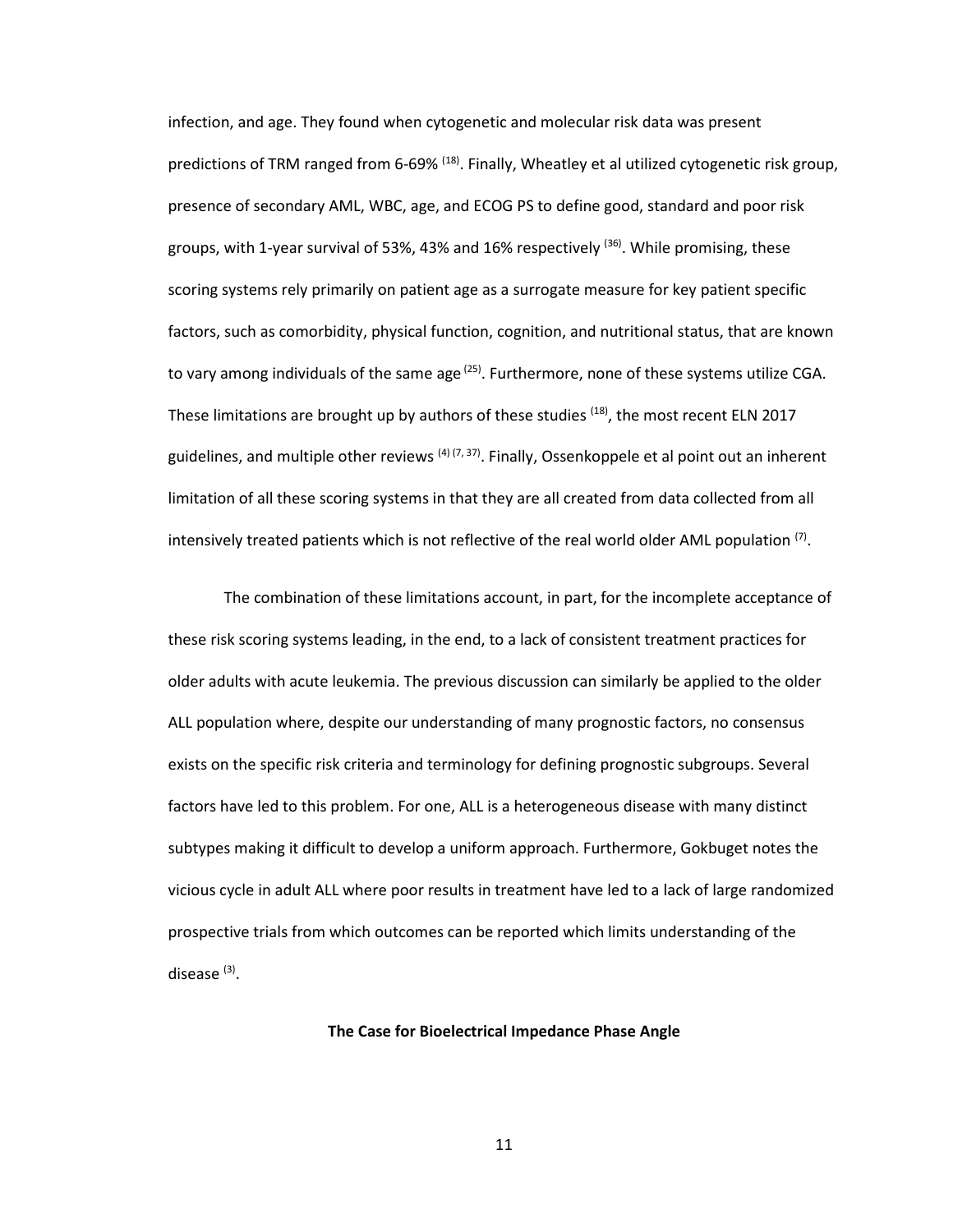infection, and age. They found when cytogenetic and molecular risk data was present predictions of TRM ranged from 6-69% [18]. Finally, Wheatley et al utilized cytogenetic risk group, presence of secondary AML, WBC, age, and ECOG PS to define good, standard and poor risk groups, with 1-year survival of 53%, 43% and 16% respectively [36]. While promising, these scoring systems rely primarily on patient age as a surrogate measure for key patient specific factors, such as comorbidity, physical function, cognition, and nutritional status, that are known to vary among individuals of the same age [25]. Furthermore, none of these systems utilize CGA. These limitations are brought up by authors of these studies [18], the most recent ELN 2017 guidelines, and multiple other reviews [4] [7, 37]. Finally, Ossenkoppele et al point out an inherent limitation of all these scoring systems in that they are all created from data collected from all intensively treated patients which is not reflective of the real world older AML population [7].

The combination of these limitations account, in part, for the incomplete acceptance of these risk scoring systems leading, in the end, to a lack of consistent treatment practices for older adults with acute leukemia. The previous discussion can similarly be applied to the older ALL population where, despite our understanding of many prognostic factors, no consensus exists on the specific risk criteria and terminology for defining prognostic subgroups. Several factors have led to this problem. For one, ALL is a heterogeneous disease with many distinct subtypes making it difficult to develop a uniform approach. Furthermore, Gokbuget notes the vicious cycle in adult ALL where poor results in treatment have led to a lack of large randomized prospective trials from which outcomes can be reported which limits understanding of the disease [3].

### The Case for Bioelectrical Impedance Phase Angle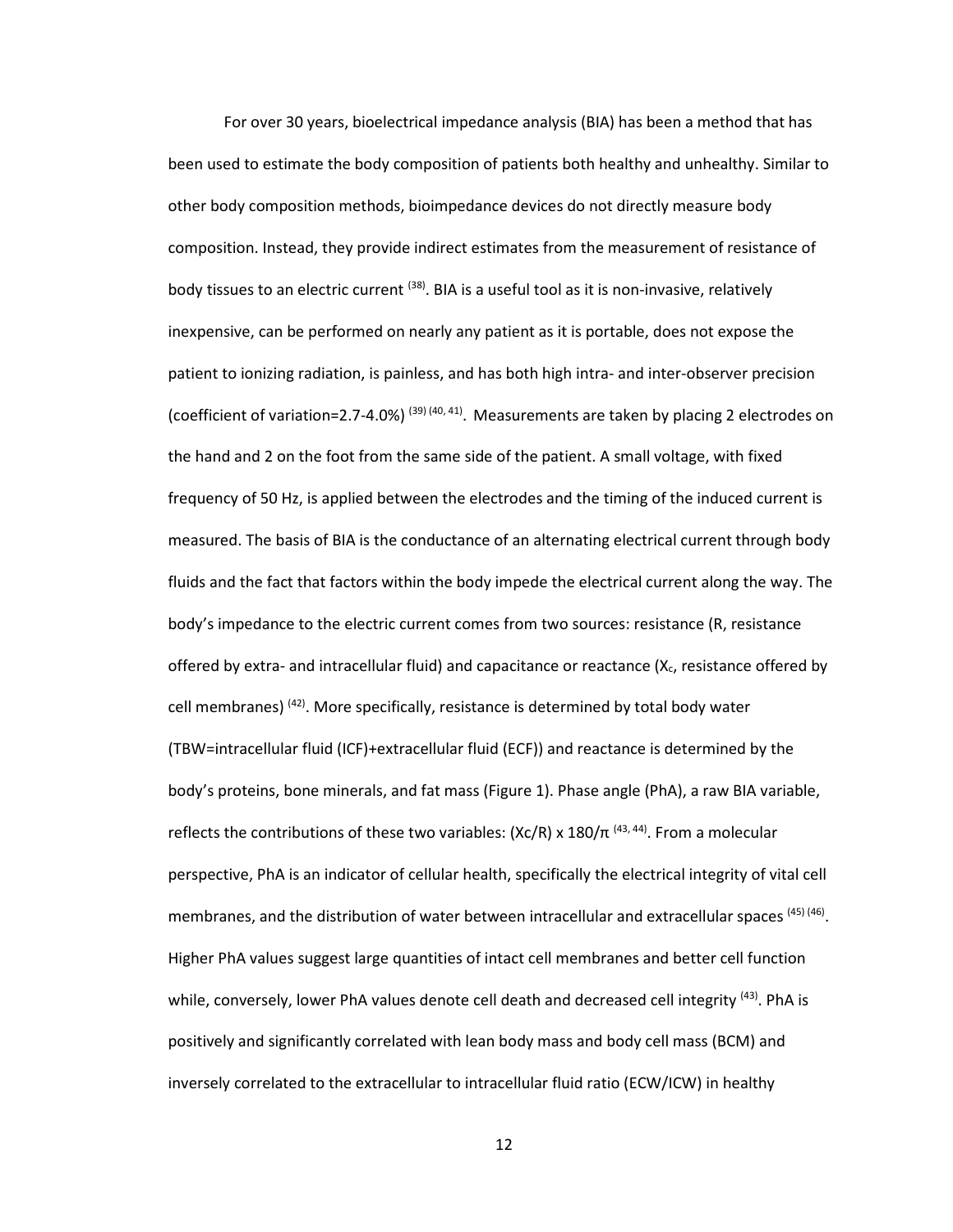For over 30 years, bioelectrical impedance analysis (BIA) has been a method that has been used to estimate the body composition of patients both healthy and unhealthy. Similar to other body composition methods, bioimpedance devices do not directly measure body composition. Instead, they provide indirect estimates from the measurement of resistance of body tissues to an electric current [(38)]. BIA is a useful tool as it is non-invasive, relatively inexpensive, can be performed on nearly any patient as it is portable, does not expose the patient to ionizing radiation, is painless, and has both high intra- and inter-observer precision (coefficient of variation=2.7-4.0%) [(39) (40, 41)]. Measurements are taken by placing 2 electrodes on the hand and 2 on the foot from the same side of the patient. A small voltage, with fixed frequency of 50 Hz, is applied between the electrodes and the timing of the induced current is measured. The basis of BIA is the conductance of an alternating electrical current through body fluids and the fact that factors within the body impede the electrical current along the way. The body's impedance to the electric current comes from two sources: resistance (R, resistance offered by extra- and intracellular fluid) and capacitance or reactance ($X_c$, resistance offered by cell membranes) [(42)]. More specifically, resistance is determined by total body water (TBW=intracellular fluid (ICF)+extracellular fluid (ECF)) and reactance is determined by the body's proteins, bone minerals, and fat mass (Figure 1). Phase angle (PhA), a raw BIA variable, reflects the contributions of these two variables: $(Xc/R) \times 180/\pi$ [(43, 44)]. From a molecular perspective, PhA is an indicator of cellular health, specifically the electrical integrity of vital cell membranes, and the distribution of water between intracellular and extracellular spaces [(45) (46)]. Higher PhA values suggest large quantities of intact cell membranes and better cell function while, conversely, lower PhA values denote cell death and decreased cell integrity [(43)]. PhA is positively and significantly correlated with lean body mass and body cell mass (BCM) and inversely correlated to the extracellular to intracellular fluid ratio (ECW/ICW) in healthy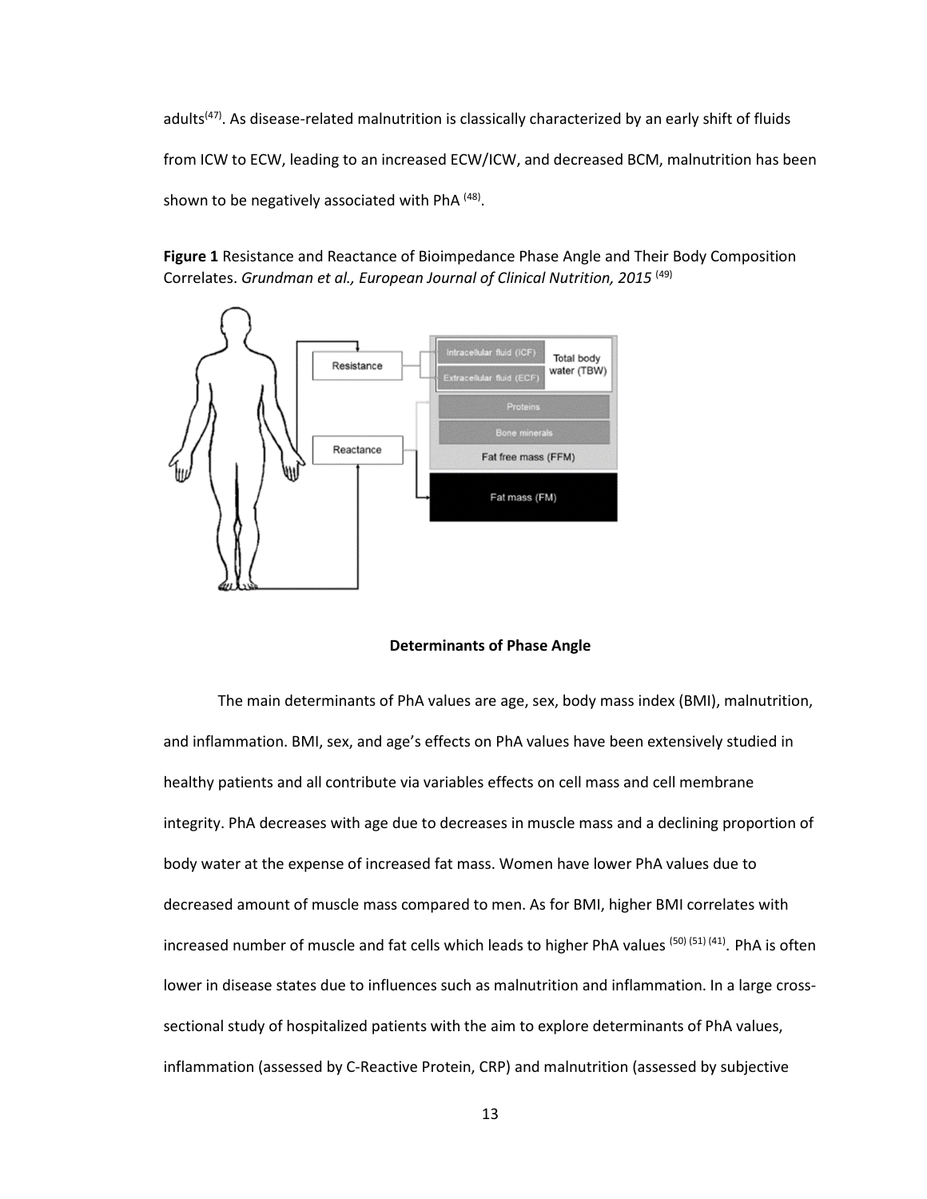adults[47]. As disease-related malnutrition is classically characterized by an early shift of fluids from ICW to ECW, leading to an increased ECW/ICW, and decreased BCM, malnutrition has been shown to be negatively associated with PhA [48].

**Figure 1** Resistance and Reactance of Bioimpedance Phase Angle and Their Body Composition Correlates. *Grundman et al., European Journal of Clinical Nutrition, 2015* [49]

**Determinants of Phase Angle**

The main determinants of PhA values are age, sex, body mass index (BMI), malnutrition, and inflammation. BMI, sex, and age's effects on PhA values have been extensively studied in healthy patients and all contribute via variables effects on cell mass and cell membrane integrity. PhA decreases with age due to decreases in muscle mass and a declining proportion of body water at the expense of increased fat mass. Women have lower PhA values due to decreased amount of muscle mass compared to men. As for BMI, higher BMI correlates with increased number of muscle and fat cells which leads to higher PhA values [50] [51] [41]. PhA is often lower in disease states due to influences such as malnutrition and inflammation. In a large cross-sectional study of hospitalized patients with the aim to explore determinants of PhA values, inflammation (assessed by C-Reactive Protein, CRP) and malnutrition (assessed by subjective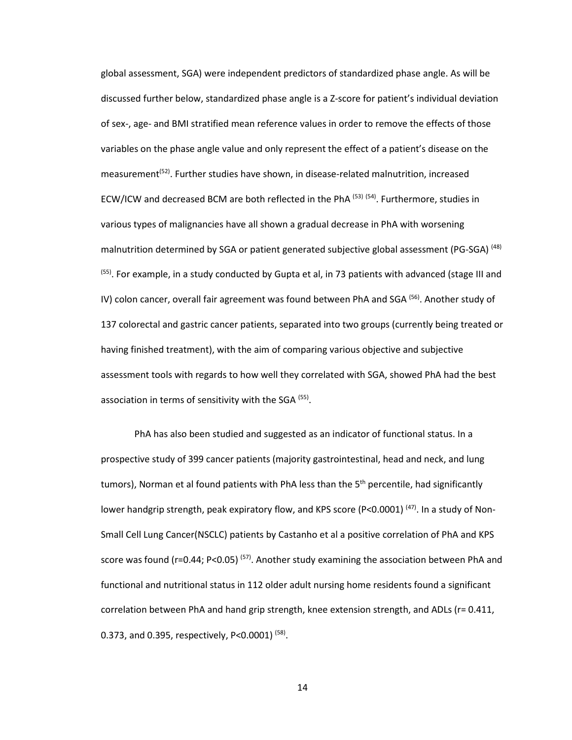global assessment, SGA) were independent predictors of standardized phase angle. As will be discussed further below, standardized phase angle is a Z-score for patient's individual deviation of sex-, age- and BMI stratified mean reference values in order to remove the effects of those variables on the phase angle value and only represent the effect of a patient's disease on the measurement[52]. Further studies have shown, in disease-related malnutrition, increased ECW/ICW and decreased BCM are both reflected in the PhA [53] [54]. Furthermore, studies in various types of malignancies have all shown a gradual decrease in PhA with worsening malnutrition determined by SGA or patient generated subjective global assessment (PG-SGA) [48] [55]. For example, in a study conducted by Gupta et al, in 73 patients with advanced (stage III and IV) colon cancer, overall fair agreement was found between PhA and SGA [56]. Another study of 137 colorectal and gastric cancer patients, separated into two groups (currently being treated or having finished treatment), with the aim of comparing various objective and subjective assessment tools with regards to how well they correlated with SGA, showed PhA had the best association in terms of sensitivity with the SGA [55].

PhA has also been studied and suggested as an indicator of functional status. In a prospective study of 399 cancer patients (majority gastrointestinal, head and neck, and lung tumors), Norman et al found patients with PhA less than the 5th percentile, had significantly lower handgrip strength, peak expiratory flow, and KPS score ($P<0.0001$) [47]. In a study of Non-Small Cell Lung Cancer(NSCLC) patients by Castanho et al a positive correlation of PhA and KPS score was found ($r=0.44$; $P<0.05$) [57]. Another study examining the association between PhA and functional and nutritional status in 112 older adult nursing home residents found a significant correlation between PhA and hand grip strength, knee extension strength, and ADLs ($r= 0.411$, 0.373, and 0.395, respectively, $P<0.0001$) [58].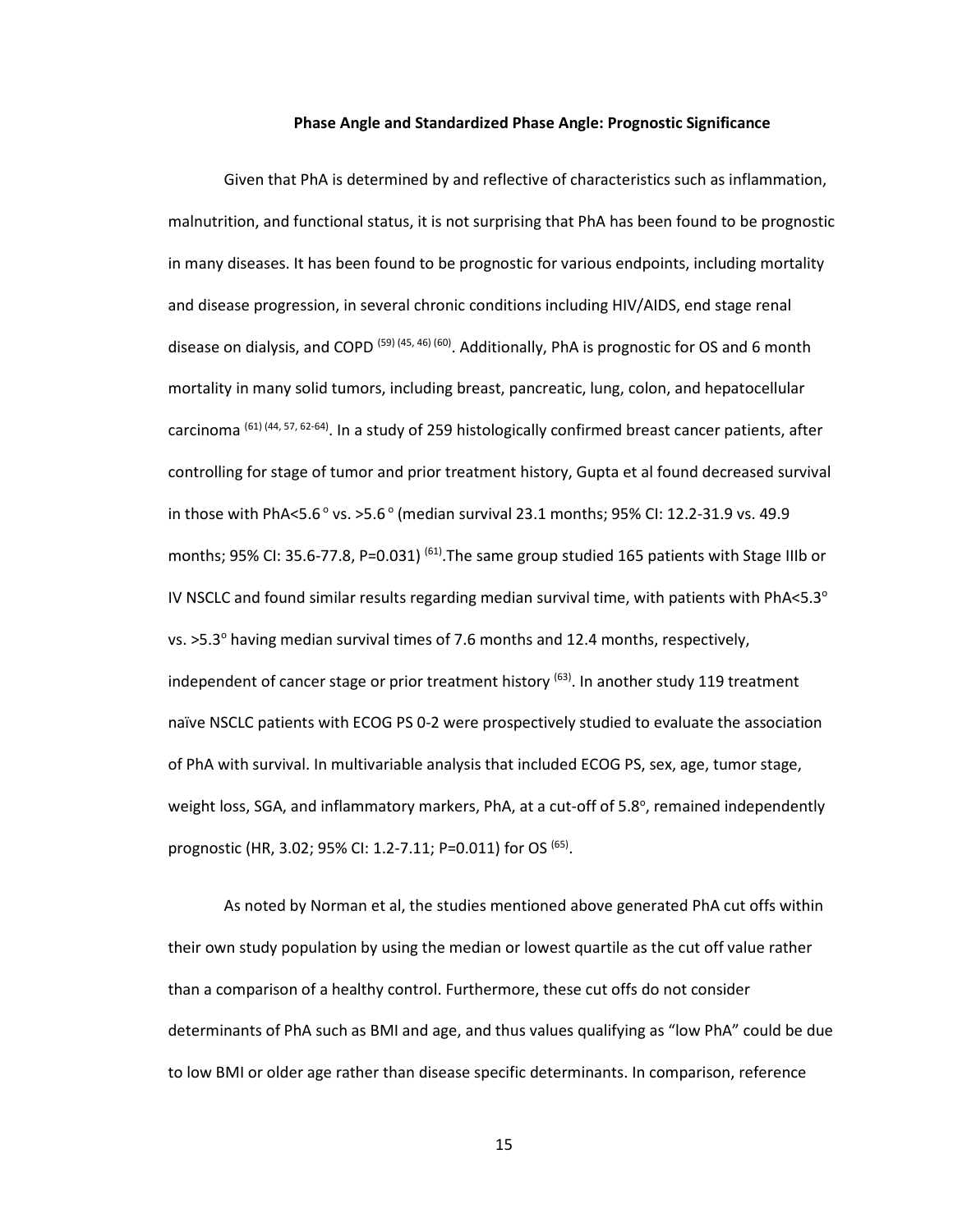### Phase Angle and Standardized Phase Angle: Prognostic Significance

Given that PhA is determined by and reflective of characteristics such as inflammation, malnutrition, and functional status, it is not surprising that PhA has been found to be prognostic in many diseases. It has been found to be prognostic for various endpoints, including mortality and disease progression, in several chronic conditions including HIV/AIDS, end stage renal disease on dialysis, and COPD [(59) (45, 46) (60)]. Additionally, PhA is prognostic for OS and 6 month mortality in many solid tumors, including breast, pancreatic, lung, colon, and hepatocellular carcinoma [(61) (44, 57, 62-64)]. In a study of 259 histologically confirmed breast cancer patients, after controlling for stage of tumor and prior treatment history, Gupta et al found decreased survival in those with PhA<5.6° vs. >5.6° (median survival 23.1 months; 95% CI: 12.2-31.9 vs. 49.9 months; 95% CI: 35.6-77.8, P=0.031) [(61)]. The same group studied 165 patients with Stage IIIb or IV NSCLC and found similar results regarding median survival time, with patients with PhA<5.3° vs. >5.3° having median survival times of 7.6 months and 12.4 months, respectively, independent of cancer stage or prior treatment history [(63)]. In another study 119 treatment naïve NSCLC patients with ECOG PS 0-2 were prospectively studied to evaluate the association of PhA with survival. In multivariable analysis that included ECOG PS, sex, age, tumor stage, weight loss, SGA, and inflammatory markers, PhA, at a cut-off of 5.8°, remained independently prognostic (HR, 3.02; 95% CI: 1.2-7.11; P=0.011) for OS [(65)].

As noted by Norman et al, the studies mentioned above generated PhA cut offs within their own study population by using the median or lowest quartile as the cut off value rather than a comparison of a healthy control. Furthermore, these cut offs do not consider determinants of PhA such as BMI and age, and thus values qualifying as "low PhA" could be due to low BMI or older age rather than disease specific determinants. In comparison, reference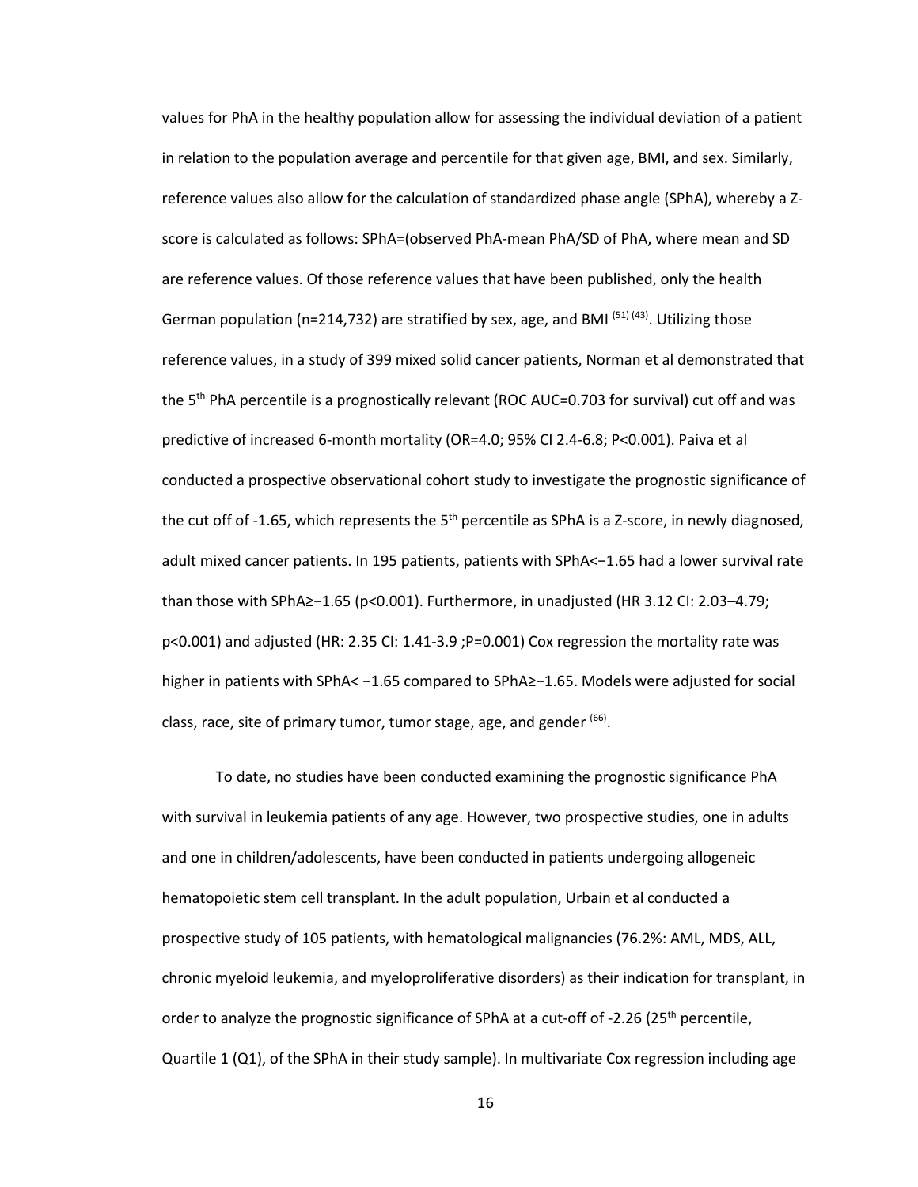values for PhA in the healthy population allow for assessing the individual deviation of a patient in relation to the population average and percentile for that given age, BMI, and sex. Similarly, reference values also allow for the calculation of standardized phase angle (SPhA), whereby a Z-score is calculated as follows: SPhA=(observed PhA-mean PhA/SD of PhA, where mean and SD are reference values. Of those reference values that have been published, only the health German population (n=214,732) are stratified by sex, age, and BMI [51] [43]. Utilizing those reference values, in a study of 399 mixed solid cancer patients, Norman et al demonstrated that the 5th PhA percentile is a prognostically relevant (ROC AUC=0.703 for survival) cut off and was predictive of increased 6-month mortality (OR=4.0; 95% CI 2.4-6.8; P<0.001). Paiva et al conducted a prospective observational cohort study to investigate the prognostic significance of the cut off of -1.65, which represents the 5th percentile as SPhA is a Z-score, in newly diagnosed, adult mixed cancer patients. In 195 patients, patients with SPhA<−1.65 had a lower survival rate than those with SPhA≥−1.65 (p<0.001). Furthermore, in unadjusted (HR 3.12 CI: 2.03–4.79; p<0.001) and adjusted (HR: 2.35 CI: 1.41-3.9 ;P=0.001) Cox regression the mortality rate was higher in patients with SPhA< −1.65 compared to SPhA≥−1.65. Models were adjusted for social class, race, site of primary tumor, tumor stage, age, and gender [66].

To date, no studies have been conducted examining the prognostic significance PhA with survival in leukemia patients of any age. However, two prospective studies, one in adults and one in children/adolescents, have been conducted in patients undergoing allogeneic hematopoietic stem cell transplant. In the adult population, Urbain et al conducted a prospective study of 105 patients, with hematological malignancies (76.2%: AML, MDS, ALL, chronic myeloid leukemia, and myeloproliferative disorders) as their indication for transplant, in order to analyze the prognostic significance of SPhA at a cut-off of -2.26 (25th percentile, Quartile 1 (Q1), of the SPhA in their study sample). In multivariate Cox regression including age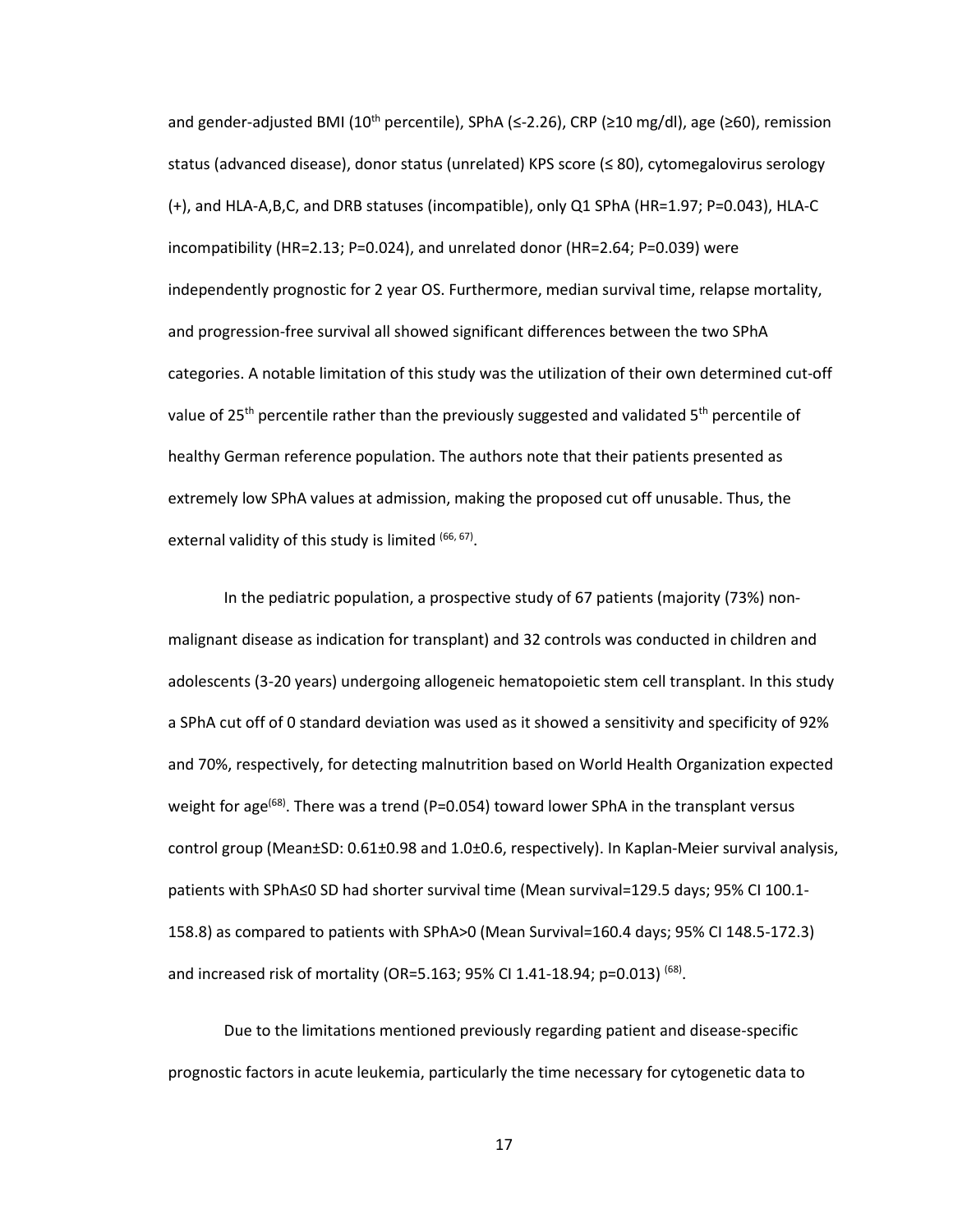and gender-adjusted BMI (10th percentile), SPhA (≤-2.26), CRP (≥10 mg/dl), age (≥60), remission status (advanced disease), donor status (unrelated) KPS score (≤ 80), cytomegalovirus serology (+), and HLA-A,B,C, and DRB statuses (incompatible), only Q1 SPhA (HR=1.97; P=0.043), HLA-C incompatibility (HR=2.13; P=0.024), and unrelated donor (HR=2.64; P=0.039) were independently prognostic for 2 year OS. Furthermore, median survival time, relapse mortality, and progression-free survival all showed significant differences between the two SPhA categories. A notable limitation of this study was the utilization of their own determined cut-off value of 25th percentile rather than the previously suggested and validated 5th percentile of healthy German reference population. The authors note that their patients presented as extremely low SPhA values at admission, making the proposed cut off unusable. Thus, the external validity of this study is limited [66, 67].

In the pediatric population, a prospective study of 67 patients (majority (73%) non-malignant disease as indication for transplant) and 32 controls was conducted in children and adolescents (3-20 years) undergoing allogeneic hematopoietic stem cell transplant. In this study a SPhA cut off of 0 standard deviation was used as it showed a sensitivity and specificity of 92% and 70%, respectively, for detecting malnutrition based on World Health Organization expected weight for age[68]. There was a trend (P=0.054) toward lower SPhA in the transplant versus control group (Mean±SD: 0.61±0.98 and 1.0±0.6, respectively). In Kaplan-Meier survival analysis, patients with SPhA≤0 SD had shorter survival time (Mean survival=129.5 days; 95% CI 100.1-158.8) as compared to patients with SPhA>0 (Mean Survival=160.4 days; 95% CI 148.5-172.3) and increased risk of mortality (OR=5.163; 95% CI 1.41-18.94; p=0.013) [68].

Due to the limitations mentioned previously regarding patient and disease-specific prognostic factors in acute leukemia, particularly the time necessary for cytogenetic data to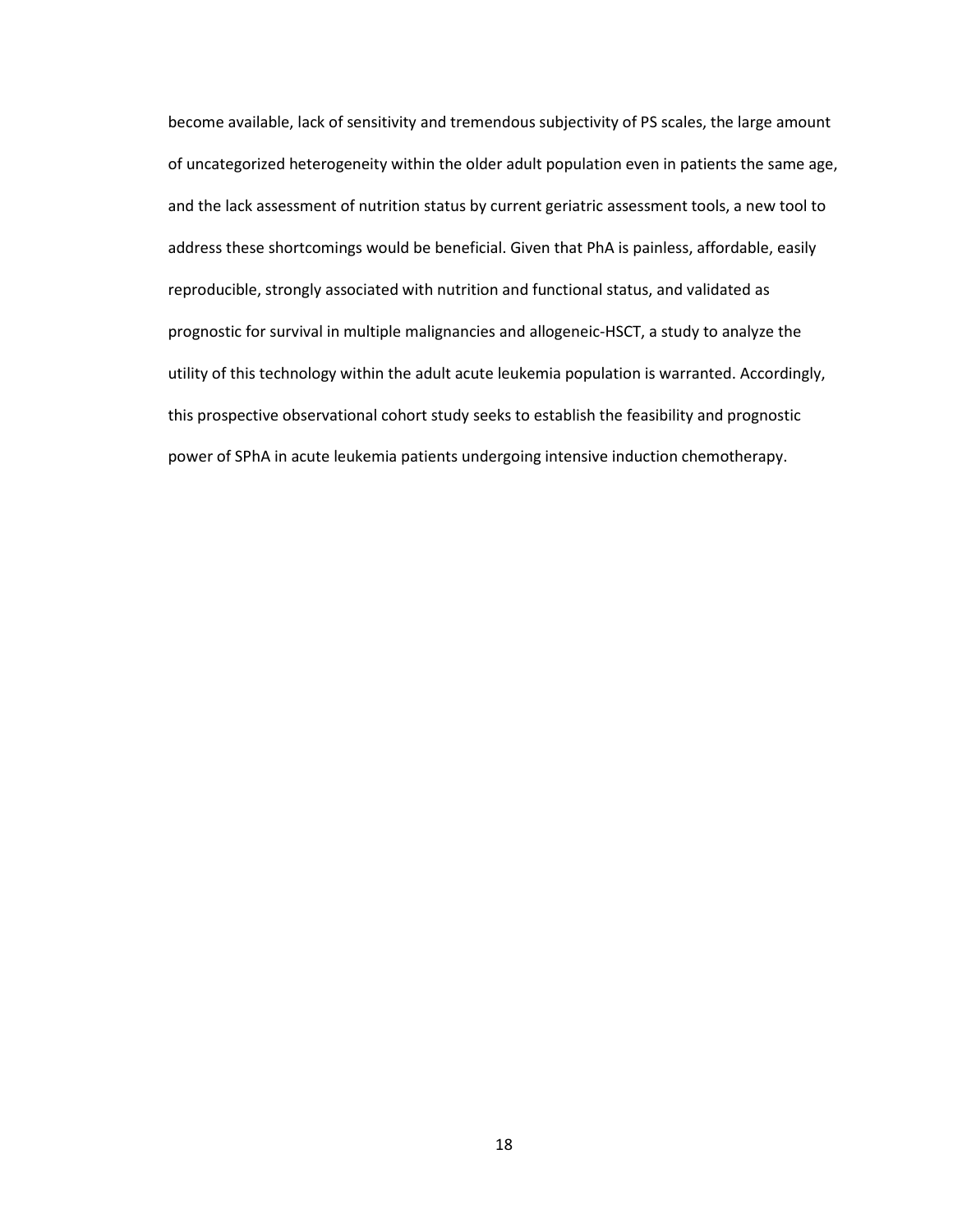become available, lack of sensitivity and tremendous subjectivity of PS scales, the large amount of uncategorized heterogeneity within the older adult population even in patients the same age, and the lack assessment of nutrition status by current geriatric assessment tools, a new tool to address these shortcomings would be beneficial. Given that PhA is painless, affordable, easily reproducible, strongly associated with nutrition and functional status, and validated as prognostic for survival in multiple malignancies and allogeneic-HSCT, a study to analyze the utility of this technology within the adult acute leukemia population is warranted. Accordingly, this prospective observational cohort study seeks to establish the feasibility and prognostic power of SPhA in acute leukemia patients undergoing intensive induction chemotherapy.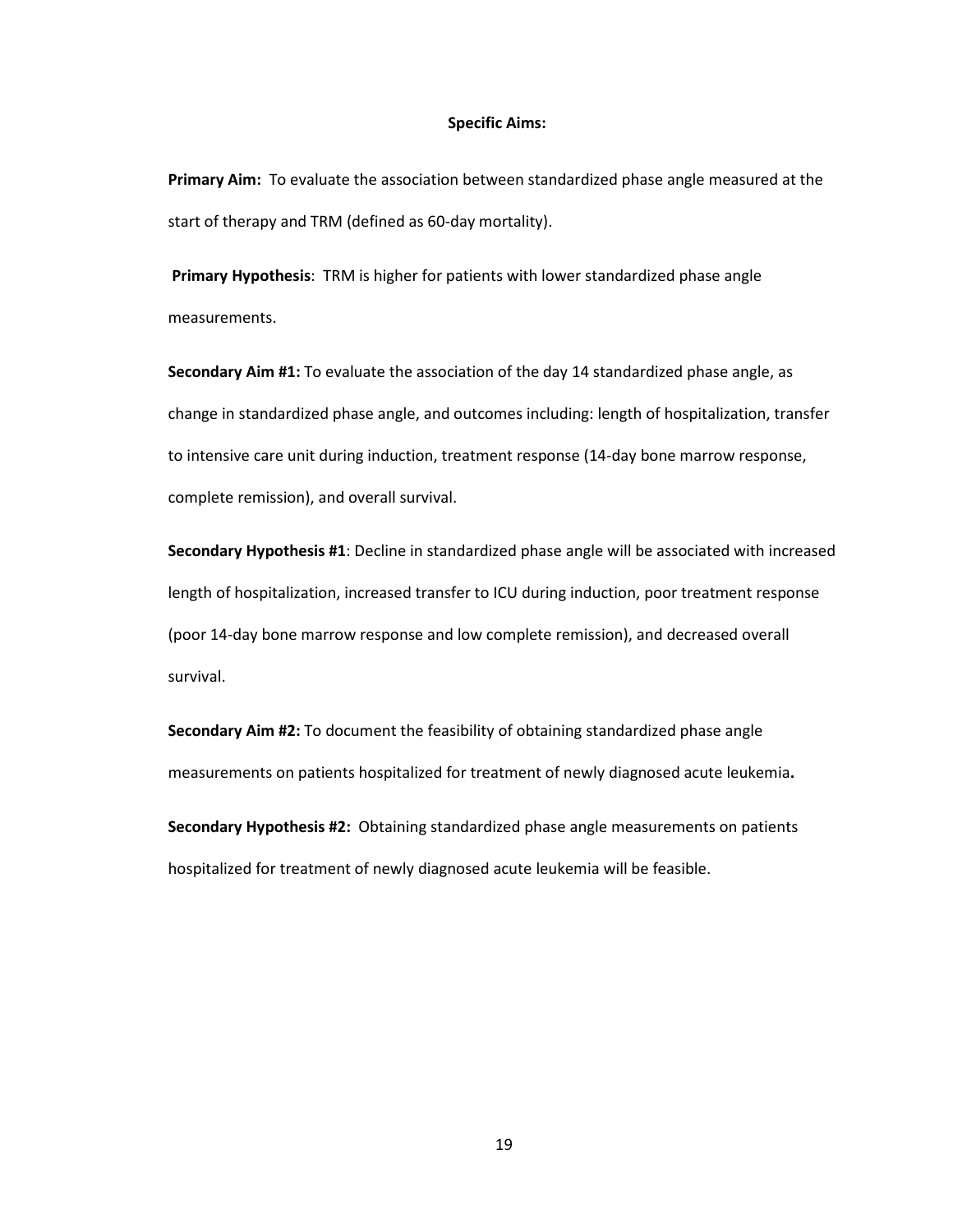## Specific Aims:

**Primary Aim:** To evaluate the association between standardized phase angle measured at the start of therapy and TRM (defined as 60-day mortality).

**Primary Hypothesis**: TRM is higher for patients with lower standardized phase angle measurements.

**Secondary Aim #1:** To evaluate the association of the day 14 standardized phase angle, as change in standardized phase angle, and outcomes including: length of hospitalization, transfer to intensive care unit during induction, treatment response (14-day bone marrow response, complete remission), and overall survival.

**Secondary Hypothesis #1**: Decline in standardized phase angle will be associated with increased length of hospitalization, increased transfer to ICU during induction, poor treatment response (poor 14-day bone marrow response and low complete remission), and decreased overall survival.

**Secondary Aim #2:** To document the feasibility of obtaining standardized phase angle measurements on patients hospitalized for treatment of newly diagnosed acute leukemia**.**

**Secondary Hypothesis #2:** Obtaining standardized phase angle measurements on patients hospitalized for treatment of newly diagnosed acute leukemia will be feasible.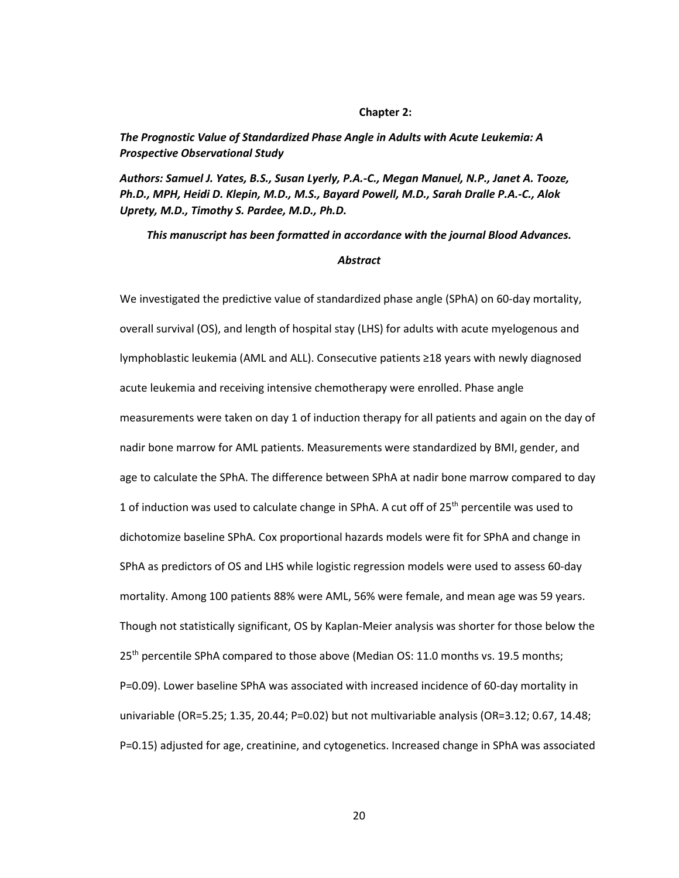## Chapter 2:

***The Prognostic Value of Standardized Phase Angle in Adults with Acute Leukemia: A Prospective Observational Study***

***Authors: Samuel J. Yates, B.S., Susan Lyerly, P.A.-C., Megan Manuel, N.P., Janet A. Tooze, Ph.D., MPH, Heidi D. Klepin, M.D., M.S., Bayard Powell, M.D., Sarah Dralle P.A.-C., Alok Uprety, M.D., Timothy S. Pardee, M.D., Ph.D.***

***This manuscript has been formatted in accordance with the journal Blood Advances.***

### *Abstract*

We investigated the predictive value of standardized phase angle (SPhA) on 60-day mortality, overall survival (OS), and length of hospital stay (LHS) for adults with acute myelogenous and lymphoblastic leukemia (AML and ALL). Consecutive patients ≥18 years with newly diagnosed acute leukemia and receiving intensive chemotherapy were enrolled. Phase angle measurements were taken on day 1 of induction therapy for all patients and again on the day of nadir bone marrow for AML patients. Measurements were standardized by BMI, gender, and age to calculate the SPhA. The difference between SPhA at nadir bone marrow compared to day 1 of induction was used to calculate change in SPhA. A cut off of 25$^{th}$ percentile was used to dichotomize baseline SPhA. Cox proportional hazards models were fit for SPhA and change in SPhA as predictors of OS and LHS while logistic regression models were used to assess 60-day mortality. Among 100 patients 88% were AML, 56% were female, and mean age was 59 years. Though not statistically significant, OS by Kaplan-Meier analysis was shorter for those below the 25$^{th}$ percentile SPhA compared to those above (Median OS: 11.0 months vs. 19.5 months; P=0.09). Lower baseline SPhA was associated with increased incidence of 60-day mortality in univariable (OR=5.25; 1.35, 20.44; P=0.02) but not multivariable analysis (OR=3.12; 0.67, 14.48; P=0.15) adjusted for age, creatinine, and cytogenetics. Increased change in SPhA was associated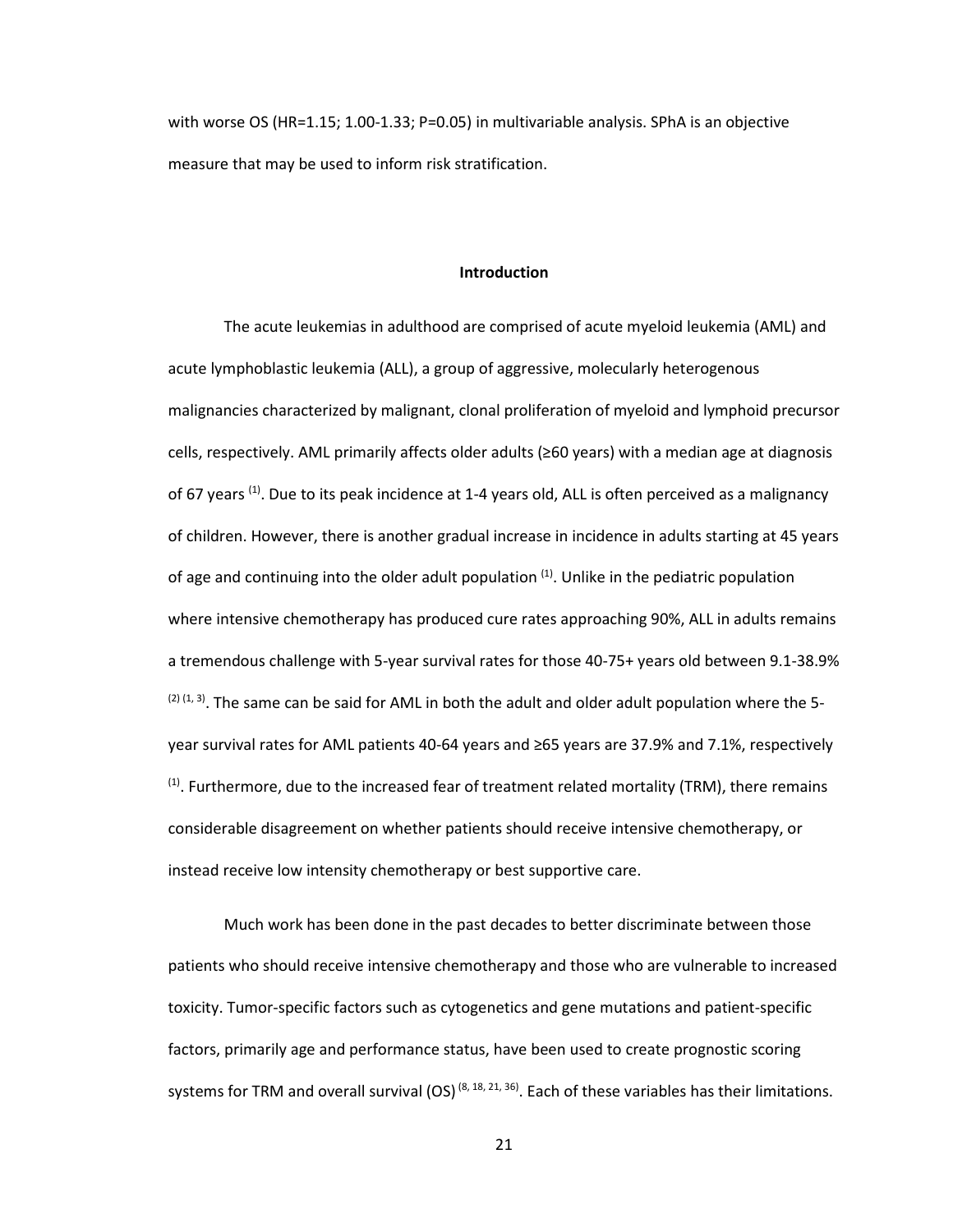with worse OS (HR=1.15; 1.00-1.33; P=0.05) in multivariable analysis. SPhA is an objective measure that may be used to inform risk stratification.

## Introduction

The acute leukemias in adulthood are comprised of acute myeloid leukemia (AML) and acute lymphoblastic leukemia (ALL), a group of aggressive, molecularly heterogenous malignancies characterized by malignant, clonal proliferation of myeloid and lymphoid precursor cells, respectively. AML primarily affects older adults (≥60 years) with a median age at diagnosis of 67 years [1]. Due to its peak incidence at 1-4 years old, ALL is often perceived as a malignancy of children. However, there is another gradual increase in incidence in adults starting at 45 years of age and continuing into the older adult population [1]. Unlike in the pediatric population where intensive chemotherapy has produced cure rates approaching 90%, ALL in adults remains a tremendous challenge with 5-year survival rates for those 40-75+ years old between 9.1-38.9% [2] [1, 3]. The same can be said for AML in both the adult and older adult population where the 5-year survival rates for AML patients 40-64 years and ≥65 years are 37.9% and 7.1%, respectively [1]. Furthermore, due to the increased fear of treatment related mortality (TRM), there remains considerable disagreement on whether patients should receive intensive chemotherapy, or instead receive low intensity chemotherapy or best supportive care.

Much work has been done in the past decades to better discriminate between those patients who should receive intensive chemotherapy and those who are vulnerable to increased toxicity. Tumor-specific factors such as cytogenetics and gene mutations and patient-specific factors, primarily age and performance status, have been used to create prognostic scoring systems for TRM and overall survival (OS) [8, 18, 21, 36]. Each of these variables has their limitations.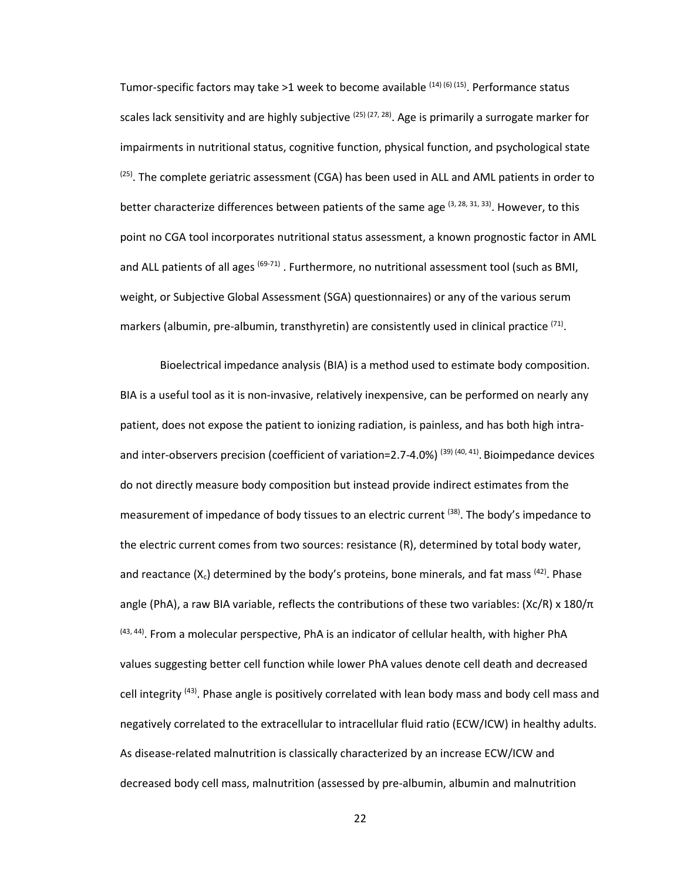Tumor-specific factors may take >1 week to become available [14] [6] [15]. Performance status scales lack sensitivity and are highly subjective [25] [27, 28]. Age is primarily a surrogate marker for impairments in nutritional status, cognitive function, physical function, and psychological state [25]. The complete geriatric assessment (CGA) has been used in ALL and AML patients in order to better characterize differences between patients of the same age [3, 28, 31, 33]. However, to this point no CGA tool incorporates nutritional status assessment, a known prognostic factor in AML and ALL patients of all ages [69-71] . Furthermore, no nutritional assessment tool (such as BMI, weight, or Subjective Global Assessment (SGA) questionnaires) or any of the various serum markers (albumin, pre-albumin, transthyretin) are consistently used in clinical practice [71].

Bioelectrical impedance analysis (BIA) is a method used to estimate body composition. BIA is a useful tool as it is non-invasive, relatively inexpensive, can be performed on nearly any patient, does not expose the patient to ionizing radiation, is painless, and has both high intra- and inter-observers precision (coefficient of variation=2.7-4.0%) [39] [40, 41]. Bioimpedance devices do not directly measure body composition but instead provide indirect estimates from the measurement of impedance of body tissues to an electric current [38]. The body's impedance to the electric current comes from two sources: resistance (R), determined by total body water, and reactance ($X_c$) determined by the body's proteins, bone minerals, and fat mass [42]. Phase angle (PhA), a raw BIA variable, reflects the contributions of these two variables: $(Xc/R) \times 180/\pi$ [43, 44]. From a molecular perspective, PhA is an indicator of cellular health, with higher PhA values suggesting better cell function while lower PhA values denote cell death and decreased cell integrity [43]. Phase angle is positively correlated with lean body mass and body cell mass and negatively correlated to the extracellular to intracellular fluid ratio (ECW/ICW) in healthy adults. As disease-related malnutrition is classically characterized by an increase ECW/ICW and decreased body cell mass, malnutrition (assessed by pre-albumin, albumin and malnutrition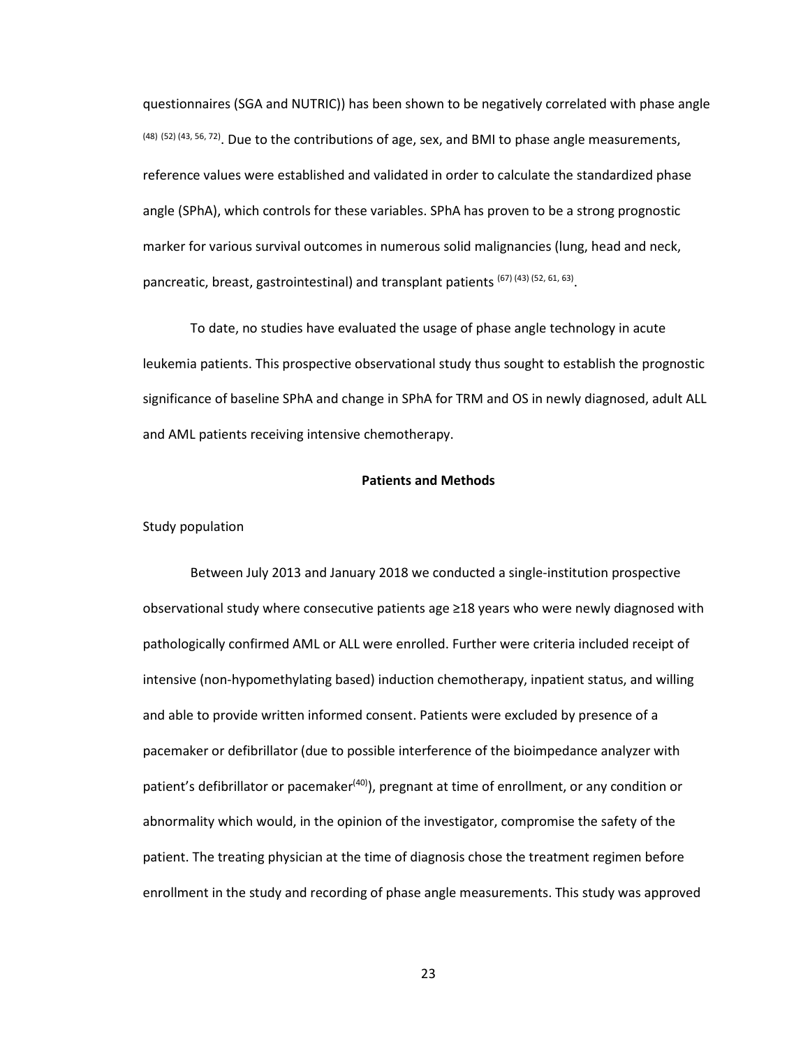questionnaires (SGA and NUTRIC)) has been shown to be negatively correlated with phase angle [48] [52] [43, 56, 72]. Due to the contributions of age, sex, and BMI to phase angle measurements, reference values were established and validated in order to calculate the standardized phase angle (SPhA), which controls for these variables. SPhA has proven to be a strong prognostic marker for various survival outcomes in numerous solid malignancies (lung, head and neck, pancreatic, breast, gastrointestinal) and transplant patients [67] [43] [52, 61, 63].

To date, no studies have evaluated the usage of phase angle technology in acute leukemia patients. This prospective observational study thus sought to establish the prognostic significance of baseline SPhA and change in SPhA for TRM and OS in newly diagnosed, adult ALL and AML patients receiving intensive chemotherapy.

## Patients and Methods

Study population

Between July 2013 and January 2018 we conducted a single-institution prospective observational study where consecutive patients age ≥18 years who were newly diagnosed with pathologically confirmed AML or ALL were enrolled. Further were criteria included receipt of intensive (non-hypomethylating based) induction chemotherapy, inpatient status, and willing and able to provide written informed consent. Patients were excluded by presence of a pacemaker or defibrillator (due to possible interference of the bioimpedance analyzer with patient's defibrillator or pacemaker[40]), pregnant at time of enrollment, or any condition or abnormality which would, in the opinion of the investigator, compromise the safety of the patient. The treating physician at the time of diagnosis chose the treatment regimen before enrollment in the study and recording of phase angle measurements. This study was approved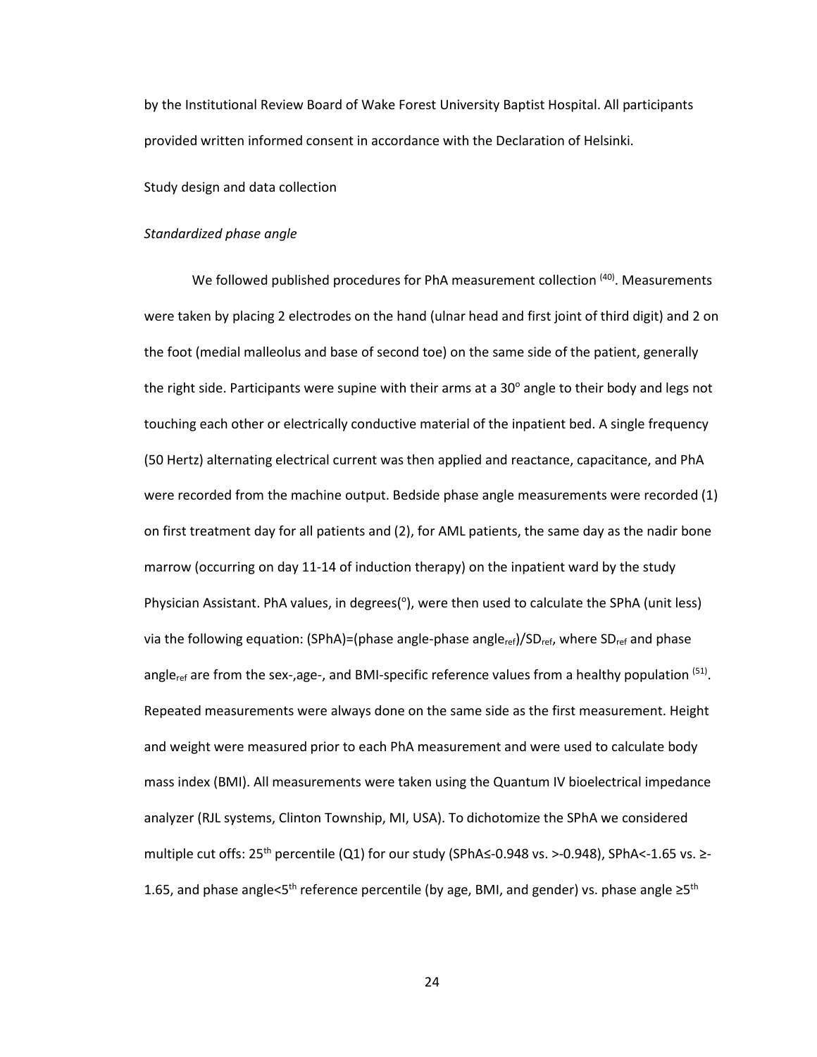by the Institutional Review Board of Wake Forest University Baptist Hospital. All participants provided written informed consent in accordance with the Declaration of Helsinki.

Study design and data collection

*Standardized phase angle*

We followed published procedures for PhA measurement collection [40]. Measurements were taken by placing 2 electrodes on the hand (ulnar head and first joint of third digit) and 2 on the foot (medial malleolus and base of second toe) on the same side of the patient, generally the right side. Participants were supine with their arms at a 30° angle to their body and legs not touching each other or electrically conductive material of the inpatient bed. A single frequency (50 Hertz) alternating electrical current was then applied and reactance, capacitance, and PhA were recorded from the machine output. Bedside phase angle measurements were recorded (1) on first treatment day for all patients and (2), for AML patients, the same day as the nadir bone marrow (occurring on day 11-14 of induction therapy) on the inpatient ward by the study Physician Assistant. PhA values, in degrees(°), were then used to calculate the SPhA (unit less) via the following equation: (SPhA)=(phase angle-phase $angle_{ref}$)/$SD_{ref}$, where $SD_{ref}$ and phase $angle_{ref}$ are from the sex-,age-, and BMI-specific reference values from a healthy population [51]. Repeated measurements were always done on the same side as the first measurement. Height and weight were measured prior to each PhA measurement and were used to calculate body mass index (BMI). All measurements were taken using the Quantum IV bioelectrical impedance analyzer (RJL systems, Clinton Township, MI, USA). To dichotomize the SPhA we considered multiple cut offs: 25th percentile (Q1) for our study (SPhA≤-0.948 vs. >-0.948), SPhA<-1.65 vs. ≥-1.65, and phase angle<5th reference percentile (by age, BMI, and gender) vs. phase angle ≥5th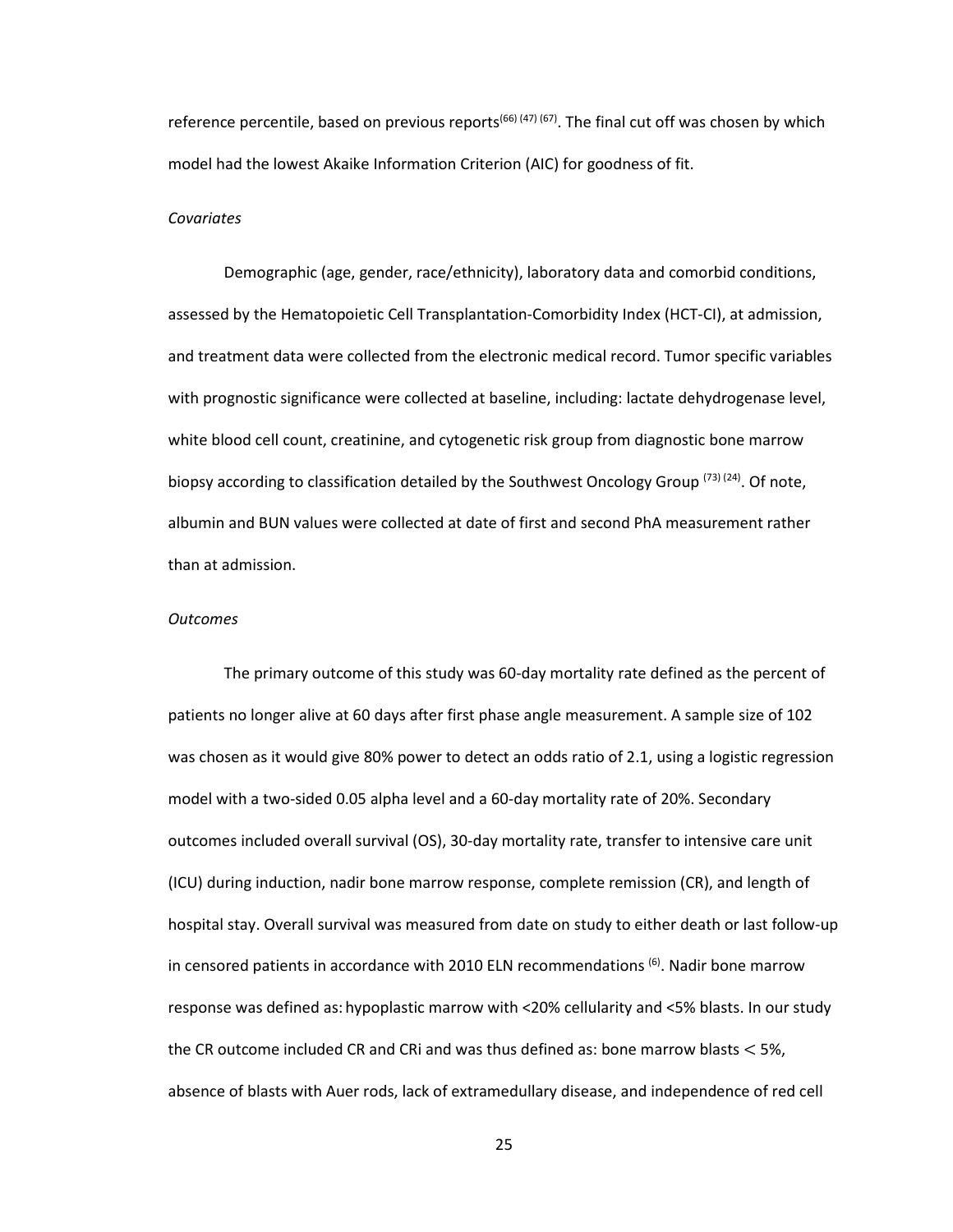reference percentile, based on previous reports[66] [47] [67]. The final cut off was chosen by which model had the lowest Akaike Information Criterion (AIC) for goodness of fit.

*Covariates*

Demographic (age, gender, race/ethnicity), laboratory data and comorbid conditions, assessed by the Hematopoietic Cell Transplantation-Comorbidity Index (HCT-CI), at admission, and treatment data were collected from the electronic medical record. Tumor specific variables with prognostic significance were collected at baseline, including: lactate dehydrogenase level, white blood cell count, creatinine, and cytogenetic risk group from diagnostic bone marrow biopsy according to classification detailed by the Southwest Oncology Group [73] [24]. Of note, albumin and BUN values were collected at date of first and second PhA measurement rather than at admission.

*Outcomes*

The primary outcome of this study was 60-day mortality rate defined as the percent of patients no longer alive at 60 days after first phase angle measurement. A sample size of 102 was chosen as it would give 80% power to detect an odds ratio of 2.1, using a logistic regression model with a two-sided 0.05 alpha level and a 60-day mortality rate of 20%. Secondary outcomes included overall survival (OS), 30-day mortality rate, transfer to intensive care unit (ICU) during induction, nadir bone marrow response, complete remission (CR), and length of hospital stay. Overall survival was measured from date on study to either death or last follow-up in censored patients in accordance with 2010 ELN recommendations [6]. Nadir bone marrow response was defined as: hypoplastic marrow with <20% cellularity and <5% blasts. In our study the CR outcome included CR and CRi and was thus defined as: bone marrow blasts $<$ 5%, absence of blasts with Auer rods, lack of extramedullary disease, and independence of red cell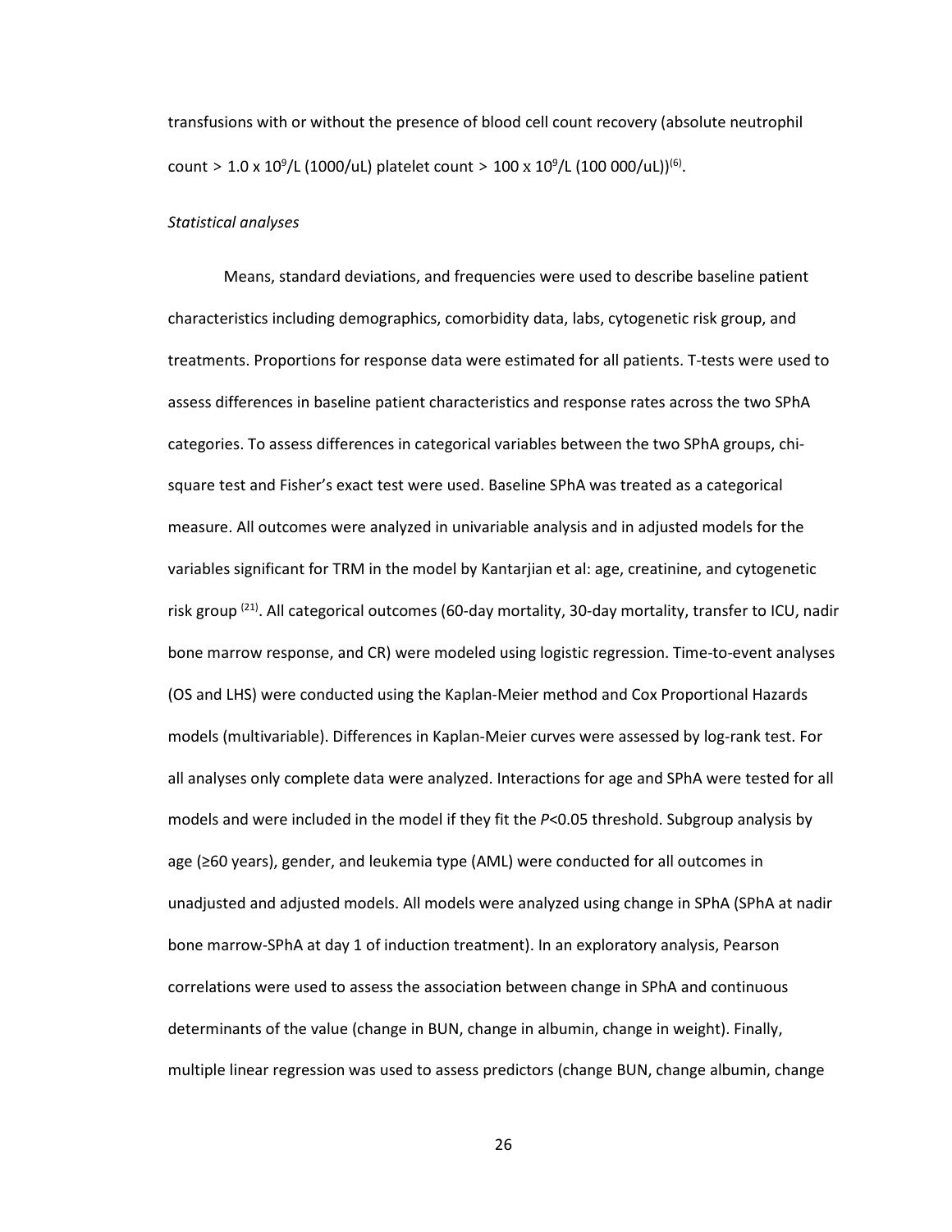transfusions with or without the presence of blood cell count recovery (absolute neutrophil count > 1.0 x $10^9$/L (1000/uL) platelet count > 100 x $10^9$/L (100 000/uL))[6].

*Statistical analyses*

Means, standard deviations, and frequencies were used to describe baseline patient characteristics including demographics, comorbidity data, labs, cytogenetic risk group, and treatments. Proportions for response data were estimated for all patients. T-tests were used to assess differences in baseline patient characteristics and response rates across the two SPhA categories. To assess differences in categorical variables between the two SPhA groups, chi-square test and Fisher's exact test were used. Baseline SPhA was treated as a categorical measure. All outcomes were analyzed in univariable analysis and in adjusted models for the variables significant for TRM in the model by Kantarjian et al: age, creatinine, and cytogenetic risk group [21]. All categorical outcomes (60-day mortality, 30-day mortality, transfer to ICU, nadir bone marrow response, and CR) were modeled using logistic regression. Time-to-event analyses (OS and LHS) were conducted using the Kaplan-Meier method and Cox Proportional Hazards models (multivariable). Differences in Kaplan-Meier curves were assessed by log-rank test. For all analyses only complete data were analyzed. Interactions for age and SPhA were tested for all models and were included in the model if they fit the $P<0.05$ threshold. Subgroup analysis by age (≥60 years), gender, and leukemia type (AML) were conducted for all outcomes in unadjusted and adjusted models. All models were analyzed using change in SPhA (SPhA at nadir bone marrow-SPhA at day 1 of induction treatment). In an exploratory analysis, Pearson correlations were used to assess the association between change in SPhA and continuous determinants of the value (change in BUN, change in albumin, change in weight). Finally, multiple linear regression was used to assess predictors (change BUN, change albumin, change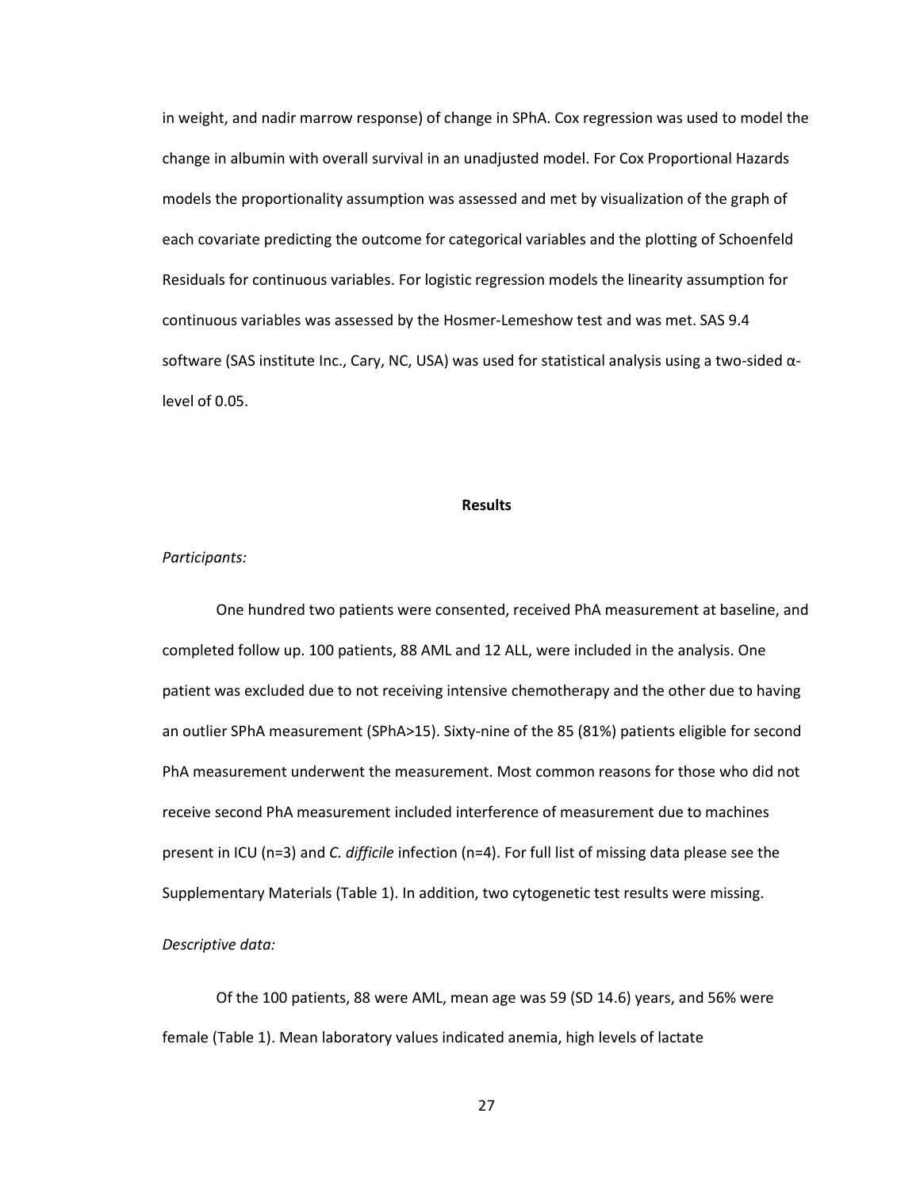in weight, and nadir marrow response) of change in SPhA. Cox regression was used to model the change in albumin with overall survival in an unadjusted model. For Cox Proportional Hazards models the proportionality assumption was assessed and met by visualization of the graph of each covariate predicting the outcome for categorical variables and the plotting of Schoenfeld Residuals for continuous variables. For logistic regression models the linearity assumption for continuous variables was assessed by the Hosmer-Lemeshow test and was met. SAS 9.4 software (SAS institute Inc., Cary, NC, USA) was used for statistical analysis using a two-sided α-level of 0.05.

## Results

*Participants:*

One hundred two patients were consented, received PhA measurement at baseline, and completed follow up. 100 patients, 88 AML and 12 ALL, were included in the analysis. One patient was excluded due to not receiving intensive chemotherapy and the other due to having an outlier SPhA measurement (SPhA>15). Sixty-nine of the 85 (81%) patients eligible for second PhA measurement underwent the measurement. Most common reasons for those who did not receive second PhA measurement included interference of measurement due to machines present in ICU (n=3) and *C. difficile* infection (n=4). For full list of missing data please see the Supplementary Materials (Table 1). In addition, two cytogenetic test results were missing.

*Descriptive data:*

Of the 100 patients, 88 were AML, mean age was 59 (SD 14.6) years, and 56% were female (Table 1). Mean laboratory values indicated anemia, high levels of lactate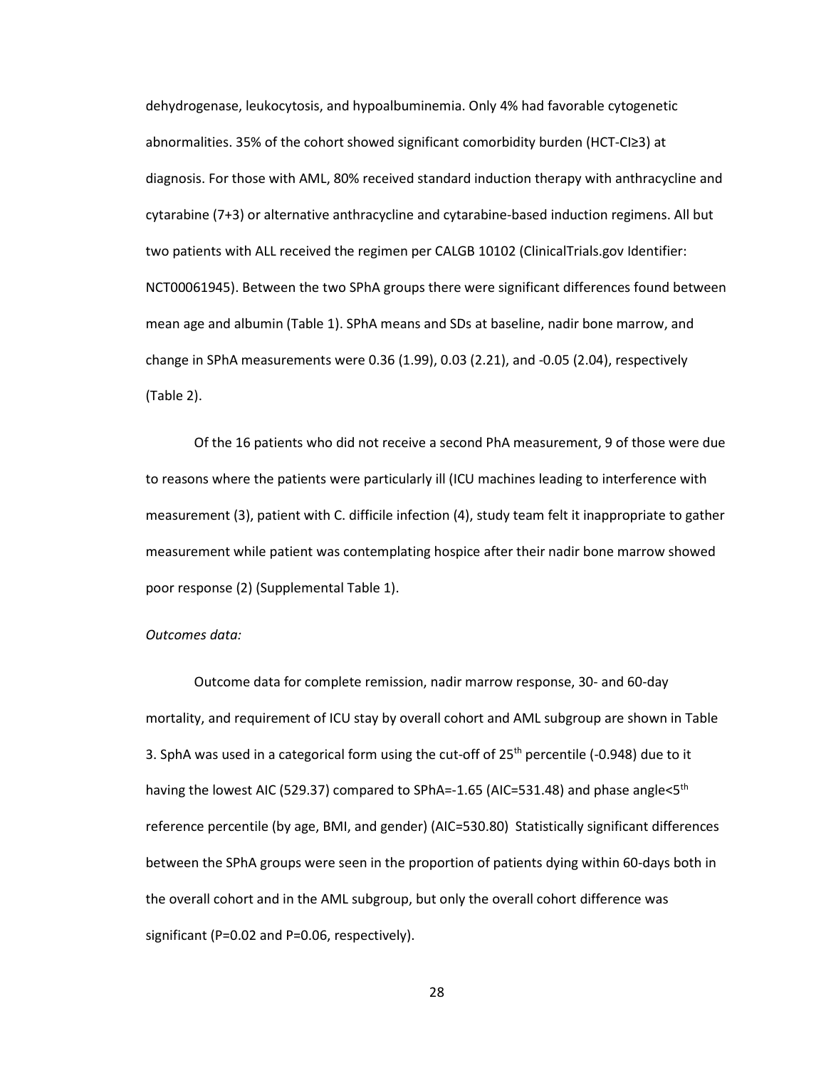dehydrogenase, leukocytosis, and hypoalbuminemia. Only 4% had favorable cytogenetic abnormalities. 35% of the cohort showed significant comorbidity burden (HCT-CI≥3) at diagnosis. For those with AML, 80% received standard induction therapy with anthracycline and cytarabine (7+3) or alternative anthracycline and cytarabine-based induction regimens. All but two patients with ALL received the regimen per CALGB 10102 (ClinicalTrials.gov Identifier: NCT00061945). Between the two SPhA groups there were significant differences found between mean age and albumin (Table 1). SPhA means and SDs at baseline, nadir bone marrow, and change in SPhA measurements were 0.36 (1.99), 0.03 (2.21), and -0.05 (2.04), respectively (Table 2).

Of the 16 patients who did not receive a second PhA measurement, 9 of those were due to reasons where the patients were particularly ill (ICU machines leading to interference with measurement (3), patient with C. difficile infection (4), study team felt it inappropriate to gather measurement while patient was contemplating hospice after their nadir bone marrow showed poor response (2) (Supplemental Table 1).

*Outcomes data:*

Outcome data for complete remission, nadir marrow response, 30- and 60-day mortality, and requirement of ICU stay by overall cohort and AML subgroup are shown in Table 3. SphA was used in a categorical form using the cut-off of 25$^{th}$ percentile (-0.948) due to it having the lowest AIC (529.37) compared to SPhA=-1.65 (AIC=531.48) and phase angle<5$^{th}$ reference percentile (by age, BMI, and gender) (AIC=530.80) Statistically significant differences between the SPhA groups were seen in the proportion of patients dying within 60-days both in the overall cohort and in the AML subgroup, but only the overall cohort difference was significant (P=0.02 and P=0.06, respectively).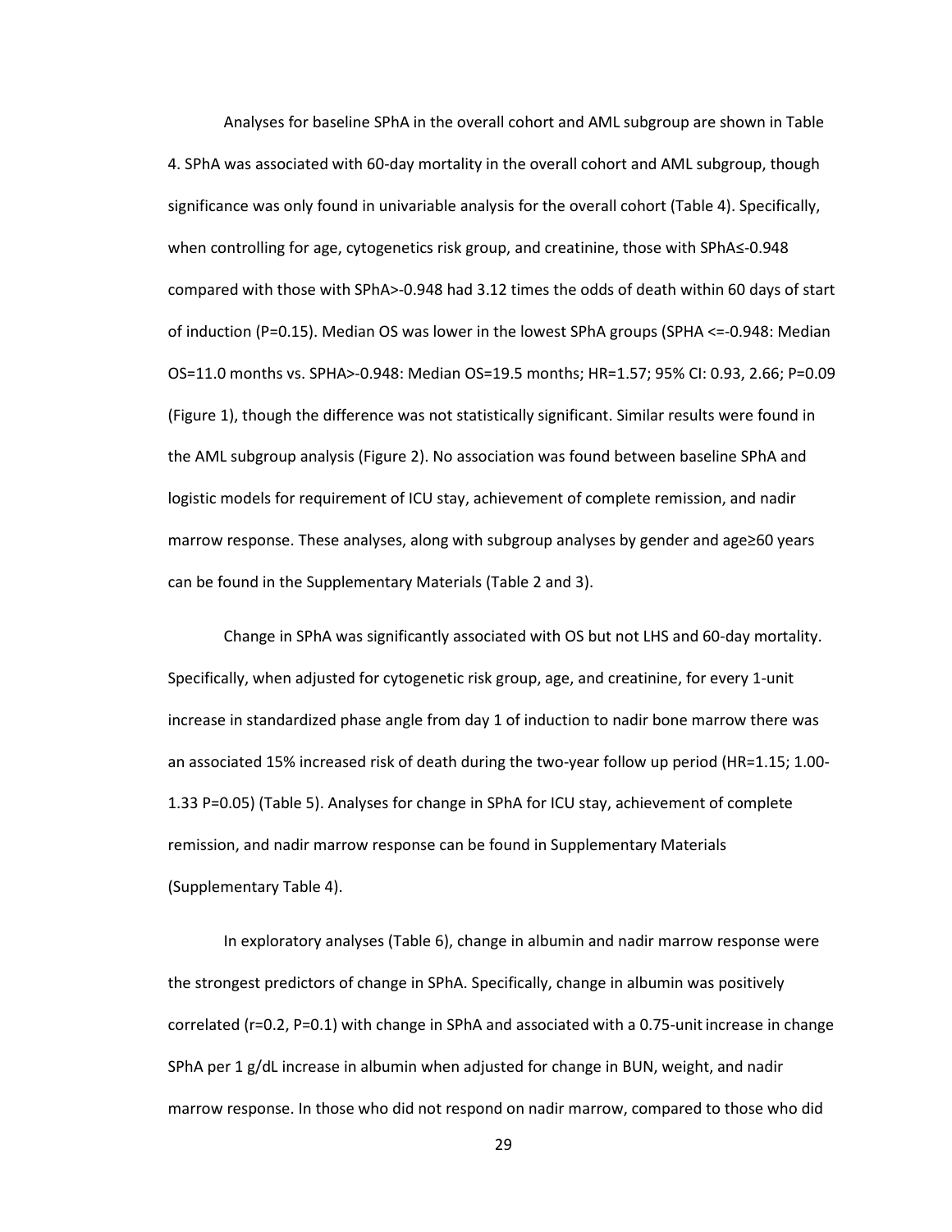Analyses for baseline SPhA in the overall cohort and AML subgroup are shown in Table 4. SPhA was associated with 60-day mortality in the overall cohort and AML subgroup, though significance was only found in univariable analysis for the overall cohort (Table 4). Specifically, when controlling for age, cytogenetics risk group, and creatinine, those with SPhA≤-0.948 compared with those with SPhA>-0.948 had 3.12 times the odds of death within 60 days of start of induction (P=0.15). Median OS was lower in the lowest SPhA groups (SPHA <=-0.948: Median OS=11.0 months vs. SPHA>-0.948: Median OS=19.5 months; HR=1.57; 95% CI: 0.93, 2.66; P=0.09 (Figure 1), though the difference was not statistically significant. Similar results were found in the AML subgroup analysis (Figure 2). No association was found between baseline SPhA and logistic models for requirement of ICU stay, achievement of complete remission, and nadir marrow response. These analyses, along with subgroup analyses by gender and age≥60 years can be found in the Supplementary Materials (Table 2 and 3).

Change in SPhA was significantly associated with OS but not LHS and 60-day mortality. Specifically, when adjusted for cytogenetic risk group, age, and creatinine, for every 1-unit increase in standardized phase angle from day 1 of induction to nadir bone marrow there was an associated 15% increased risk of death during the two-year follow up period (HR=1.15; 1.00-1.33 P=0.05) (Table 5). Analyses for change in SPhA for ICU stay, achievement of complete remission, and nadir marrow response can be found in Supplementary Materials (Supplementary Table 4).

In exploratory analyses (Table 6), change in albumin and nadir marrow response were the strongest predictors of change in SPhA. Specifically, change in albumin was positively correlated (r=0.2, P=0.1) with change in SPhA and associated with a 0.75-unit increase in change SPhA per 1 g/dL increase in albumin when adjusted for change in BUN, weight, and nadir marrow response. In those who did not respond on nadir marrow, compared to those who did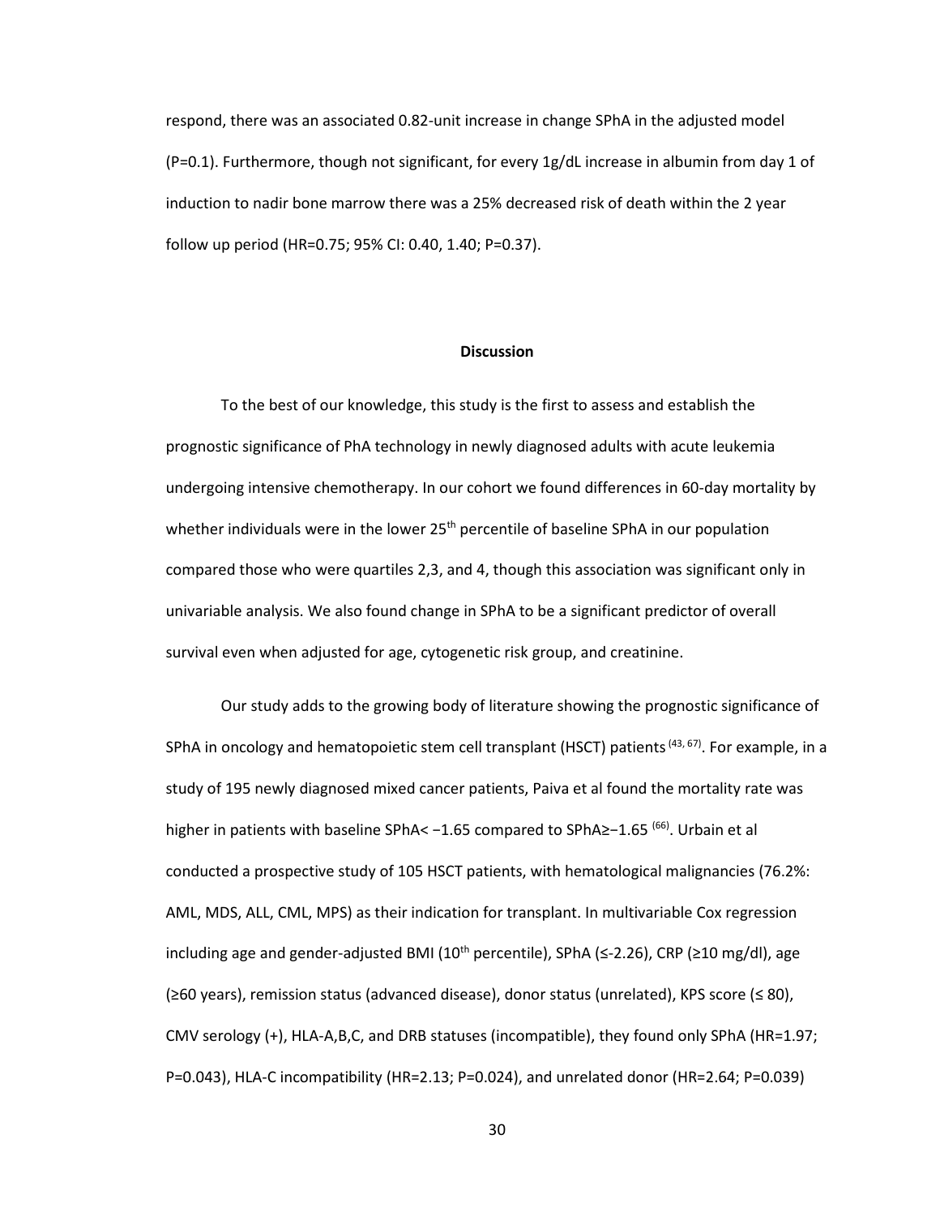respond, there was an associated 0.82-unit increase in change SPhA in the adjusted model (P=0.1). Furthermore, though not significant, for every 1g/dL increase in albumin from day 1 of induction to nadir bone marrow there was a 25% decreased risk of death within the 2 year follow up period (HR=0.75; 95% CI: 0.40, 1.40; P=0.37).

## Discussion

To the best of our knowledge, this study is the first to assess and establish the prognostic significance of PhA technology in newly diagnosed adults with acute leukemia undergoing intensive chemotherapy. In our cohort we found differences in 60-day mortality by whether individuals were in the lower 25th percentile of baseline SPhA in our population compared those who were quartiles 2,3, and 4, though this association was significant only in univariable analysis. We also found change in SPhA to be a significant predictor of overall survival even when adjusted for age, cytogenetic risk group, and creatinine.

Our study adds to the growing body of literature showing the prognostic significance of SPhA in oncology and hematopoietic stem cell transplant (HSCT) patients [43, 67]. For example, in a study of 195 newly diagnosed mixed cancer patients, Paiva et al found the mortality rate was higher in patients with baseline SPhA< −1.65 compared to SPhA≥−1.65 [66]. Urbain et al conducted a prospective study of 105 HSCT patients, with hematological malignancies (76.2%: AML, MDS, ALL, CML, MPS) as their indication for transplant. In multivariable Cox regression including age and gender-adjusted BMI (10th percentile), SPhA (≤-2.26), CRP (≥10 mg/dl), age (≥60 years), remission status (advanced disease), donor status (unrelated), KPS score (≤ 80), CMV serology (+), HLA-A,B,C, and DRB statuses (incompatible), they found only SPhA (HR=1.97; P=0.043), HLA-C incompatibility (HR=2.13; P=0.024), and unrelated donor (HR=2.64; P=0.039)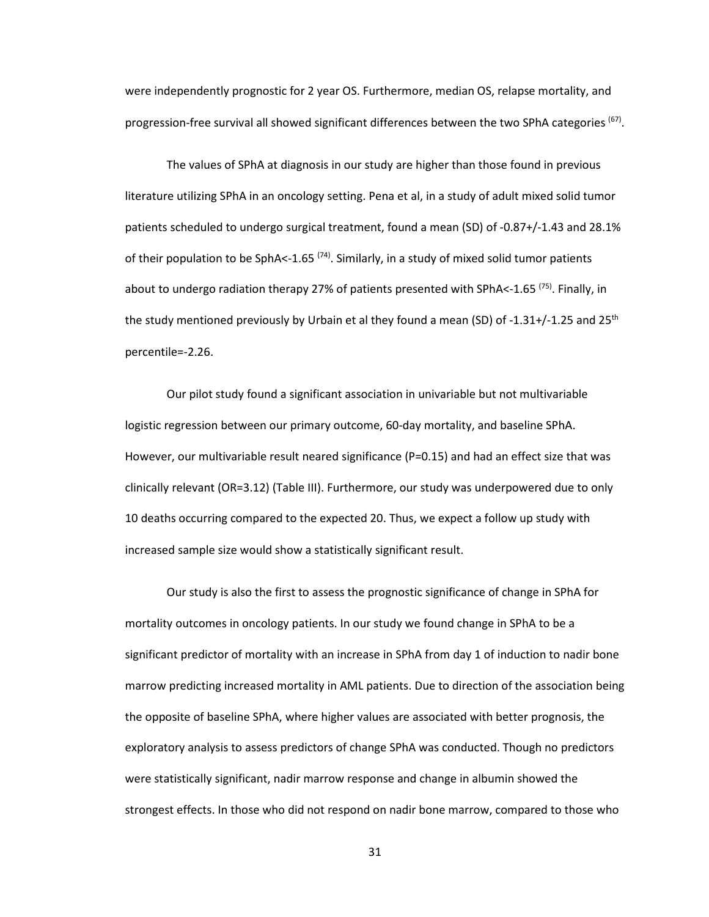were independently prognostic for 2 year OS. Furthermore, median OS, relapse mortality, and progression-free survival all showed significant differences between the two SPhA categories [67].

The values of SPhA at diagnosis in our study are higher than those found in previous literature utilizing SPhA in an oncology setting. Pena et al, in a study of adult mixed solid tumor patients scheduled to undergo surgical treatment, found a mean (SD) of -0.87+/-1.43 and 28.1% of their population to be SphA<-1.65 [74]. Similarly, in a study of mixed solid tumor patients about to undergo radiation therapy 27% of patients presented with SPhA<-1.65 [75]. Finally, in the study mentioned previously by Urbain et al they found a mean (SD) of -1.31+/-1.25 and 25th percentile=-2.26.

Our pilot study found a significant association in univariable but not multivariable logistic regression between our primary outcome, 60-day mortality, and baseline SPhA. However, our multivariable result neared significance (P=0.15) and had an effect size that was clinically relevant (OR=3.12) (Table III). Furthermore, our study was underpowered due to only 10 deaths occurring compared to the expected 20. Thus, we expect a follow up study with increased sample size would show a statistically significant result.

Our study is also the first to assess the prognostic significance of change in SPhA for mortality outcomes in oncology patients. In our study we found change in SPhA to be a significant predictor of mortality with an increase in SPhA from day 1 of induction to nadir bone marrow predicting increased mortality in AML patients. Due to direction of the association being the opposite of baseline SPhA, where higher values are associated with better prognosis, the exploratory analysis to assess predictors of change SPhA was conducted. Though no predictors were statistically significant, nadir marrow response and change in albumin showed the strongest effects. In those who did not respond on nadir bone marrow, compared to those who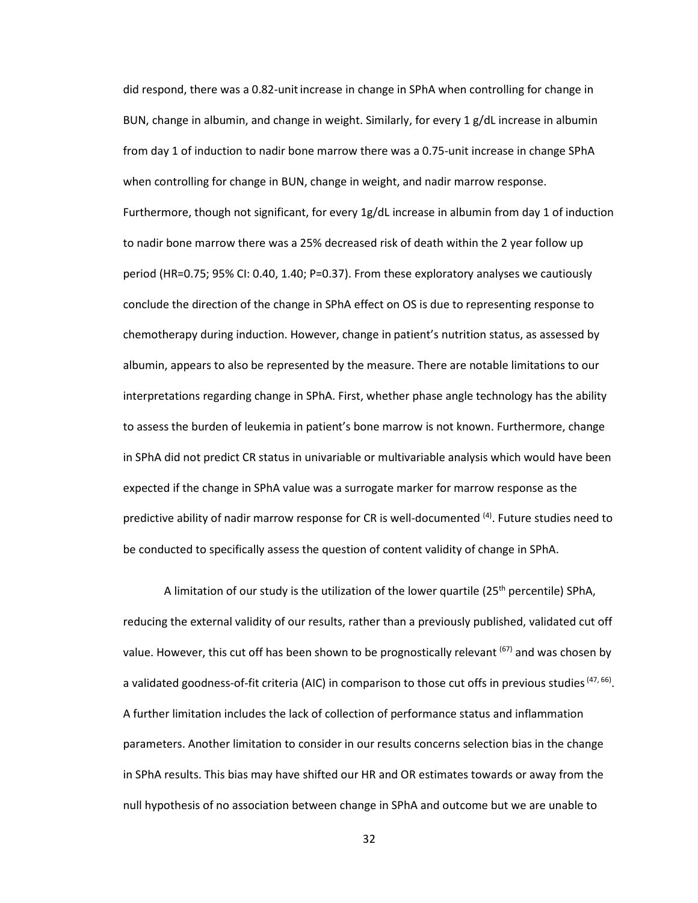did respond, there was a 0.82-unit increase in change in SPhA when controlling for change in BUN, change in albumin, and change in weight. Similarly, for every 1 g/dL increase in albumin from day 1 of induction to nadir bone marrow there was a 0.75-unit increase in change SPhA when controlling for change in BUN, change in weight, and nadir marrow response. Furthermore, though not significant, for every 1g/dL increase in albumin from day 1 of induction to nadir bone marrow there was a 25% decreased risk of death within the 2 year follow up period (HR=0.75; 95% CI: 0.40, 1.40; P=0.37). From these exploratory analyses we cautiously conclude the direction of the change in SPhA effect on OS is due to representing response to chemotherapy during induction. However, change in patient's nutrition status, as assessed by albumin, appears to also be represented by the measure. There are notable limitations to our interpretations regarding change in SPhA. First, whether phase angle technology has the ability to assess the burden of leukemia in patient's bone marrow is not known. Furthermore, change in SPhA did not predict CR status in univariable or multivariable analysis which would have been expected if the change in SPhA value was a surrogate marker for marrow response as the predictive ability of nadir marrow response for CR is well-documented [4]. Future studies need to be conducted to specifically assess the question of content validity of change in SPhA.

A limitation of our study is the utilization of the lower quartile (25th percentile) SPhA, reducing the external validity of our results, rather than a previously published, validated cut off value. However, this cut off has been shown to be prognostically relevant [67] and was chosen by a validated goodness-of-fit criteria (AIC) in comparison to those cut offs in previous studies [47, 66]. A further limitation includes the lack of collection of performance status and inflammation parameters. Another limitation to consider in our results concerns selection bias in the change in SPhA results. This bias may have shifted our HR and OR estimates towards or away from the null hypothesis of no association between change in SPhA and outcome but we are unable to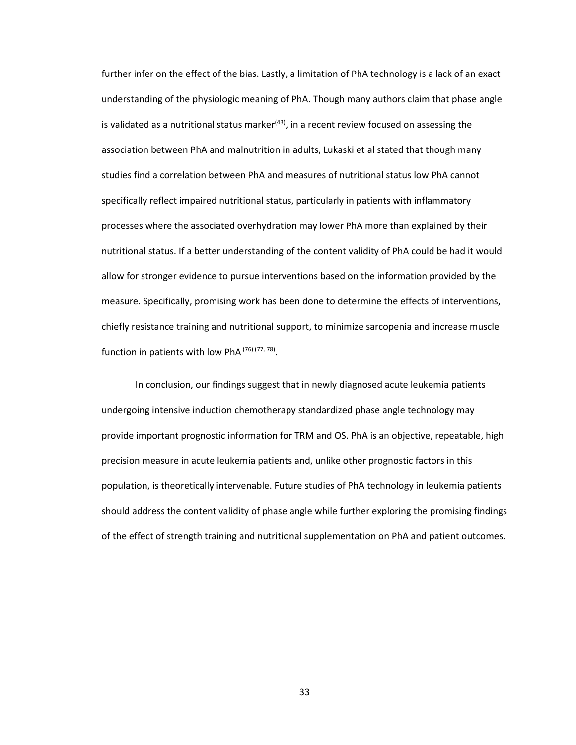further infer on the effect of the bias. Lastly, a limitation of PhA technology is a lack of an exact understanding of the physiologic meaning of PhA. Though many authors claim that phase angle is validated as a nutritional status marker[43], in a recent review focused on assessing the association between PhA and malnutrition in adults, Lukaski et al stated that though many studies find a correlation between PhA and measures of nutritional status low PhA cannot specifically reflect impaired nutritional status, particularly in patients with inflammatory processes where the associated overhydration may lower PhA more than explained by their nutritional status. If a better understanding of the content validity of PhA could be had it would allow for stronger evidence to pursue interventions based on the information provided by the measure. Specifically, promising work has been done to determine the effects of interventions, chiefly resistance training and nutritional support, to minimize sarcopenia and increase muscle function in patients with low PhA [76] [77, 78].

In conclusion, our findings suggest that in newly diagnosed acute leukemia patients undergoing intensive induction chemotherapy standardized phase angle technology may provide important prognostic information for TRM and OS. PhA is an objective, repeatable, high precision measure in acute leukemia patients and, unlike other prognostic factors in this population, is theoretically intervenable. Future studies of PhA technology in leukemia patients should address the content validity of phase angle while further exploring the promising findings of the effect of strength training and nutritional supplementation on PhA and patient outcomes.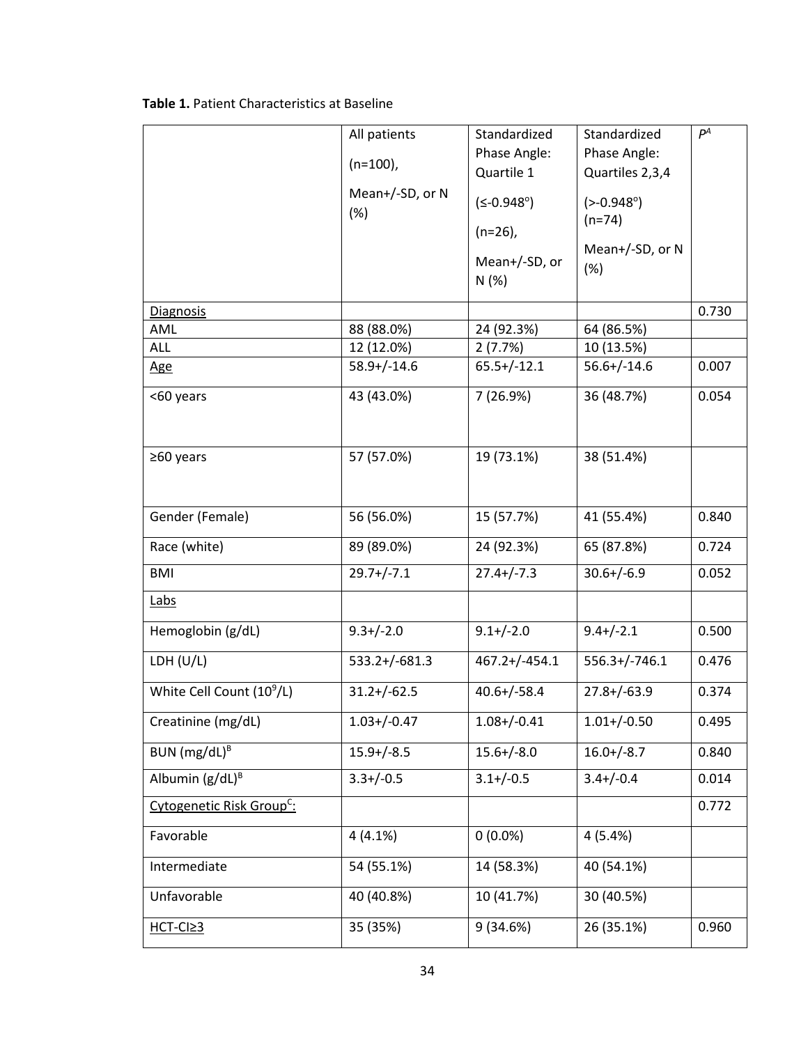**Table 1.** Patient Characteristics at Baseline

| | All patients (n=100), Mean+/-SD, or N (%) | Standardized Phase Angle: Quartile 1 (≤-0.948°) (n=26), Mean+/-SD, or N (%) | Standardized Phase Angle: Quartiles 2,3,4 (>-0.948°) (n=74) Mean+/-SD, or N (%) | $P^A$ |
|---|---|---|---|---|
| Diagnosis | | | | 0.730 |
| AML | 88 (88.0%) | 24 (92.3%) | 64 (86.5%) | |
| ALL | 12 (12.0%) | 2 (7.7%) | 10 (13.5%) | |
| Age | 58.9+/-14.6 | 65.5+/-12.1 | 56.6+/-14.6 | 0.007 |
| <60 years | 43 (43.0%) | 7 (26.9%) | 36 (48.7%) | 0.054 |
| ≥60 years | 57 (57.0%) | 19 (73.1%) | 38 (51.4%) | |
| Gender (Female) | 56 (56.0%) | 15 (57.7%) | 41 (55.4%) | 0.840 |
| Race (white) | 89 (89.0%) | 24 (92.3%) | 65 (87.8%) | 0.724 |
| BMI | 29.7+/-7.1 | 27.4+/-7.3 | 30.6+/-6.9 | 0.052 |
| Labs | | | | |
| Hemoglobin (g/dL) | 9.3+/-2.0 | 9.1+/-2.0 | 9.4+/-2.1 | 0.500 |
| LDH (U/L) | 533.2+/-681.3 | 467.2+/-454.1 | 556.3+/-746.1 | 0.476 |
| White Cell Count ($10^9$/L) | 31.2+/-62.5 | 40.6+/-58.4 | 27.8+/-63.9 | 0.374 |
| Creatinine (mg/dL) | 1.03+/-0.47 | 1.08+/-0.41 | 1.01+/-0.50 | 0.495 |
| BUN (mg/dL)[B] | 15.9+/-8.5 | 15.6+/-8.0 | 16.0+/-8.7 | 0.840 |
| Albumin (g/dL)[B] | 3.3+/-0.5 | 3.1+/-0.5 | 3.4+/-0.4 | 0.014 |
| Cytogenetic Risk Group[C]: | | | | 0.772 |
| Favorable | 4 (4.1%) | 0 (0.0%) | 4 (5.4%) | |
| Intermediate | 54 (55.1%) | 14 (58.3%) | 40 (54.1%) | |
| Unfavorable | 40 (40.8%) | 10 (41.7%) | 30 (40.5%) | |
| HCT-CI≥3 | 35 (35%) | 9 (34.6%) | 26 (35.1%) | 0.960 |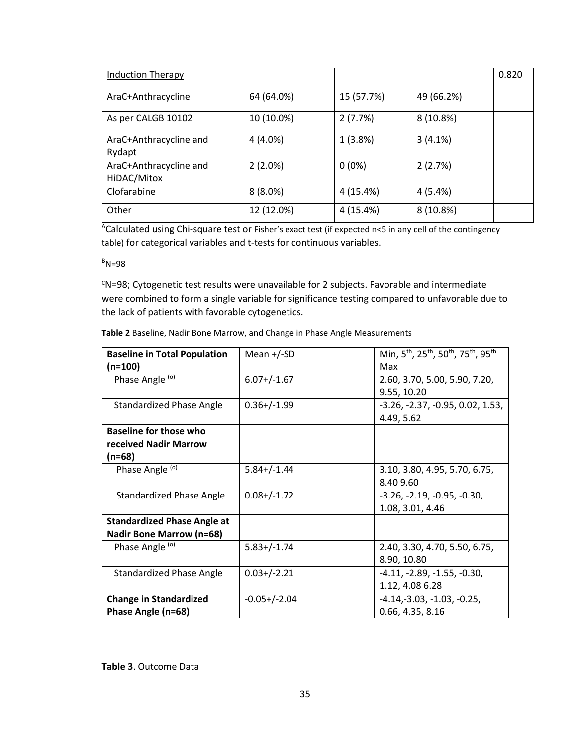| Induction Therapy | | | | 0.820 |
|---|---|---|---|---|
| AraC+Anthracycline | 64 (64.0%) | 15 (57.7%) | 49 (66.2%) | |
| As per CALGB 10102 | 10 (10.0%) | 2 (7.7%) | 8 (10.8%) | |
| AraC+Anthracycline and Rydapt | 4 (4.0%) | 1 (3.8%) | 3 (4.1%) | |
| AraC+Anthracycline and HiDAC/Mitox | 2 (2.0%) | 0 (0%) | 2 (2.7%) | |
| Clofarabine | 8 (8.0%) | 4 (15.4%) | 4 (5.4%) | |
| Other | 12 (12.0%) | 4 (15.4%) | 8 (10.8%) | |

[A]Calculated using Chi-square test or Fisher's exact test (if expected n<5 in any cell of the contingency table) for categorical variables and t-tests for continuous variables.

[B]N=98

[C]N=98; Cytogenetic test results were unavailable for 2 subjects. Favorable and intermediate were combined to form a single variable for significance testing compared to unfavorable due to the lack of patients with favorable cytogenetics.

**Table 2** Baseline, Nadir Bone Marrow, and Change in Phase Angle Measurements

| **Baseline in Total Population (n=100)** | Mean +/-SD | Min, 5th, 25th, 50th, 75th, 95th Max |
|---|---|---|
| Phase Angle (o) | 6.07+/-1.67 | 2.60, 3.70, 5.00, 5.90, 7.20, 9.55, 10.20 |
| Standardized Phase Angle | 0.36+/-1.99 | -3.26, -2.37, -0.95, 0.02, 1.53, 4.49, 5.62 |
| **Baseline for those who received Nadir Marrow (n=68)** | | |
| Phase Angle (o) | 5.84+/-1.44 | 3.10, 3.80, 4.95, 5.70, 6.75, 8.40 9.60 |
| Standardized Phase Angle | 0.08+/-1.72 | -3.26, -2.19, -0.95, -0.30, 1.08, 3.01, 4.46 |
| **Standardized Phase Angle at Nadir Bone Marrow (n=68)** | | |
| Phase Angle (o) | 5.83+/-1.74 | 2.40, 3.30, 4.70, 5.50, 6.75, 8.90, 10.80 |
| Standardized Phase Angle | 0.03+/-2.21 | -4.11, -2.89, -1.55, -0.30, 1.12, 4.08 6.28 |
| **Change in Standardized Phase Angle (n=68)** | -0.05+/-2.04 | -4.14,-3.03, -1.03, -0.25, 0.66, 4.35, 8.16 |

**Table 3**. Outcome Data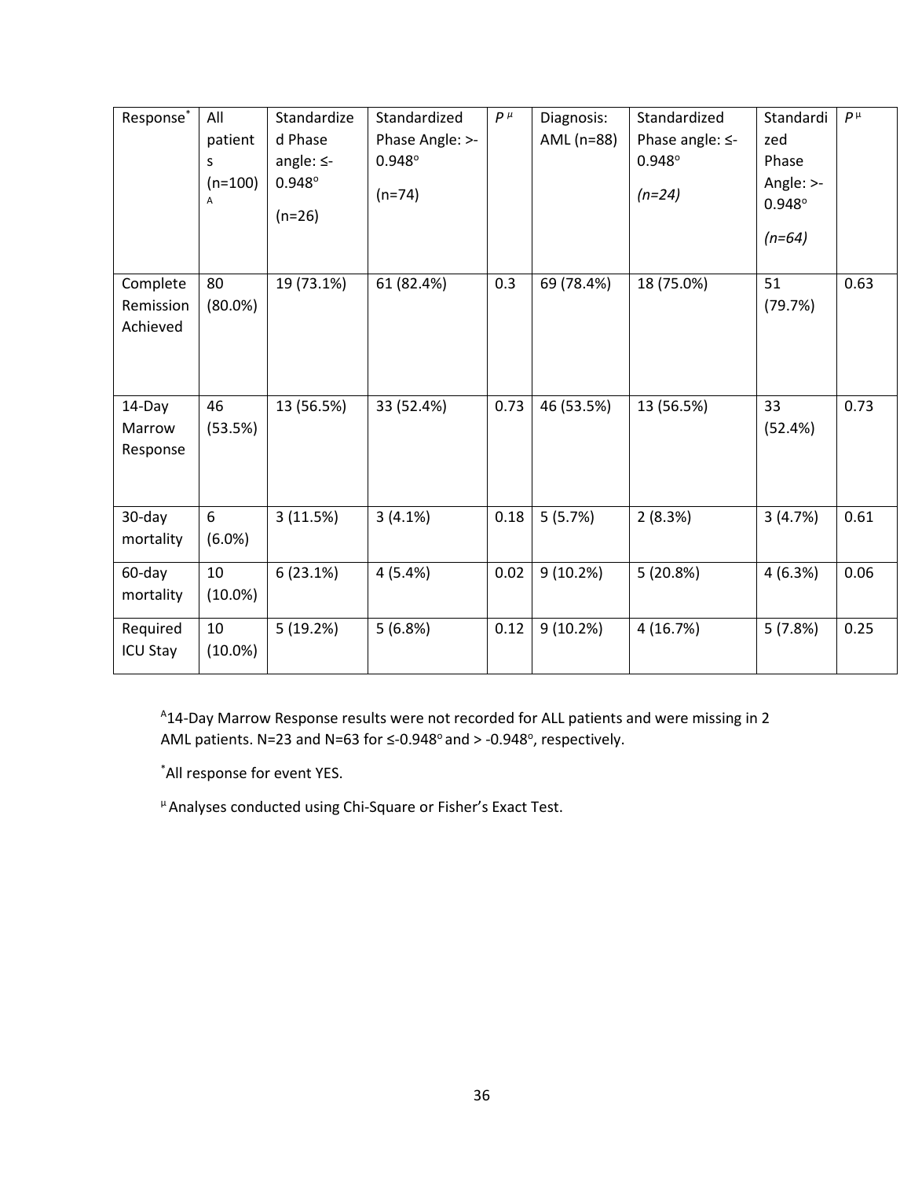| Response* | All patients (n=100)[A] | Standardized Phase angle: ≤-0.948° (n=26) | Standardized Phase Angle: >-0.948° (n=74) | $P^{\mu}$ | Diagnosis: AML (n=88) | Standardized Phase angle: ≤-0.948° *(n=24)* | Standardized Phase Angle: >-0.948° *(n=64)* | $P^{\mu}$ |
|---|---|---|---|---|---|---|---|---|
| Complete Remission Achieved | 80 (80.0%) | 19 (73.1%) | 61 (82.4%) | 0.3 | 69 (78.4%) | 18 (75.0%) | 51 (79.7%) | 0.63 |
| 14-Day Marrow Response | 46 (53.5%) | 13 (56.5%) | 33 (52.4%) | 0.73 | 46 (53.5%) | 13 (56.5%) | 33 (52.4%) | 0.73 |
| 30-day mortality | 6 (6.0%) | 3 (11.5%) | 3 (4.1%) | 0.18 | 5 (5.7%) | 2 (8.3%) | 3 (4.7%) | 0.61 |
| 60-day mortality | 10 (10.0%) | 6 (23.1%) | 4 (5.4%) | 0.02 | 9 (10.2%) | 5 (20.8%) | 4 (6.3%) | 0.06 |
| Required ICU Stay | 10 (10.0%) | 5 (19.2%) | 5 (6.8%) | 0.12 | 9 (10.2%) | 4 (16.7%) | 5 (7.8%) | 0.25 |

[A]14-Day Marrow Response results were not recorded for ALL patients and were missing in 2 AML patients. N=23 and N=63 for ≤-0.948° and > -0.948°, respectively.

*All response for event YES.

$^{\mu}$ Analyses conducted using Chi-Square or Fisher's Exact Test.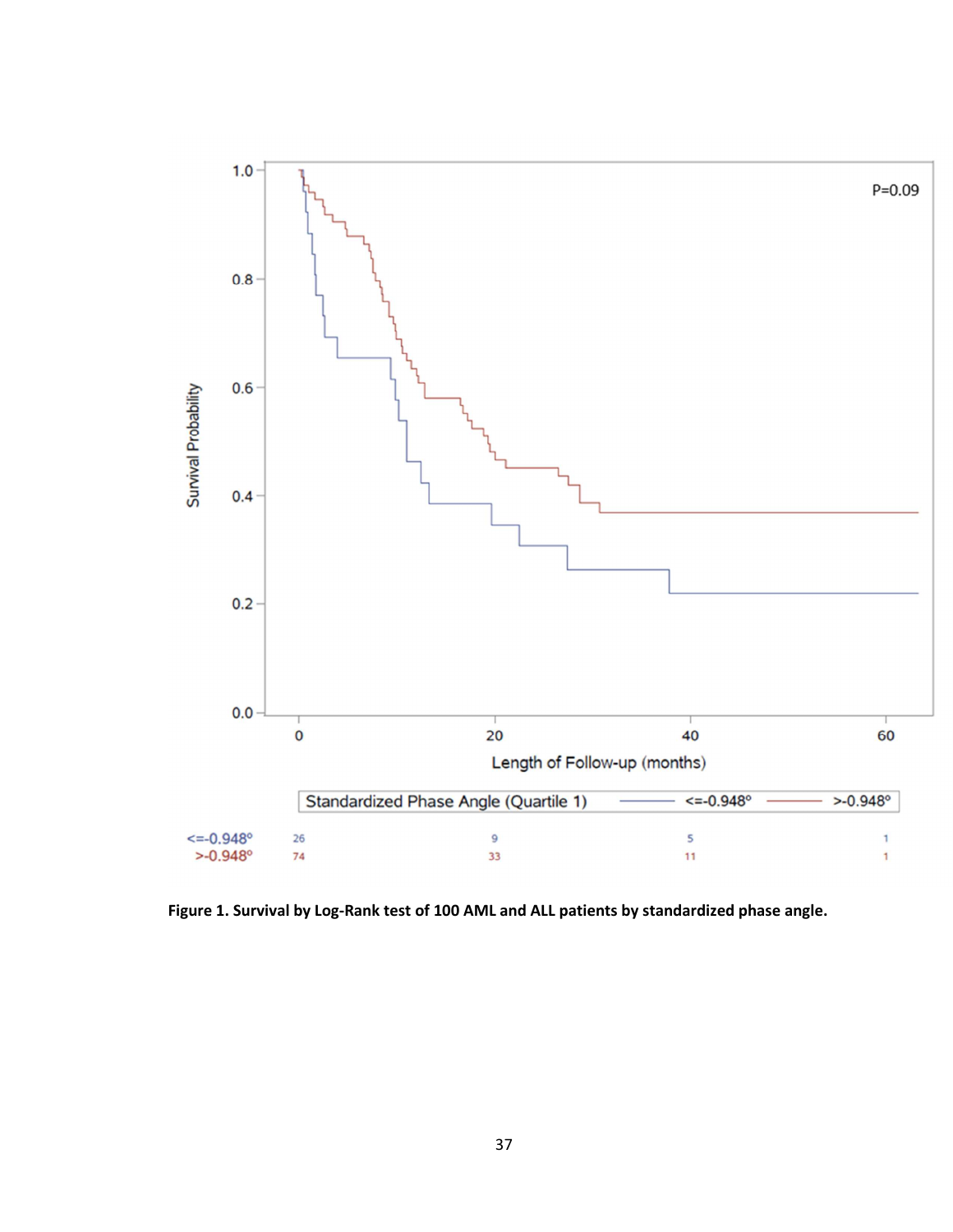**Figure 1. Survival by Log-Rank test of 100 AML and ALL patients by standardized phase angle.**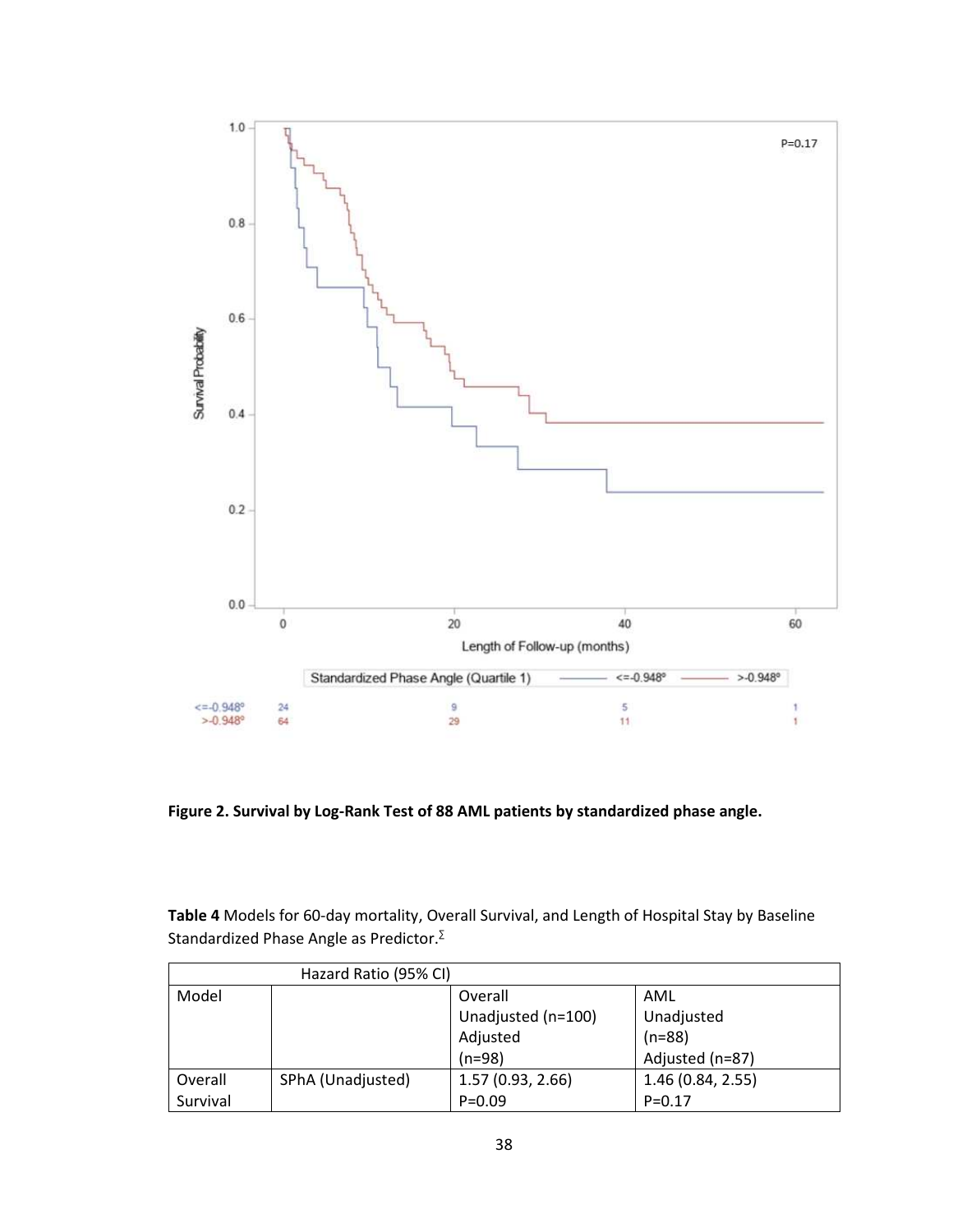**Figure 2. Survival by Log-Rank Test of 88 AML patients by standardized phase angle.**

**Table 4** Models for 60-day mortality, Overall Survival, and Length of Hospital Stay by Baseline Standardized Phase Angle as Predictor.[Σ]

| Hazard Ratio (95% CI) | | | |
|---|---|---|---|
| Model | | Overall<br>Unadjusted (n=100)<br>Adjusted<br>(n=98) | AML<br>Unadjusted<br>(n=88)<br>Adjusted (n=87) |
| Overall Survival | SPhA (Unadjusted) | 1.57 (0.93, 2.66)<br>P=0.09 | 1.46 (0.84, 2.55)<br>P=0.17 |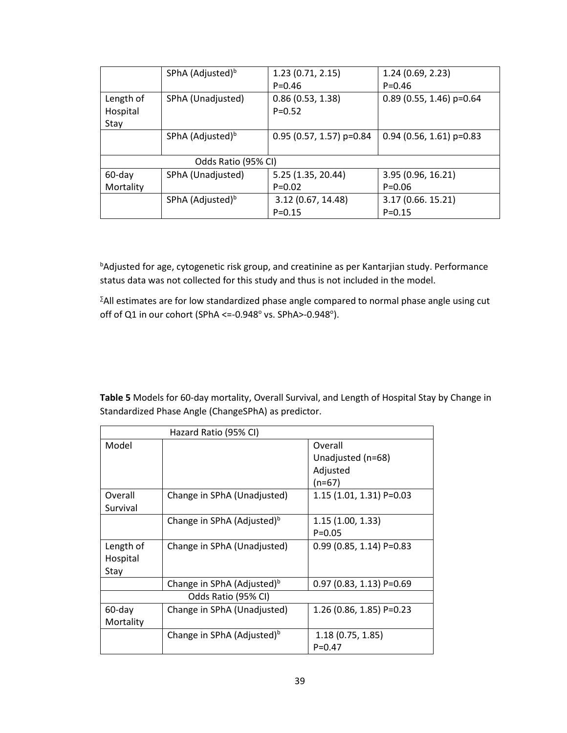| | | | |
|---|---|---|---|
| | SPhA (Adjusted)[b] | 1.23 (0.71, 2.15) P=0.46 | 1.24 (0.69, 2.23) P=0.46 |
| Length of Hospital Stay | SPhA (Unadjusted) | 0.86 (0.53, 1.38) P=0.52 | 0.89 (0.55, 1.46) p=0.64 |
| | SPhA (Adjusted)[b] | 0.95 (0.57, 1.57) p=0.84 | 0.94 (0.56, 1.61) p=0.83 |
| Odds Ratio (95% CI) | | | |
| 60-day Mortality | SPhA (Unadjusted) | 5.25 (1.35, 20.44) P=0.02 | 3.95 (0.96, 16.21) P=0.06 |
| | SPhA (Adjusted)[b] | 3.12 (0.67, 14.48) P=0.15 | 3.17 (0.66. 15.21) P=0.15 |

[b]Adjusted for age, cytogenetic risk group, and creatinine as per Kantarjian study. Performance status data was not collected for this study and thus is not included in the model.

[Σ]All estimates are for low standardized phase angle compared to normal phase angle using cut off of Q1 in our cohort (SPhA <=-0.948° vs. SPhA>-0.948°).

**Table 5** Models for 60-day mortality, Overall Survival, and Length of Hospital Stay by Change in Standardized Phase Angle (ChangeSPhA) as predictor.

| Hazard Ratio (95% CI) | | |
|---|---|---|
| Model | | Overall Unadjusted (n=68) Adjusted (n=67) |
| Overall Survival | Change in SPhA (Unadjusted) | 1.15 (1.01, 1.31) P=0.03 |
| | Change in SPhA (Adjusted)[b] | 1.15 (1.00, 1.33) P=0.05 |
| Length of Hospital Stay | Change in SPhA (Unadjusted) | 0.99 (0.85, 1.14) P=0.83 |
| | Change in SPhA (Adjusted)[b] | 0.97 (0.83, 1.13) P=0.69 |
| Odds Ratio (95% CI) | | |
| 60-day Mortality | Change in SPhA (Unadjusted) | 1.26 (0.86, 1.85) P=0.23 |
| | Change in SPhA (Adjusted)[b] | 1.18 (0.75, 1.85) P=0.47 |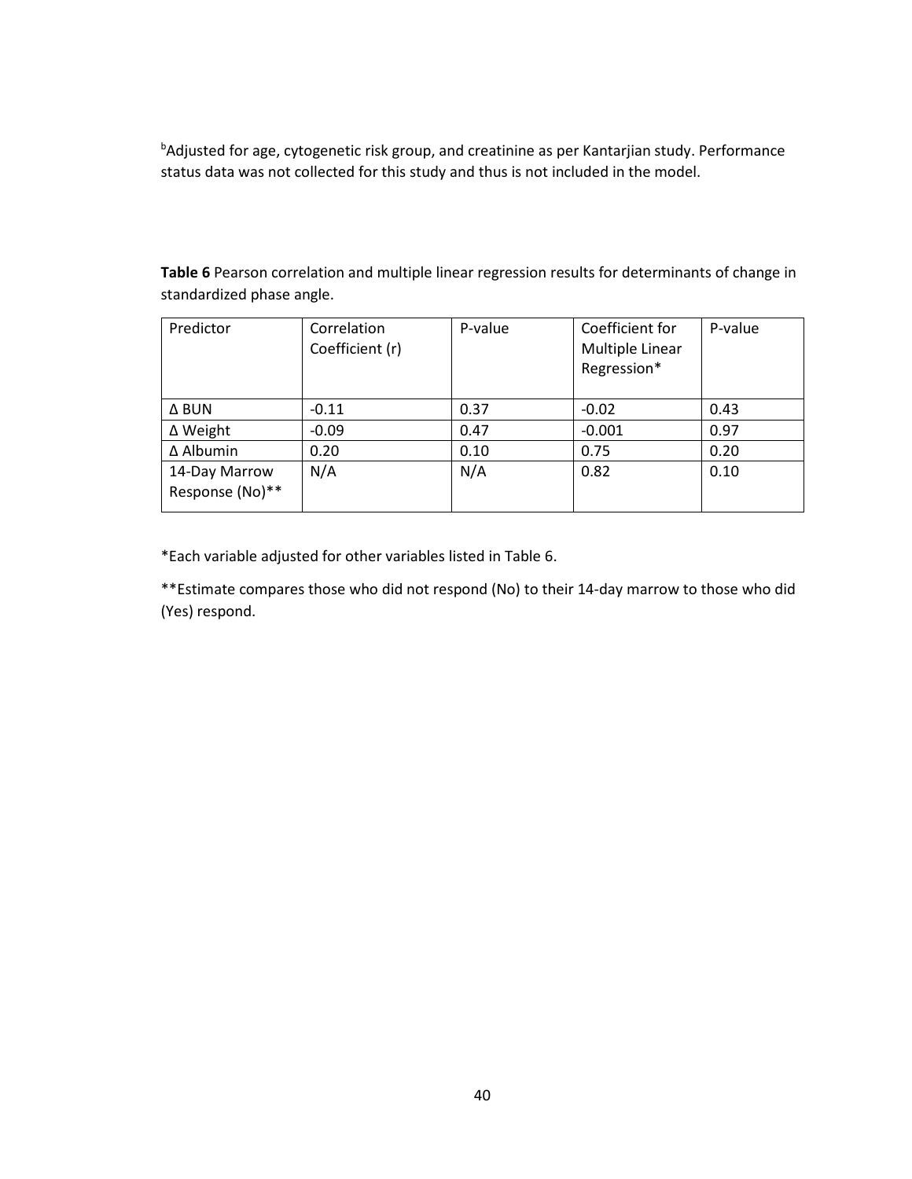[b]Adjusted for age, cytogenetic risk group, and creatinine as per Kantarjian study. Performance status data was not collected for this study and thus is not included in the model.

**Table 6** Pearson correlation and multiple linear regression results for determinants of change in standardized phase angle.

| Predictor | Correlation Coefficient (r) | P-value | Coefficient for Multiple Linear Regression* | P-value |
|---|---|---|---|---|
| Δ BUN | -0.11 | 0.37 | -0.02 | 0.43 |
| Δ Weight | -0.09 | 0.47 | -0.001 | 0.97 |
| Δ Albumin | 0.20 | 0.10 | 0.75 | 0.20 |
| 14-Day Marrow Response (No)** | N/A | N/A | 0.82 | 0.10 |

*Each variable adjusted for other variables listed in Table 6.

**Estimate compares those who did not respond (No) to their 14-day marrow to those who did (Yes) respond.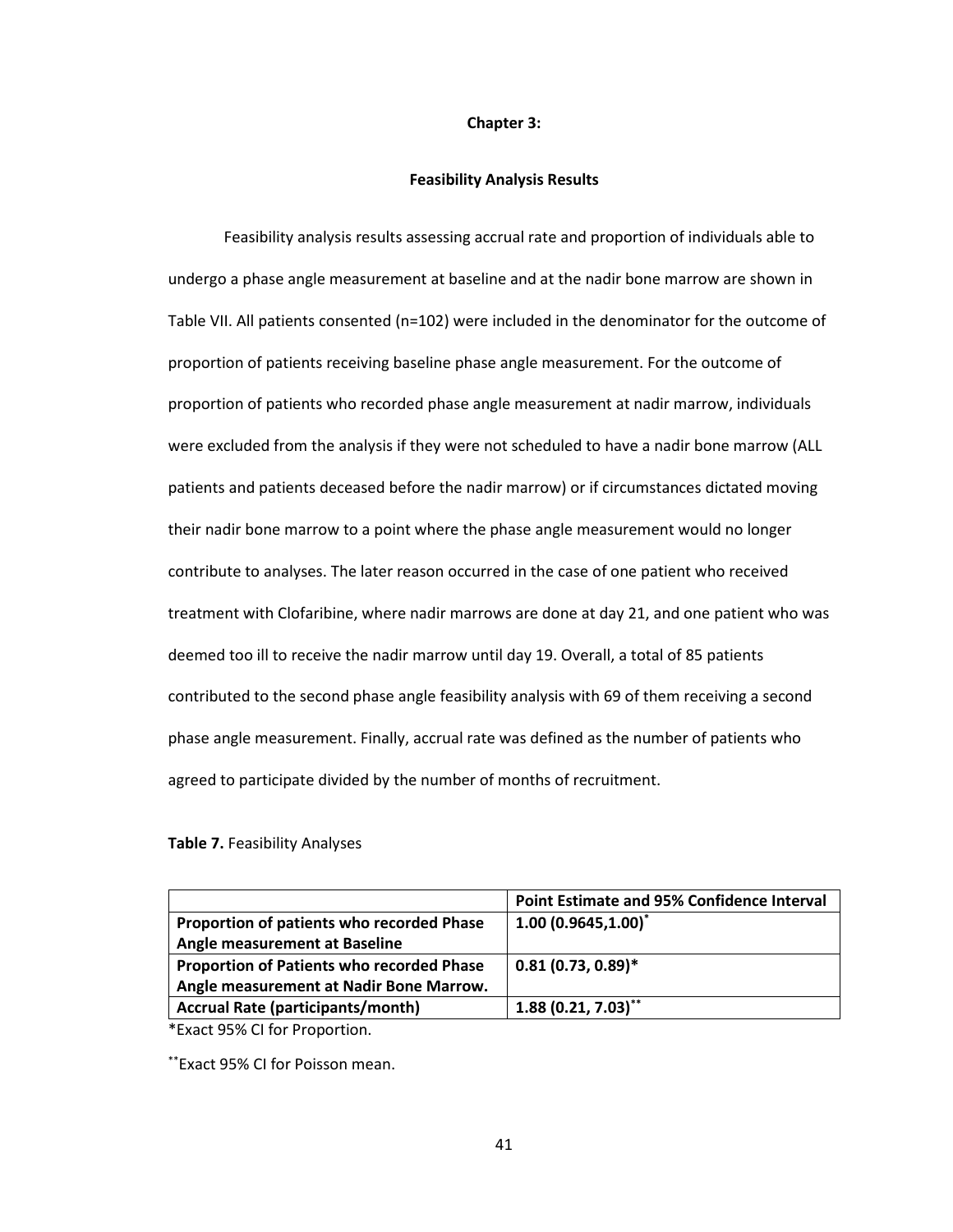# Chapter 3:

## Feasibility Analysis Results

Feasibility analysis results assessing accrual rate and proportion of individuals able to undergo a phase angle measurement at baseline and at the nadir bone marrow are shown in Table VII. All patients consented (n=102) were included in the denominator for the outcome of proportion of patients receiving baseline phase angle measurement. For the outcome of proportion of patients who recorded phase angle measurement at nadir marrow, individuals were excluded from the analysis if they were not scheduled to have a nadir bone marrow (ALL patients and patients deceased before the nadir marrow) or if circumstances dictated moving their nadir bone marrow to a point where the phase angle measurement would no longer contribute to analyses. The later reason occurred in the case of one patient who received treatment with Clofaribine, where nadir marrows are done at day 21, and one patient who was deemed too ill to receive the nadir marrow until day 19. Overall, a total of 85 patients contributed to the second phase angle feasibility analysis with 69 of them receiving a second phase angle measurement. Finally, accrual rate was defined as the number of patients who agreed to participate divided by the number of months of recruitment.

**Table 7.** Feasibility Analyses

| | **Point Estimate and 95% Confidence Interval** |
|---|---|
| **Proportion of patients who recorded Phase Angle measurement at Baseline** | **1.00 (0.9645,1.00)*** |
| **Proportion of Patients who recorded Phase Angle measurement at Nadir Bone Marrow.** | **0.81 (0.73, 0.89)*** |
| **Accrual Rate (participants/month)** | **1.88 (0.21, 7.03)**** |

*Exact 95% CI for Proportion.

**Exact 95% CI for Poisson mean.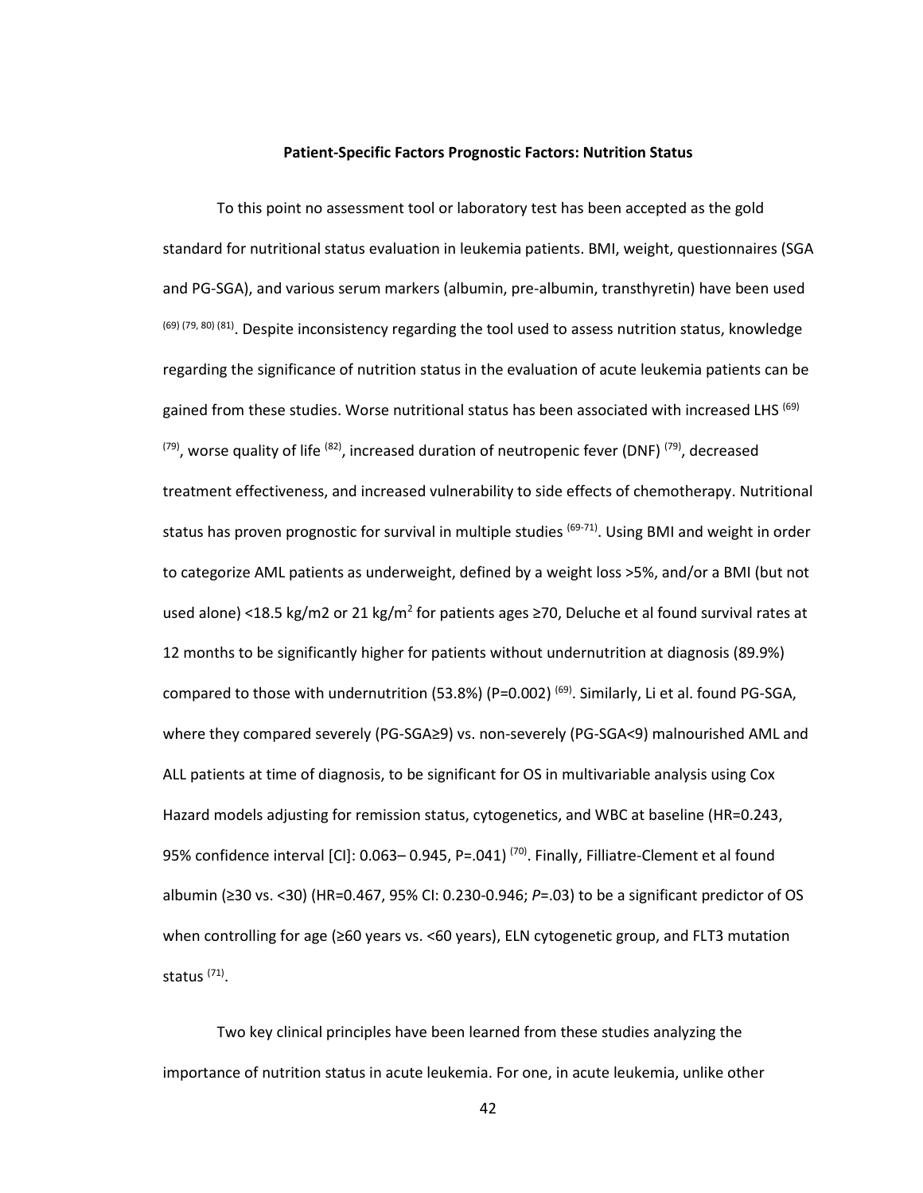**Patient-Specific Factors Prognostic Factors: Nutrition Status**

To this point no assessment tool or laboratory test has been accepted as the gold standard for nutritional status evaluation in leukemia patients. BMI, weight, questionnaires (SGA and PG-SGA), and various serum markers (albumin, pre-albumin, transthyretin) have been used [69] [79, 80] [81]. Despite inconsistency regarding the tool used to assess nutrition status, knowledge regarding the significance of nutrition status in the evaluation of acute leukemia patients can be gained from these studies. Worse nutritional status has been associated with increased LHS [69] [79], worse quality of life [82], increased duration of neutropenic fever (DNF) [79], decreased treatment effectiveness, and increased vulnerability to side effects of chemotherapy. Nutritional status has proven prognostic for survival in multiple studies [69-71]. Using BMI and weight in order to categorize AML patients as underweight, defined by a weight loss >5%, and/or a BMI (but not used alone) <18.5 kg/m2 or 21 kg/m$^2$ for patients ages ≥70, Deluche et al found survival rates at 12 months to be significantly higher for patients without undernutrition at diagnosis (89.9%) compared to those with undernutrition (53.8%) (P=0.002) [69]. Similarly, Li et al. found PG-SGA, where they compared severely (PG-SGA≥9) vs. non-severely (PG-SGA<9) malnourished AML and ALL patients at time of diagnosis, to be significant for OS in multivariable analysis using Cox Hazard models adjusting for remission status, cytogenetics, and WBC at baseline (HR=0.243, 95% confidence interval [CI]: 0.063– 0.945, P=.041) [70]. Finally, Filliatre-Clement et al found albumin (≥30 vs. <30) (HR=0.467, 95% CI: 0.230-0.946; *P*=.03) to be a significant predictor of OS when controlling for age (≥60 years vs. <60 years), ELN cytogenetic group, and FLT3 mutation status [71].

Two key clinical principles have been learned from these studies analyzing the importance of nutrition status in acute leukemia. For one, in acute leukemia, unlike other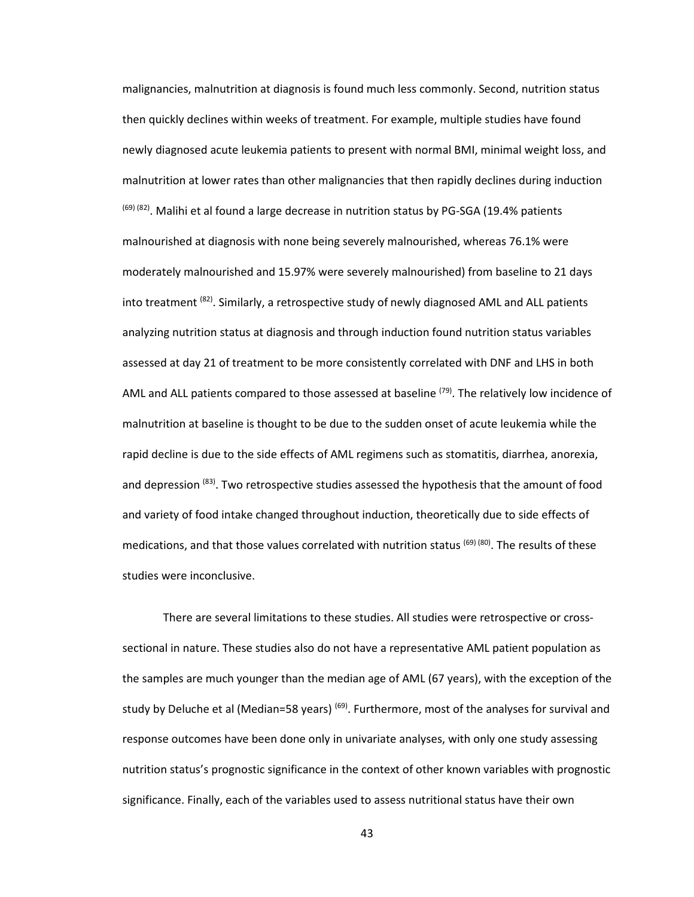malignancies, malnutrition at diagnosis is found much less commonly. Second, nutrition status then quickly declines within weeks of treatment. For example, multiple studies have found newly diagnosed acute leukemia patients to present with normal BMI, minimal weight loss, and malnutrition at lower rates than other malignancies that then rapidly declines during induction [69] [82]. Malihi et al found a large decrease in nutrition status by PG-SGA (19.4% patients malnourished at diagnosis with none being severely malnourished, whereas 76.1% were moderately malnourished and 15.97% were severely malnourished) from baseline to 21 days into treatment [82]. Similarly, a retrospective study of newly diagnosed AML and ALL patients analyzing nutrition status at diagnosis and through induction found nutrition status variables assessed at day 21 of treatment to be more consistently correlated with DNF and LHS in both AML and ALL patients compared to those assessed at baseline [79]. The relatively low incidence of malnutrition at baseline is thought to be due to the sudden onset of acute leukemia while the rapid decline is due to the side effects of AML regimens such as stomatitis, diarrhea, anorexia, and depression [83]. Two retrospective studies assessed the hypothesis that the amount of food and variety of food intake changed throughout induction, theoretically due to side effects of medications, and that those values correlated with nutrition status [69] [80]. The results of these studies were inconclusive.

There are several limitations to these studies. All studies were retrospective or cross-sectional in nature. These studies also do not have a representative AML patient population as the samples are much younger than the median age of AML (67 years), with the exception of the study by Deluche et al (Median=58 years) [69]. Furthermore, most of the analyses for survival and response outcomes have been done only in univariate analyses, with only one study assessing nutrition status's prognostic significance in the context of other known variables with prognostic significance. Finally, each of the variables used to assess nutritional status have their own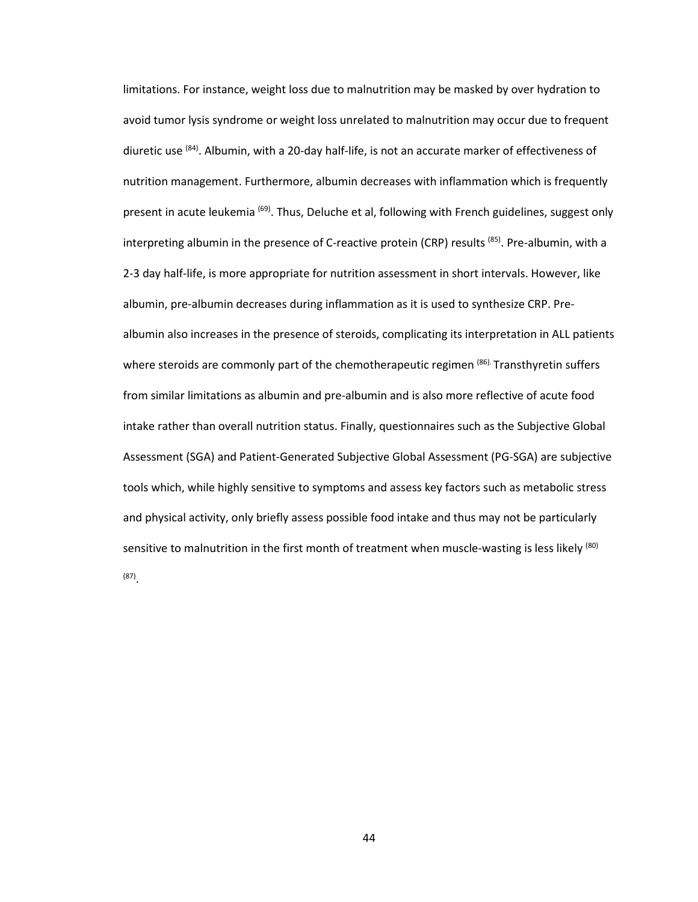limitations. For instance, weight loss due to malnutrition may be masked by over hydration to avoid tumor lysis syndrome or weight loss unrelated to malnutrition may occur due to frequent diuretic use [84]. Albumin, with a 20-day half-life, is not an accurate marker of effectiveness of nutrition management. Furthermore, albumin decreases with inflammation which is frequently present in acute leukemia [69]. Thus, Deluche et al, following with French guidelines, suggest only interpreting albumin in the presence of C-reactive protein (CRP) results [85]. Pre-albumin, with a 2-3 day half-life, is more appropriate for nutrition assessment in short intervals. However, like albumin, pre-albumin decreases during inflammation as it is used to synthesize CRP. Pre-albumin also increases in the presence of steroids, complicating its interpretation in ALL patients where steroids are commonly part of the chemotherapeutic regimen [86]. Transthyretin suffers from similar limitations as albumin and pre-albumin and is also more reflective of acute food intake rather than overall nutrition status. Finally, questionnaires such as the Subjective Global Assessment (SGA) and Patient-Generated Subjective Global Assessment (PG-SGA) are subjective tools which, while highly sensitive to symptoms and assess key factors such as metabolic stress and physical activity, only briefly assess possible food intake and thus may not be particularly sensitive to malnutrition in the first month of treatment when muscle-wasting is less likely [80] [87].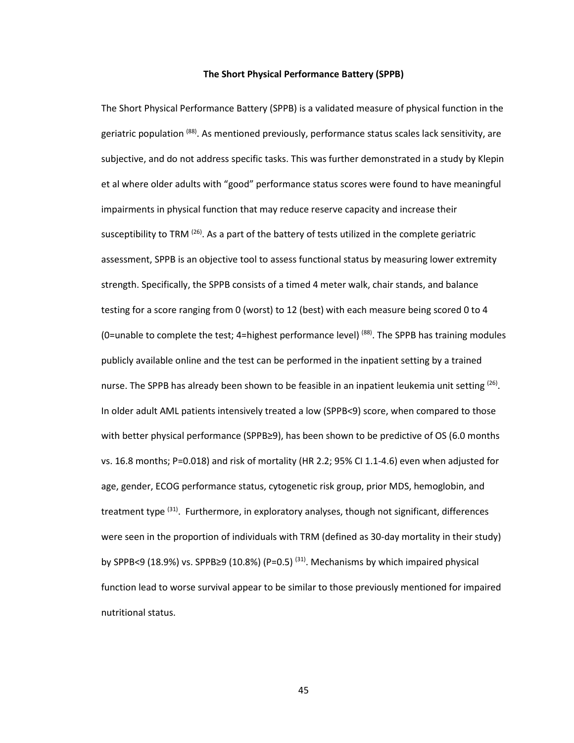### The Short Physical Performance Battery (SPPB)

The Short Physical Performance Battery (SPPB) is a validated measure of physical function in the geriatric population [88]. As mentioned previously, performance status scales lack sensitivity, are subjective, and do not address specific tasks. This was further demonstrated in a study by Klepin et al where older adults with "good" performance status scores were found to have meaningful impairments in physical function that may reduce reserve capacity and increase their susceptibility to TRM [26]. As a part of the battery of tests utilized in the complete geriatric assessment, SPPB is an objective tool to assess functional status by measuring lower extremity strength. Specifically, the SPPB consists of a timed 4 meter walk, chair stands, and balance testing for a score ranging from 0 (worst) to 12 (best) with each measure being scored 0 to 4 (0=unable to complete the test; 4=highest performance level) [88]. The SPPB has training modules publicly available online and the test can be performed in the inpatient setting by a trained nurse. The SPPB has already been shown to be feasible in an inpatient leukemia unit setting [26]. In older adult AML patients intensively treated a low (SPPB<9) score, when compared to those with better physical performance (SPPB≥9), has been shown to be predictive of OS (6.0 months vs. 16.8 months; P=0.018) and risk of mortality (HR 2.2; 95% CI 1.1-4.6) even when adjusted for age, gender, ECOG performance status, cytogenetic risk group, prior MDS, hemoglobin, and treatment type [31]. Furthermore, in exploratory analyses, though not significant, differences were seen in the proportion of individuals with TRM (defined as 30-day mortality in their study) by SPPB<9 (18.9%) vs. SPPB≥9 (10.8%) (P=0.5) [31]. Mechanisms by which impaired physical function lead to worse survival appear to be similar to those previously mentioned for impaired nutritional status.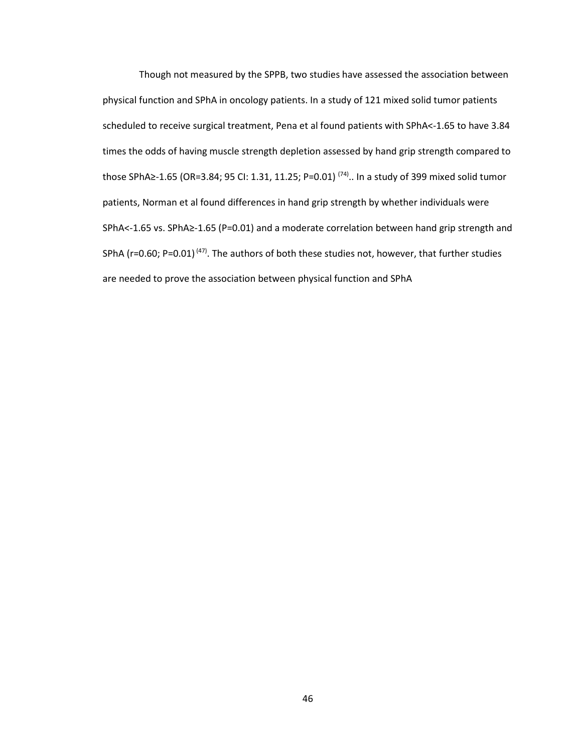Though not measured by the SPPB, two studies have assessed the association between physical function and SPhA in oncology patients. In a study of 121 mixed solid tumor patients scheduled to receive surgical treatment, Pena et al found patients with SPhA<-1.65 to have 3.84 times the odds of having muscle strength depletion assessed by hand grip strength compared to those SPhA≥-1.65 (OR=3.84; 95 CI: 1.31, 11.25; P=0.01) [(74)].. In a study of 399 mixed solid tumor patients, Norman et al found differences in hand grip strength by whether individuals were SPhA<-1.65 vs. SPhA≥-1.65 (P=0.01) and a moderate correlation between hand grip strength and SPhA (r=0.60; P=0.01) [(47)]. The authors of both these studies not, however, that further studies are needed to prove the association between physical function and SPhA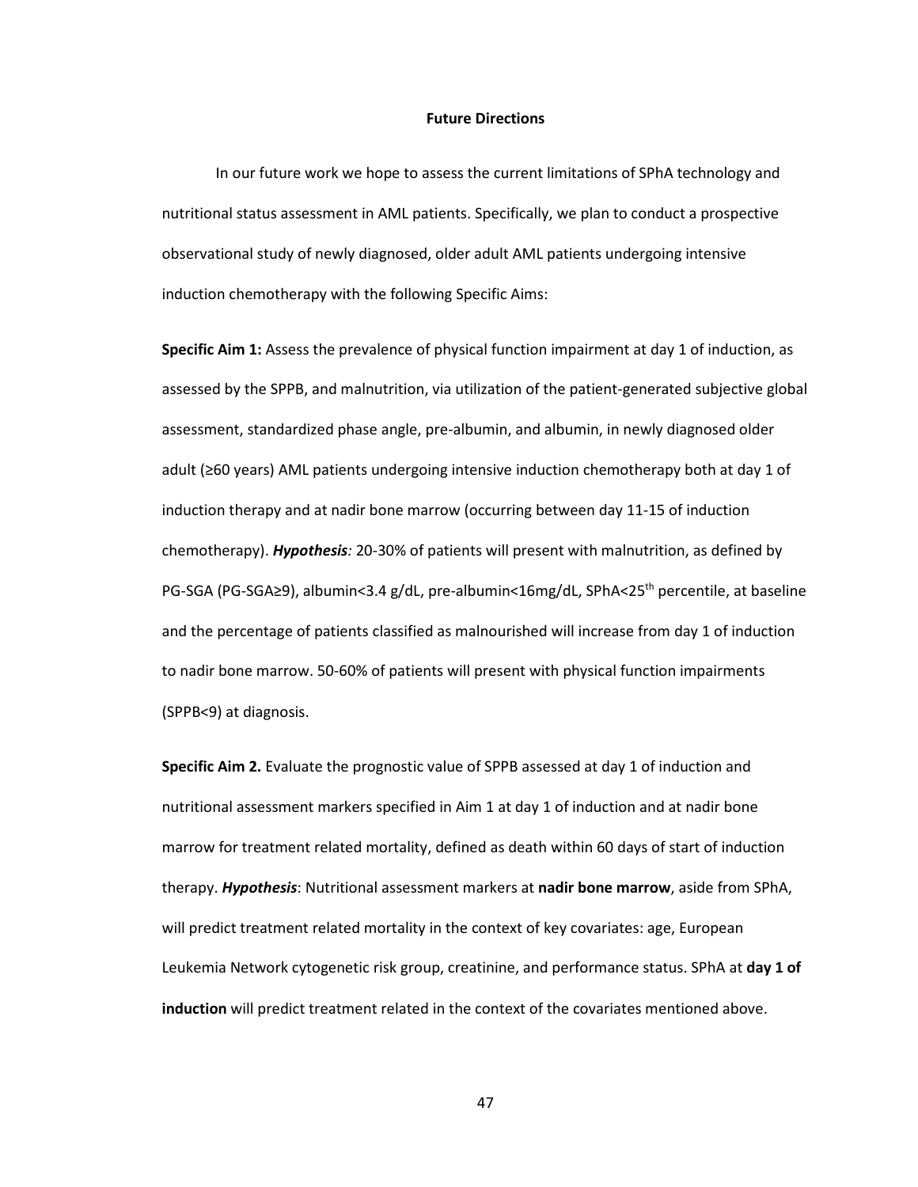# Future Directions

In our future work we hope to assess the current limitations of SPhA technology and nutritional status assessment in AML patients. Specifically, we plan to conduct a prospective observational study of newly diagnosed, older adult AML patients undergoing intensive induction chemotherapy with the following Specific Aims:

**Specific Aim 1:** Assess the prevalence of physical function impairment at day 1 of induction, as assessed by the SPPB, and malnutrition, via utilization of the patient-generated subjective global assessment, standardized phase angle, pre-albumin, and albumin, in newly diagnosed older adult (≥60 years) AML patients undergoing intensive induction chemotherapy both at day 1 of induction therapy and at nadir bone marrow (occurring between day 11-15 of induction chemotherapy). ***Hypothesis**:* 20-30% of patients will present with malnutrition, as defined by PG-SGA (PG-SGA≥9), albumin<3.4 g/dL, pre-albumin<16mg/dL, SPhA<25$^{th}$ percentile, at baseline and the percentage of patients classified as malnourished will increase from day 1 of induction to nadir bone marrow. 50-60% of patients will present with physical function impairments (SPPB<9) at diagnosis.

**Specific Aim 2.** Evaluate the prognostic value of SPPB assessed at day 1 of induction and nutritional assessment markers specified in Aim 1 at day 1 of induction and at nadir bone marrow for treatment related mortality, defined as death within 60 days of start of induction therapy. ***Hypothesis***: Nutritional assessment markers at **nadir bone marrow**, aside from SPhA, will predict treatment related mortality in the context of key covariates: age, European Leukemia Network cytogenetic risk group, creatinine, and performance status. SPhA at **day 1 of induction** will predict treatment related in the context of the covariates mentioned above.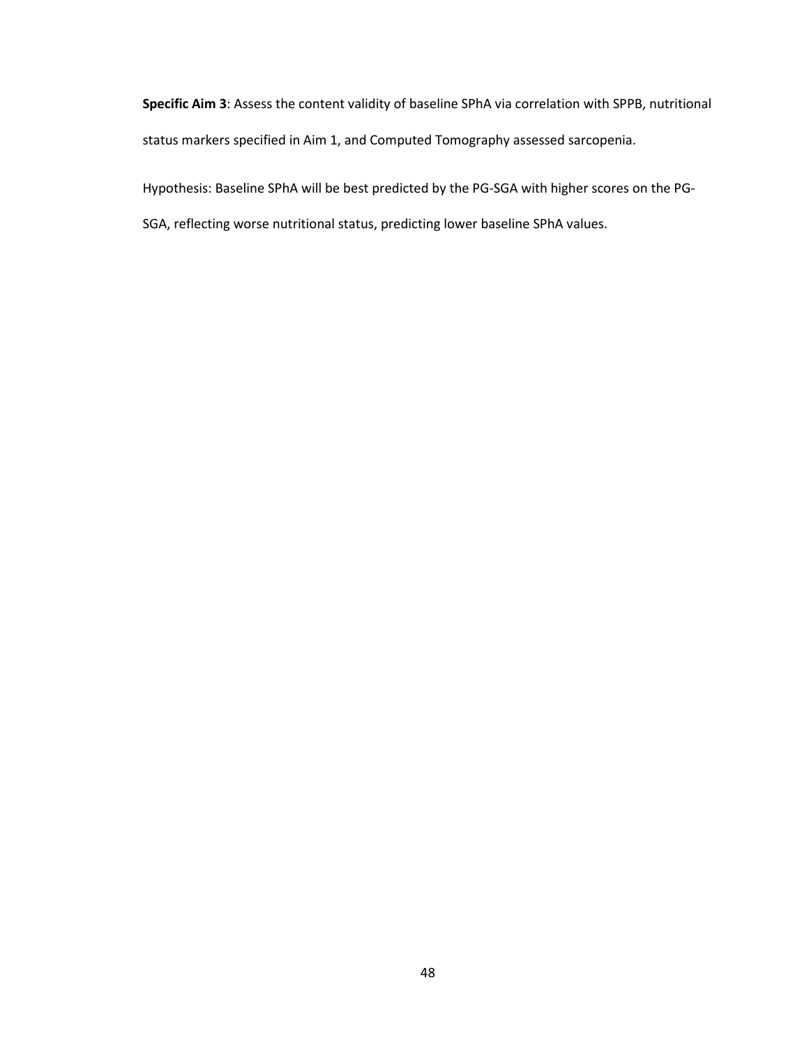**Specific Aim 3**: Assess the content validity of baseline SPhA via correlation with SPPB, nutritional status markers specified in Aim 1, and Computed Tomography assessed sarcopenia.

Hypothesis: Baseline SPhA will be best predicted by the PG-SGA with higher scores on the PG-SGA, reflecting worse nutritional status, predicting lower baseline SPhA values.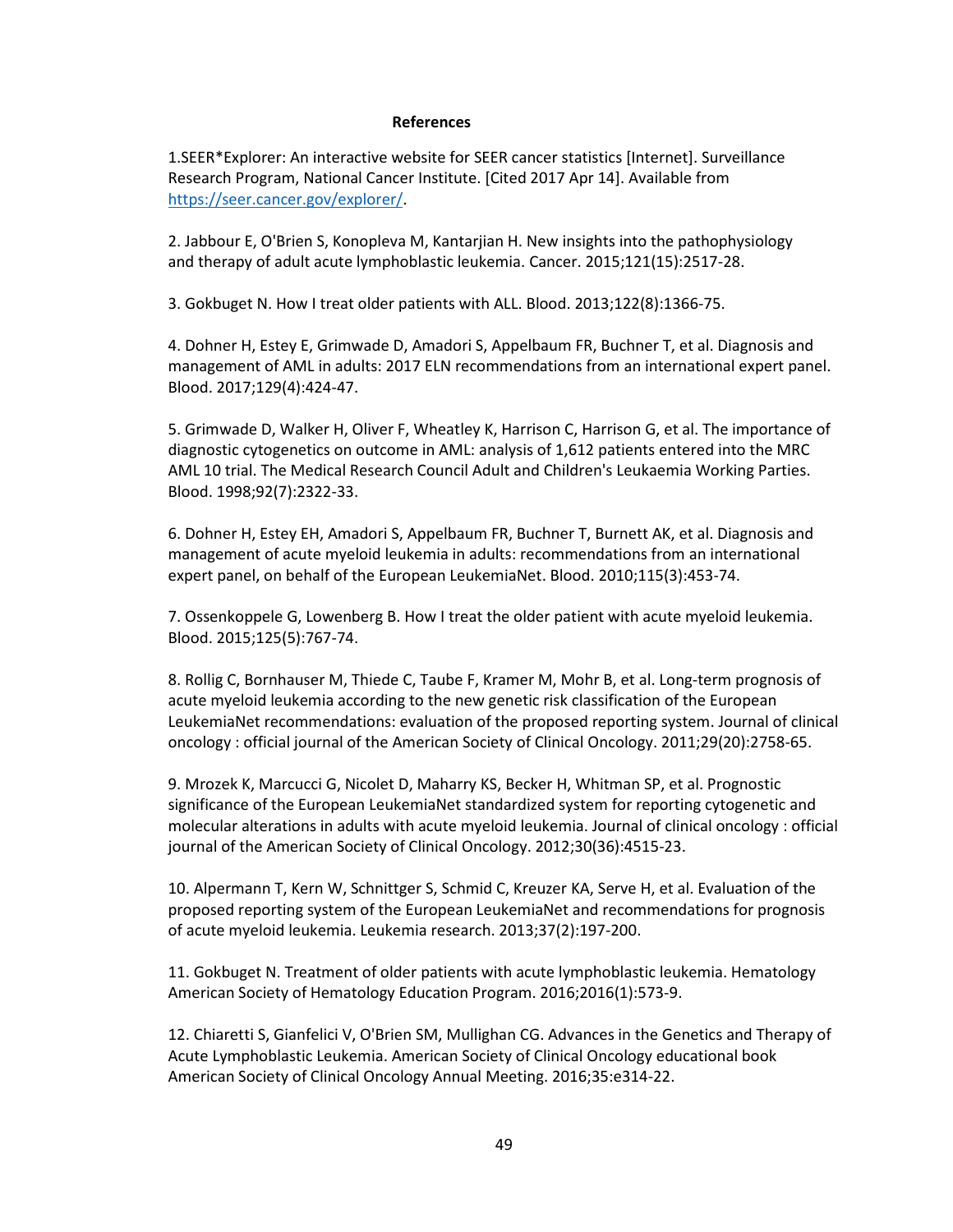# References

1.SEER*Explorer: An interactive website for SEER cancer statistics [Internet]. Surveillance Research Program, National Cancer Institute. [Cited 2017 Apr 14]. Available from https://seer.cancer.gov/explorer/.

2. Jabbour E, O'Brien S, Konopleva M, Kantarjian H. New insights into the pathophysiology and therapy of adult acute lymphoblastic leukemia. Cancer. 2015;121(15):2517-28.

3. Gokbuget N. How I treat older patients with ALL. Blood. 2013;122(8):1366-75.

4. Dohner H, Estey E, Grimwade D, Amadori S, Appelbaum FR, Buchner T, et al. Diagnosis and management of AML in adults: 2017 ELN recommendations from an international expert panel. Blood. 2017;129(4):424-47.

5. Grimwade D, Walker H, Oliver F, Wheatley K, Harrison C, Harrison G, et al. The importance of diagnostic cytogenetics on outcome in AML: analysis of 1,612 patients entered into the MRC AML 10 trial. The Medical Research Council Adult and Children's Leukaemia Working Parties. Blood. 1998;92(7):2322-33.

6. Dohner H, Estey EH, Amadori S, Appelbaum FR, Buchner T, Burnett AK, et al. Diagnosis and management of acute myeloid leukemia in adults: recommendations from an international expert panel, on behalf of the European LeukemiaNet. Blood. 2010;115(3):453-74.

7. Ossenkoppele G, Lowenberg B. How I treat the older patient with acute myeloid leukemia. Blood. 2015;125(5):767-74.

8. Rollig C, Bornhauser M, Thiede C, Taube F, Kramer M, Mohr B, et al. Long-term prognosis of acute myeloid leukemia according to the new genetic risk classification of the European LeukemiaNet recommendations: evaluation of the proposed reporting system. Journal of clinical oncology : official journal of the American Society of Clinical Oncology. 2011;29(20):2758-65.

9. Mrozek K, Marcucci G, Nicolet D, Maharry KS, Becker H, Whitman SP, et al. Prognostic significance of the European LeukemiaNet standardized system for reporting cytogenetic and molecular alterations in adults with acute myeloid leukemia. Journal of clinical oncology : official journal of the American Society of Clinical Oncology. 2012;30(36):4515-23.

10. Alpermann T, Kern W, Schnittger S, Schmid C, Kreuzer KA, Serve H, et al. Evaluation of the proposed reporting system of the European LeukemiaNet and recommendations for prognosis of acute myeloid leukemia. Leukemia research. 2013;37(2):197-200.

11. Gokbuget N. Treatment of older patients with acute lymphoblastic leukemia. Hematology American Society of Hematology Education Program. 2016;2016(1):573-9.

12. Chiaretti S, Gianfelici V, O'Brien SM, Mullighan CG. Advances in the Genetics and Therapy of Acute Lymphoblastic Leukemia. American Society of Clinical Oncology educational book American Society of Clinical Oncology Annual Meeting. 2016;35:e314-22.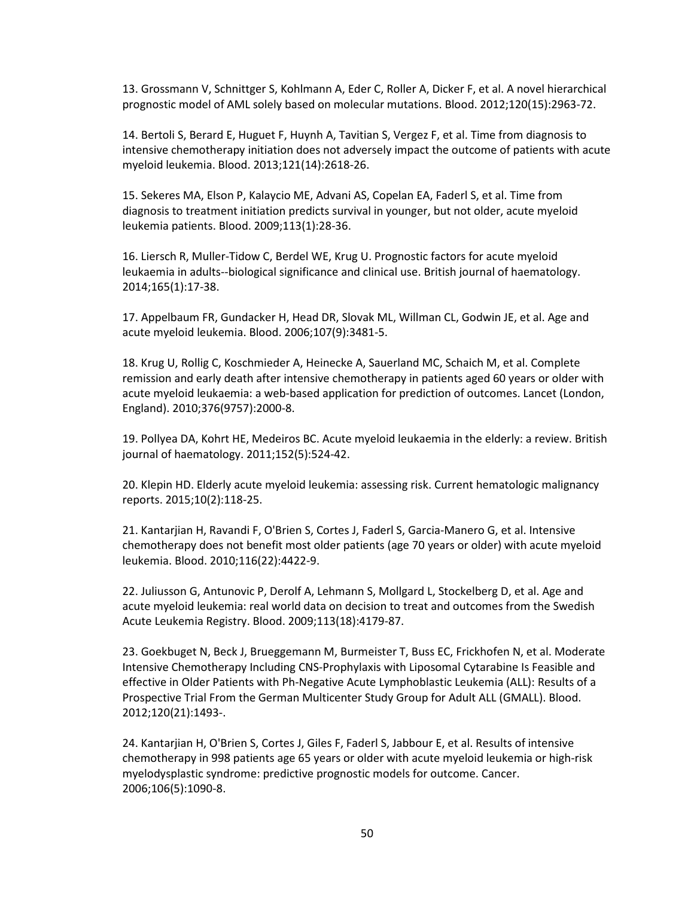13. Grossmann V, Schnittger S, Kohlmann A, Eder C, Roller A, Dicker F, et al. A novel hierarchical prognostic model of AML solely based on molecular mutations. Blood. 2012;120(15):2963-72.

14. Bertoli S, Berard E, Huguet F, Huynh A, Tavitian S, Vergez F, et al. Time from diagnosis to intensive chemotherapy initiation does not adversely impact the outcome of patients with acute myeloid leukemia. Blood. 2013;121(14):2618-26.

15. Sekeres MA, Elson P, Kalaycio ME, Advani AS, Copelan EA, Faderl S, et al. Time from diagnosis to treatment initiation predicts survival in younger, but not older, acute myeloid leukemia patients. Blood. 2009;113(1):28-36.

16. Liersch R, Muller-Tidow C, Berdel WE, Krug U. Prognostic factors for acute myeloid leukaemia in adults--biological significance and clinical use. British journal of haematology. 2014;165(1):17-38.

17. Appelbaum FR, Gundacker H, Head DR, Slovak ML, Willman CL, Godwin JE, et al. Age and acute myeloid leukemia. Blood. 2006;107(9):3481-5.

18. Krug U, Rollig C, Koschmieder A, Heinecke A, Sauerland MC, Schaich M, et al. Complete remission and early death after intensive chemotherapy in patients aged 60 years or older with acute myeloid leukaemia: a web-based application for prediction of outcomes. Lancet (London, England). 2010;376(9757):2000-8.

19. Pollyea DA, Kohrt HE, Medeiros BC. Acute myeloid leukaemia in the elderly: a review. British journal of haematology. 2011;152(5):524-42.

20. Klepin HD. Elderly acute myeloid leukemia: assessing risk. Current hematologic malignancy reports. 2015;10(2):118-25.

21. Kantarjian H, Ravandi F, O'Brien S, Cortes J, Faderl S, Garcia-Manero G, et al. Intensive chemotherapy does not benefit most older patients (age 70 years or older) with acute myeloid leukemia. Blood. 2010;116(22):4422-9.

22. Juliusson G, Antunovic P, Derolf A, Lehmann S, Mollgard L, Stockelberg D, et al. Age and acute myeloid leukemia: real world data on decision to treat and outcomes from the Swedish Acute Leukemia Registry. Blood. 2009;113(18):4179-87.

23. Goekbuget N, Beck J, Brueggemann M, Burmeister T, Buss EC, Frickhofen N, et al. Moderate Intensive Chemotherapy Including CNS-Prophylaxis with Liposomal Cytarabine Is Feasible and effective in Older Patients with Ph-Negative Acute Lymphoblastic Leukemia (ALL): Results of a Prospective Trial From the German Multicenter Study Group for Adult ALL (GMALL). Blood. 2012;120(21):1493-.

24. Kantarjian H, O'Brien S, Cortes J, Giles F, Faderl S, Jabbour E, et al. Results of intensive chemotherapy in 998 patients age 65 years or older with acute myeloid leukemia or high-risk myelodysplastic syndrome: predictive prognostic models for outcome. Cancer. 2006;106(5):1090-8.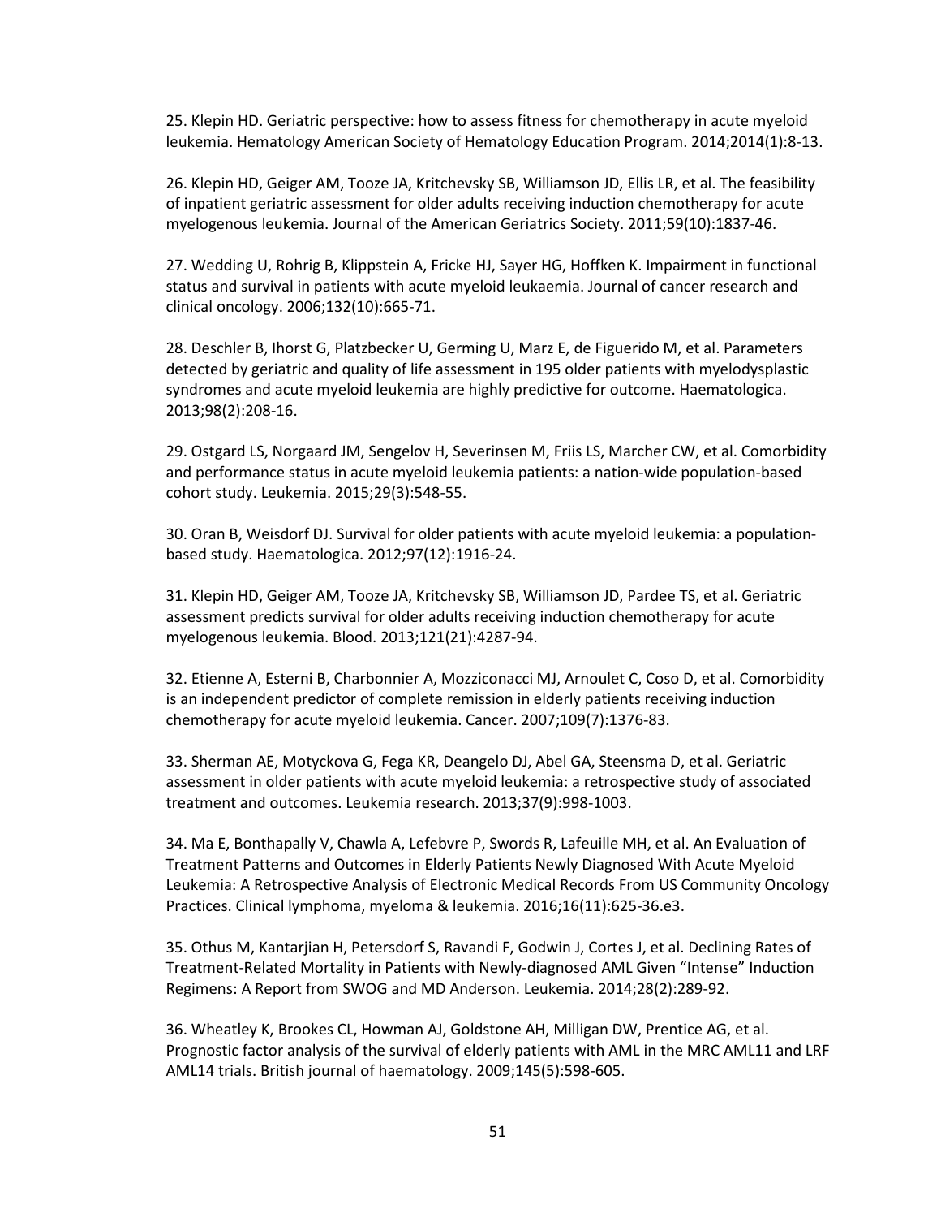25. Klepin HD. Geriatric perspective: how to assess fitness for chemotherapy in acute myeloid leukemia. Hematology American Society of Hematology Education Program. 2014;2014(1):8-13.

26. Klepin HD, Geiger AM, Tooze JA, Kritchevsky SB, Williamson JD, Ellis LR, et al. The feasibility of inpatient geriatric assessment for older adults receiving induction chemotherapy for acute myelogenous leukemia. Journal of the American Geriatrics Society. 2011;59(10):1837-46.

27. Wedding U, Rohrig B, Klippstein A, Fricke HJ, Sayer HG, Hoffken K. Impairment in functional status and survival in patients with acute myeloid leukaemia. Journal of cancer research and clinical oncology. 2006;132(10):665-71.

28. Deschler B, Ihorst G, Platzbecker U, Germing U, Marz E, de Figuerido M, et al. Parameters detected by geriatric and quality of life assessment in 195 older patients with myelodysplastic syndromes and acute myeloid leukemia are highly predictive for outcome. Haematologica. 2013;98(2):208-16.

29. Ostgard LS, Norgaard JM, Sengelov H, Severinsen M, Friis LS, Marcher CW, et al. Comorbidity and performance status in acute myeloid leukemia patients: a nation-wide population-based cohort study. Leukemia. 2015;29(3):548-55.

30. Oran B, Weisdorf DJ. Survival for older patients with acute myeloid leukemia: a population-based study. Haematologica. 2012;97(12):1916-24.

31. Klepin HD, Geiger AM, Tooze JA, Kritchevsky SB, Williamson JD, Pardee TS, et al. Geriatric assessment predicts survival for older adults receiving induction chemotherapy for acute myelogenous leukemia. Blood. 2013;121(21):4287-94.

32. Etienne A, Esterni B, Charbonnier A, Mozziconacci MJ, Arnoulet C, Coso D, et al. Comorbidity is an independent predictor of complete remission in elderly patients receiving induction chemotherapy for acute myeloid leukemia. Cancer. 2007;109(7):1376-83.

33. Sherman AE, Motyckova G, Fega KR, Deangelo DJ, Abel GA, Steensma D, et al. Geriatric assessment in older patients with acute myeloid leukemia: a retrospective study of associated treatment and outcomes. Leukemia research. 2013;37(9):998-1003.

34. Ma E, Bonthapally V, Chawla A, Lefebvre P, Swords R, Lafeuille MH, et al. An Evaluation of Treatment Patterns and Outcomes in Elderly Patients Newly Diagnosed With Acute Myeloid Leukemia: A Retrospective Analysis of Electronic Medical Records From US Community Oncology Practices. Clinical lymphoma, myeloma & leukemia. 2016;16(11):625-36.e3.

35. Othus M, Kantarjian H, Petersdorf S, Ravandi F, Godwin J, Cortes J, et al. Declining Rates of Treatment-Related Mortality in Patients with Newly-diagnosed AML Given "Intense" Induction Regimens: A Report from SWOG and MD Anderson. Leukemia. 2014;28(2):289-92.

36. Wheatley K, Brookes CL, Howman AJ, Goldstone AH, Milligan DW, Prentice AG, et al. Prognostic factor analysis of the survival of elderly patients with AML in the MRC AML11 and LRF AML14 trials. British journal of haematology. 2009;145(5):598-605.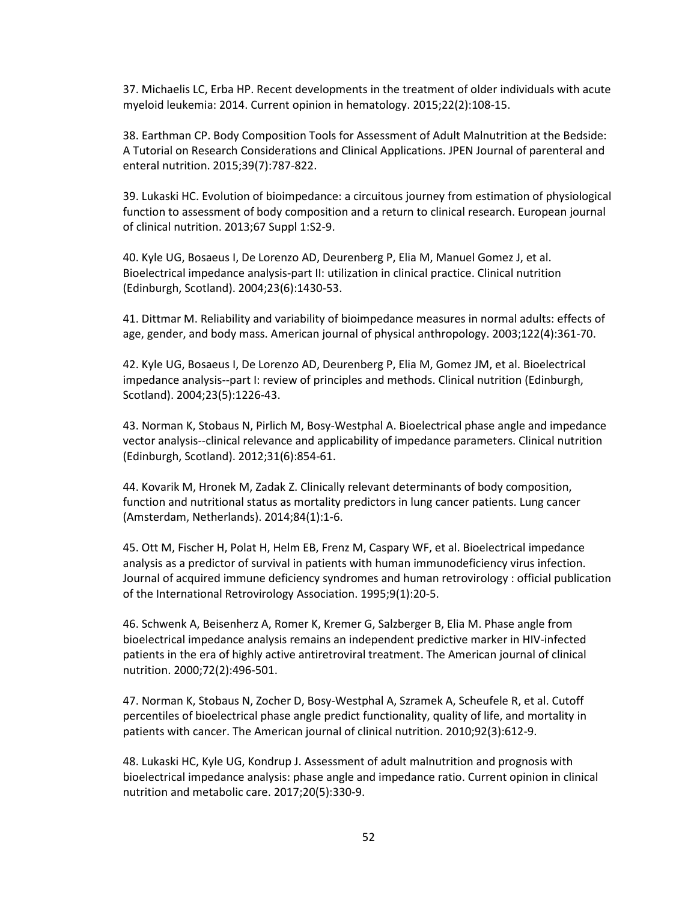37. Michaelis LC, Erba HP. Recent developments in the treatment of older individuals with acute myeloid leukemia: 2014. Current opinion in hematology. 2015;22(2):108-15.

38. Earthman CP. Body Composition Tools for Assessment of Adult Malnutrition at the Bedside: A Tutorial on Research Considerations and Clinical Applications. JPEN Journal of parenteral and enteral nutrition. 2015;39(7):787-822.

39. Lukaski HC. Evolution of bioimpedance: a circuitous journey from estimation of physiological function to assessment of body composition and a return to clinical research. European journal of clinical nutrition. 2013;67 Suppl 1:S2-9.

40. Kyle UG, Bosaeus I, De Lorenzo AD, Deurenberg P, Elia M, Manuel Gomez J, et al. Bioelectrical impedance analysis-part II: utilization in clinical practice. Clinical nutrition (Edinburgh, Scotland). 2004;23(6):1430-53.

41. Dittmar M. Reliability and variability of bioimpedance measures in normal adults: effects of age, gender, and body mass. American journal of physical anthropology. 2003;122(4):361-70.

42. Kyle UG, Bosaeus I, De Lorenzo AD, Deurenberg P, Elia M, Gomez JM, et al. Bioelectrical impedance analysis--part I: review of principles and methods. Clinical nutrition (Edinburgh, Scotland). 2004;23(5):1226-43.

43. Norman K, Stobaus N, Pirlich M, Bosy-Westphal A. Bioelectrical phase angle and impedance vector analysis--clinical relevance and applicability of impedance parameters. Clinical nutrition (Edinburgh, Scotland). 2012;31(6):854-61.

44. Kovarik M, Hronek M, Zadak Z. Clinically relevant determinants of body composition, function and nutritional status as mortality predictors in lung cancer patients. Lung cancer (Amsterdam, Netherlands). 2014;84(1):1-6.

45. Ott M, Fischer H, Polat H, Helm EB, Frenz M, Caspary WF, et al. Bioelectrical impedance analysis as a predictor of survival in patients with human immunodeficiency virus infection. Journal of acquired immune deficiency syndromes and human retrovirology : official publication of the International Retrovirology Association. 1995;9(1):20-5.

46. Schwenk A, Beisenherz A, Romer K, Kremer G, Salzberger B, Elia M. Phase angle from bioelectrical impedance analysis remains an independent predictive marker in HIV-infected patients in the era of highly active antiretroviral treatment. The American journal of clinical nutrition. 2000;72(2):496-501.

47. Norman K, Stobaus N, Zocher D, Bosy-Westphal A, Szramek A, Scheufele R, et al. Cutoff percentiles of bioelectrical phase angle predict functionality, quality of life, and mortality in patients with cancer. The American journal of clinical nutrition. 2010;92(3):612-9.

48. Lukaski HC, Kyle UG, Kondrup J. Assessment of adult malnutrition and prognosis with bioelectrical impedance analysis: phase angle and impedance ratio. Current opinion in clinical nutrition and metabolic care. 2017;20(5):330-9.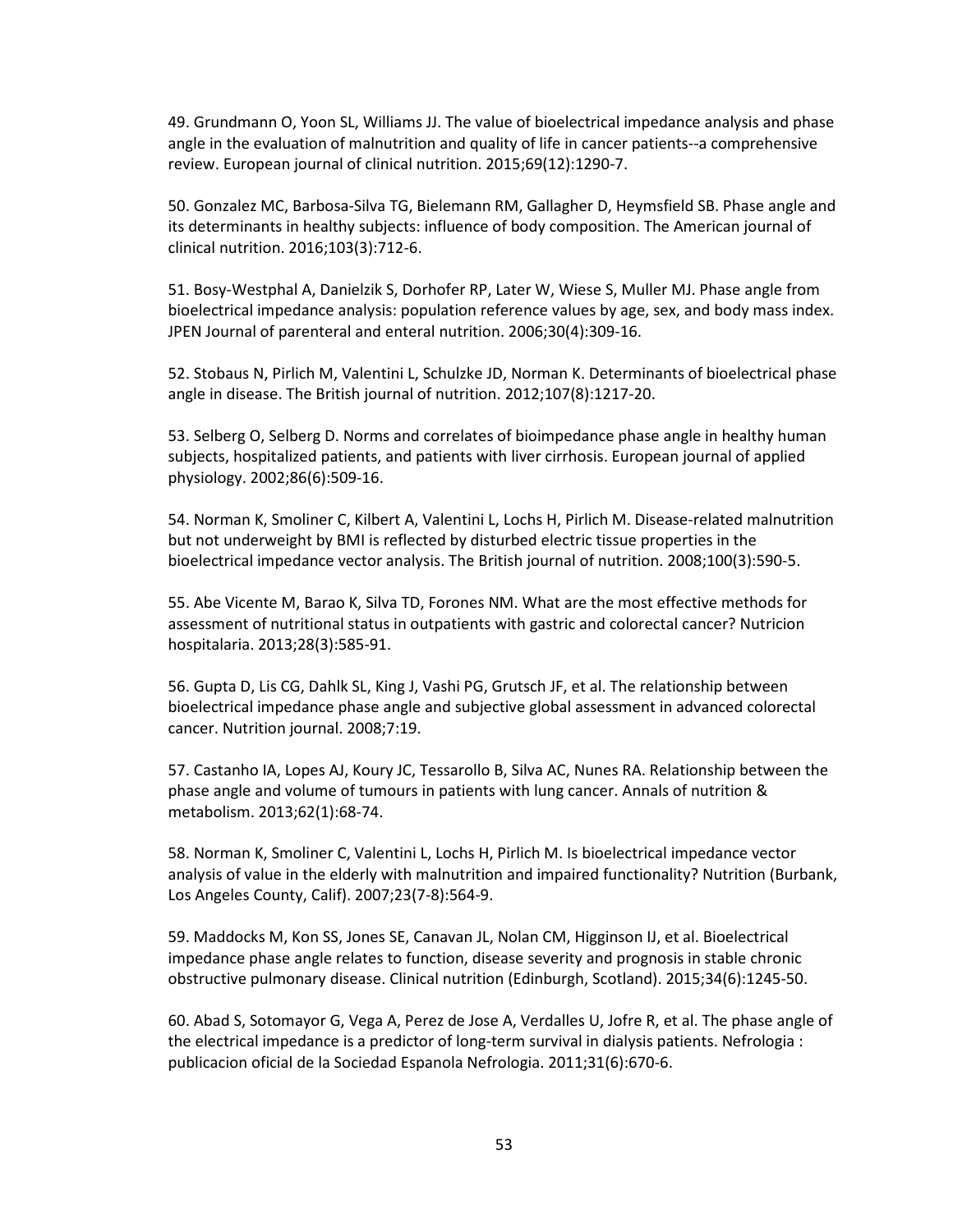49. Grundmann O, Yoon SL, Williams JJ. The value of bioelectrical impedance analysis and phase angle in the evaluation of malnutrition and quality of life in cancer patients--a comprehensive review. European journal of clinical nutrition. 2015;69(12):1290-7.

50. Gonzalez MC, Barbosa-Silva TG, Bielemann RM, Gallagher D, Heymsfield SB. Phase angle and its determinants in healthy subjects: influence of body composition. The American journal of clinical nutrition. 2016;103(3):712-6.

51. Bosy-Westphal A, Danielzik S, Dorhofer RP, Later W, Wiese S, Muller MJ. Phase angle from bioelectrical impedance analysis: population reference values by age, sex, and body mass index. JPEN Journal of parenteral and enteral nutrition. 2006;30(4):309-16.

52. Stobaus N, Pirlich M, Valentini L, Schulzke JD, Norman K. Determinants of bioelectrical phase angle in disease. The British journal of nutrition. 2012;107(8):1217-20.

53. Selberg O, Selberg D. Norms and correlates of bioimpedance phase angle in healthy human subjects, hospitalized patients, and patients with liver cirrhosis. European journal of applied physiology. 2002;86(6):509-16.

54. Norman K, Smoliner C, Kilbert A, Valentini L, Lochs H, Pirlich M. Disease-related malnutrition but not underweight by BMI is reflected by disturbed electric tissue properties in the bioelectrical impedance vector analysis. The British journal of nutrition. 2008;100(3):590-5.

55. Abe Vicente M, Barao K, Silva TD, Forones NM. What are the most effective methods for assessment of nutritional status in outpatients with gastric and colorectal cancer? Nutricion hospitalaria. 2013;28(3):585-91.

56. Gupta D, Lis CG, Dahlk SL, King J, Vashi PG, Grutsch JF, et al. The relationship between bioelectrical impedance phase angle and subjective global assessment in advanced colorectal cancer. Nutrition journal. 2008;7:19.

57. Castanho IA, Lopes AJ, Koury JC, Tessarollo B, Silva AC, Nunes RA. Relationship between the phase angle and volume of tumours in patients with lung cancer. Annals of nutrition & metabolism. 2013;62(1):68-74.

58. Norman K, Smoliner C, Valentini L, Lochs H, Pirlich M. Is bioelectrical impedance vector analysis of value in the elderly with malnutrition and impaired functionality? Nutrition (Burbank, Los Angeles County, Calif). 2007;23(7-8):564-9.

59. Maddocks M, Kon SS, Jones SE, Canavan JL, Nolan CM, Higginson IJ, et al. Bioelectrical impedance phase angle relates to function, disease severity and prognosis in stable chronic obstructive pulmonary disease. Clinical nutrition (Edinburgh, Scotland). 2015;34(6):1245-50.

60. Abad S, Sotomayor G, Vega A, Perez de Jose A, Verdalles U, Jofre R, et al. The phase angle of the electrical impedance is a predictor of long-term survival in dialysis patients. Nefrologia : publicacion oficial de la Sociedad Espanola Nefrologia. 2011;31(6):670-6.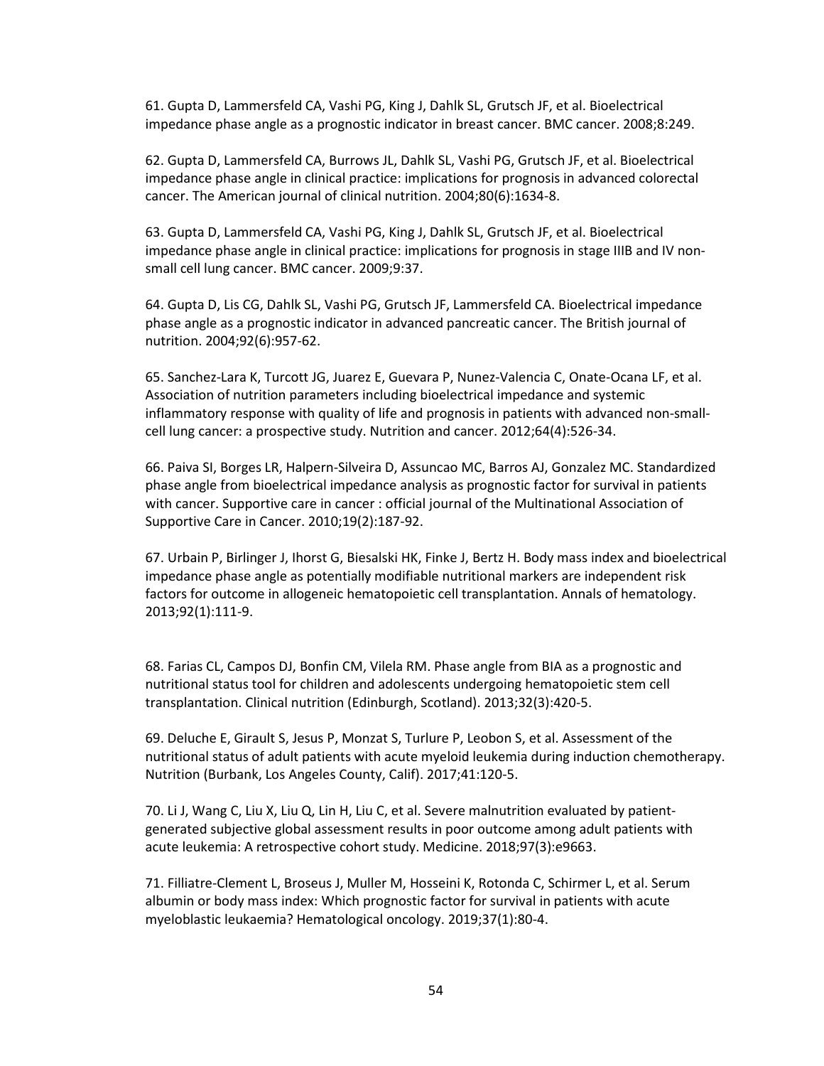61. Gupta D, Lammersfeld CA, Vashi PG, King J, Dahlk SL, Grutsch JF, et al. Bioelectrical impedance phase angle as a prognostic indicator in breast cancer. BMC cancer. 2008;8:249.

62. Gupta D, Lammersfeld CA, Burrows JL, Dahlk SL, Vashi PG, Grutsch JF, et al. Bioelectrical impedance phase angle in clinical practice: implications for prognosis in advanced colorectal cancer. The American journal of clinical nutrition. 2004;80(6):1634-8.

63. Gupta D, Lammersfeld CA, Vashi PG, King J, Dahlk SL, Grutsch JF, et al. Bioelectrical impedance phase angle in clinical practice: implications for prognosis in stage IIIB and IV non-small cell lung cancer. BMC cancer. 2009;9:37.

64. Gupta D, Lis CG, Dahlk SL, Vashi PG, Grutsch JF, Lammersfeld CA. Bioelectrical impedance phase angle as a prognostic indicator in advanced pancreatic cancer. The British journal of nutrition. 2004;92(6):957-62.

65. Sanchez-Lara K, Turcott JG, Juarez E, Guevara P, Nunez-Valencia C, Onate-Ocana LF, et al. Association of nutrition parameters including bioelectrical impedance and systemic inflammatory response with quality of life and prognosis in patients with advanced non-small-cell lung cancer: a prospective study. Nutrition and cancer. 2012;64(4):526-34.

66. Paiva SI, Borges LR, Halpern-Silveira D, Assuncao MC, Barros AJ, Gonzalez MC. Standardized phase angle from bioelectrical impedance analysis as prognostic factor for survival in patients with cancer. Supportive care in cancer : official journal of the Multinational Association of Supportive Care in Cancer. 2010;19(2):187-92.

67. Urbain P, Birlinger J, Ihorst G, Biesalski HK, Finke J, Bertz H. Body mass index and bioelectrical impedance phase angle as potentially modifiable nutritional markers are independent risk factors for outcome in allogeneic hematopoietic cell transplantation. Annals of hematology. 2013;92(1):111-9.

68. Farias CL, Campos DJ, Bonfin CM, Vilela RM. Phase angle from BIA as a prognostic and nutritional status tool for children and adolescents undergoing hematopoietic stem cell transplantation. Clinical nutrition (Edinburgh, Scotland). 2013;32(3):420-5.

69. Deluche E, Girault S, Jesus P, Monzat S, Turlure P, Leobon S, et al. Assessment of the nutritional status of adult patients with acute myeloid leukemia during induction chemotherapy. Nutrition (Burbank, Los Angeles County, Calif). 2017;41:120-5.

70. Li J, Wang C, Liu X, Liu Q, Lin H, Liu C, et al. Severe malnutrition evaluated by patient-generated subjective global assessment results in poor outcome among adult patients with acute leukemia: A retrospective cohort study. Medicine. 2018;97(3):e9663.

71. Filliatre-Clement L, Broseus J, Muller M, Hosseini K, Rotonda C, Schirmer L, et al. Serum albumin or body mass index: Which prognostic factor for survival in patients with acute myeloblastic leukaemia? Hematological oncology. 2019;37(1):80-4.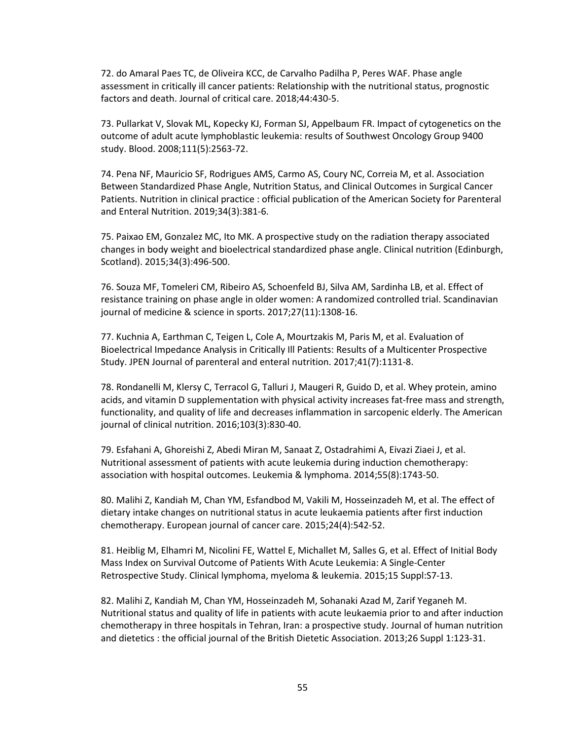72. do Amaral Paes TC, de Oliveira KCC, de Carvalho Padilha P, Peres WAF. Phase angle assessment in critically ill cancer patients: Relationship with the nutritional status, prognostic factors and death. Journal of critical care. 2018;44:430-5.

73. Pullarkat V, Slovak ML, Kopecky KJ, Forman SJ, Appelbaum FR. Impact of cytogenetics on the outcome of adult acute lymphoblastic leukemia: results of Southwest Oncology Group 9400 study. Blood. 2008;111(5):2563-72.

74. Pena NF, Mauricio SF, Rodrigues AMS, Carmo AS, Coury NC, Correia M, et al. Association Between Standardized Phase Angle, Nutrition Status, and Clinical Outcomes in Surgical Cancer Patients. Nutrition in clinical practice : official publication of the American Society for Parenteral and Enteral Nutrition. 2019;34(3):381-6.

75. Paixao EM, Gonzalez MC, Ito MK. A prospective study on the radiation therapy associated changes in body weight and bioelectrical standardized phase angle. Clinical nutrition (Edinburgh, Scotland). 2015;34(3):496-500.

76. Souza MF, Tomeleri CM, Ribeiro AS, Schoenfeld BJ, Silva AM, Sardinha LB, et al. Effect of resistance training on phase angle in older women: A randomized controlled trial. Scandinavian journal of medicine & science in sports. 2017;27(11):1308-16.

77. Kuchnia A, Earthman C, Teigen L, Cole A, Mourtzakis M, Paris M, et al. Evaluation of Bioelectrical Impedance Analysis in Critically Ill Patients: Results of a Multicenter Prospective Study. JPEN Journal of parenteral and enteral nutrition. 2017;41(7):1131-8.

78. Rondanelli M, Klersy C, Terracol G, Talluri J, Maugeri R, Guido D, et al. Whey protein, amino acids, and vitamin D supplementation with physical activity increases fat-free mass and strength, functionality, and quality of life and decreases inflammation in sarcopenic elderly. The American journal of clinical nutrition. 2016;103(3):830-40.

79. Esfahani A, Ghoreishi Z, Abedi Miran M, Sanaat Z, Ostadrahimi A, Eivazi Ziaei J, et al. Nutritional assessment of patients with acute leukemia during induction chemotherapy: association with hospital outcomes. Leukemia & lymphoma. 2014;55(8):1743-50.

80. Malihi Z, Kandiah M, Chan YM, Esfandbod M, Vakili M, Hosseinzadeh M, et al. The effect of dietary intake changes on nutritional status in acute leukaemia patients after first induction chemotherapy. European journal of cancer care. 2015;24(4):542-52.

81. Heiblig M, Elhamri M, Nicolini FE, Wattel E, Michallet M, Salles G, et al. Effect of Initial Body Mass Index on Survival Outcome of Patients With Acute Leukemia: A Single-Center Retrospective Study. Clinical lymphoma, myeloma & leukemia. 2015;15 Suppl:S7-13.

82. Malihi Z, Kandiah M, Chan YM, Hosseinzadeh M, Sohanaki Azad M, Zarif Yeganeh M. Nutritional status and quality of life in patients with acute leukaemia prior to and after induction chemotherapy in three hospitals in Tehran, Iran: a prospective study. Journal of human nutrition and dietetics : the official journal of the British Dietetic Association. 2013;26 Suppl 1:123-31.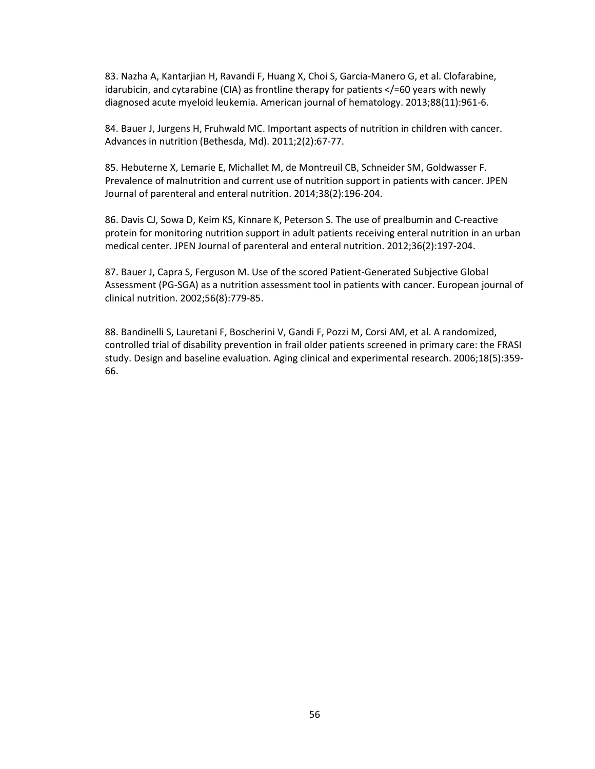83. Nazha A, Kantarjian H, Ravandi F, Huang X, Choi S, Garcia-Manero G, et al. Clofarabine, idarubicin, and cytarabine (CIA) as frontline therapy for patients </=60 years with newly diagnosed acute myeloid leukemia. American journal of hematology. 2013;88(11):961-6.

84. Bauer J, Jurgens H, Fruhwald MC. Important aspects of nutrition in children with cancer. Advances in nutrition (Bethesda, Md). 2011;2(2):67-77.

85. Hebuterne X, Lemarie E, Michallet M, de Montreuil CB, Schneider SM, Goldwasser F. Prevalence of malnutrition and current use of nutrition support in patients with cancer. JPEN Journal of parenteral and enteral nutrition. 2014;38(2):196-204.

86. Davis CJ, Sowa D, Keim KS, Kinnare K, Peterson S. The use of prealbumin and C-reactive protein for monitoring nutrition support in adult patients receiving enteral nutrition in an urban medical center. JPEN Journal of parenteral and enteral nutrition. 2012;36(2):197-204.

87. Bauer J, Capra S, Ferguson M. Use of the scored Patient-Generated Subjective Global Assessment (PG-SGA) as a nutrition assessment tool in patients with cancer. European journal of clinical nutrition. 2002;56(8):779-85.

88. Bandinelli S, Lauretani F, Boscherini V, Gandi F, Pozzi M, Corsi AM, et al. A randomized, controlled trial of disability prevention in frail older patients screened in primary care: the FRASI study. Design and baseline evaluation. Aging clinical and experimental research. 2006;18(5):359-66.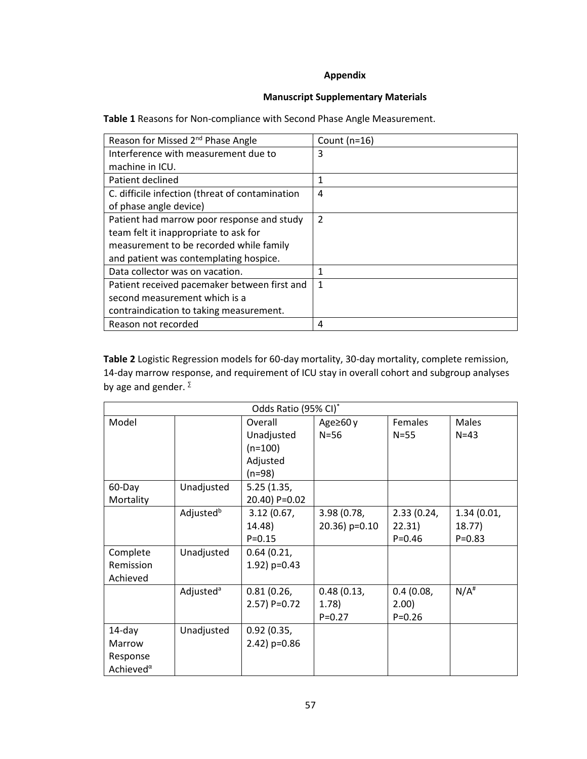**Appendix**

**Manuscript Supplementary Materials**

**Table 1** Reasons for Non-compliance with Second Phase Angle Measurement.

| Reason for Missed 2nd Phase Angle | Count (n=16) |
|---|---|
| Interference with measurement due to machine in ICU. | 3 |
| Patient declined | 1 |
| C. difficile infection (threat of contamination of phase angle device) | 4 |
| Patient had marrow poor response and study team felt it inappropriate to ask for measurement to be recorded while family and patient was contemplating hospice. | 2 |
| Data collector was on vacation. | 1 |
| Patient received pacemaker between first and second measurement which is a contraindication to taking measurement. | 1 |
| Reason not recorded | 4 |

**Table 2** Logistic Regression models for 60-day mortality, 30-day mortality, complete remission, 14-day marrow response, and requirement of ICU stay in overall cohort and subgroup analyses by age and gender. [Σ]

| Odds Ratio (95% CI)* | | | | | |
|---|---|---|---|---|---|
| Model | | Overall Unadjusted (n=100) Adjusted (n=98) | Age≥60 y N=56 | Females N=55 | Males N=43 |
| 60-Day Mortality | Unadjusted | 5.25 (1.35, 20.40) P=0.02 | | | |
| | Adjusted[b] | 3.12 (0.67, 14.48) P=0.15 | 3.98 (0.78, 20.36) p=0.10 | 2.33 (0.24, 22.31) P=0.46 | 1.34 (0.01, 18.77) P=0.83 |
| Complete Remission Achieved | Unadjusted | 0.64 (0.21, 1.92) p=0.43 | | | |
| | Adjusted[a] | 0.81 (0.26, 2.57) P=0.72 | 0.48 (0.13, 1.78) P=0.27 | 0.4 (0.08, 2.00) P=0.26 | N/A[#] |
| 14-day Marrow Response Achieved[α] | Unadjusted | 0.92 (0.35, 2.42) p=0.86 | | | |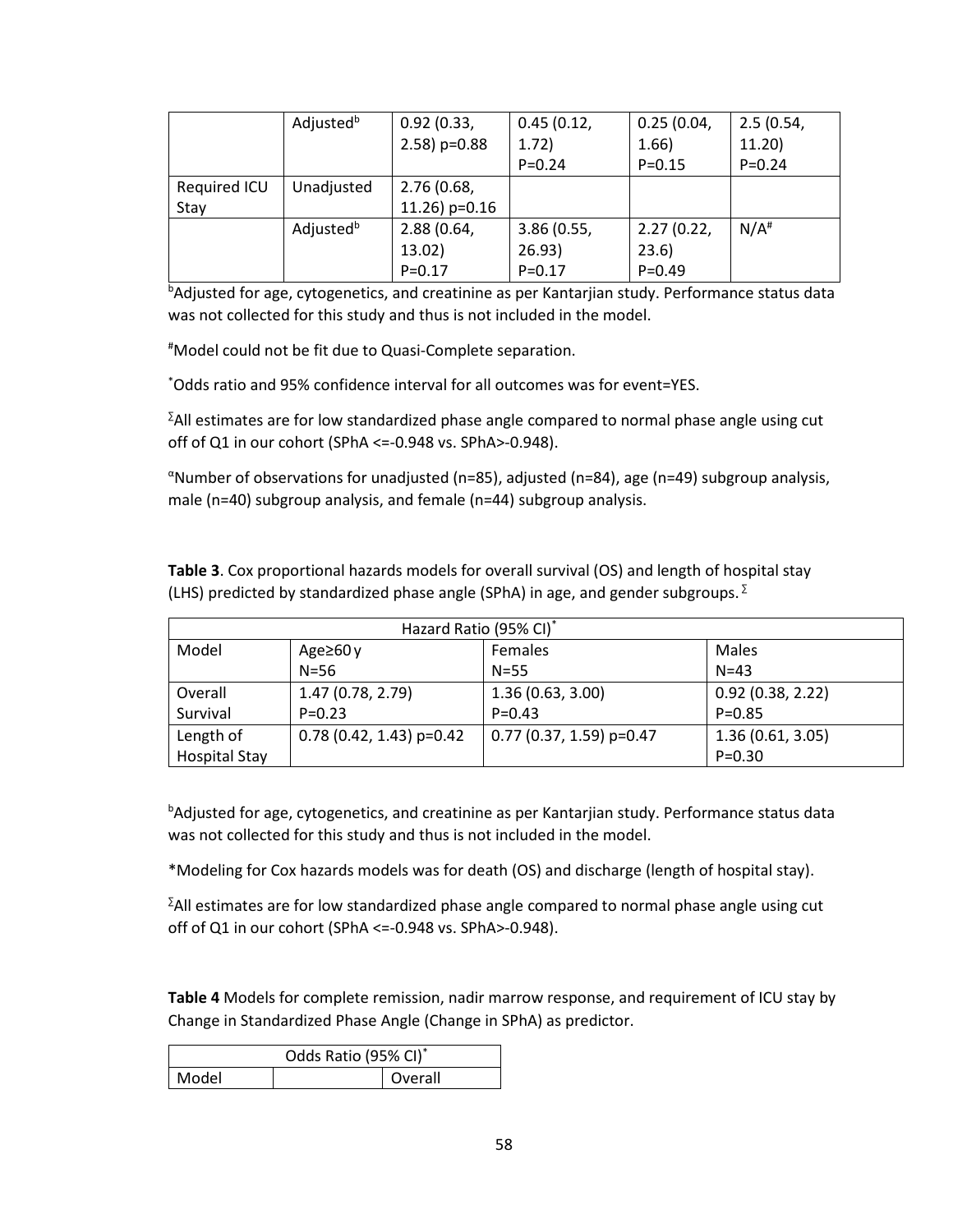| | | | | | |
|---|---|---|---|---|---|
| | Adjusted[b] | 0.92 (0.33, 2.58) p=0.88 | 0.45 (0.12, 1.72) P=0.24 | 0.25 (0.04, 1.66) P=0.15 | 2.5 (0.54, 11.20) P=0.24 |
| Required ICU Stay | Unadjusted | 2.76 (0.68, 11.26) p=0.16 | | | |
| | Adjusted[b] | 2.88 (0.64, 13.02) P=0.17 | 3.86 (0.55, 26.93) P=0.17 | 2.27 (0.22, 23.6) P=0.49 | N/A[#] |

[b]Adjusted for age, cytogenetics, and creatinine as per Kantarjian study. Performance status data was not collected for this study and thus is not included in the model.

[#]Model could not be fit due to Quasi-Complete separation.

[*]Odds ratio and 95% confidence interval for all outcomes was for event=YES.

[Σ]All estimates are for low standardized phase angle compared to normal phase angle using cut off of Q1 in our cohort (SPhA <=-0.948 vs. SPhA>-0.948).

[α]Number of observations for unadjusted (n=85), adjusted (n=84), age (n=49) subgroup analysis, male (n=40) subgroup analysis, and female (n=44) subgroup analysis.

**Table 3**. Cox proportional hazards models for overall survival (OS) and length of hospital stay (LHS) predicted by standardized phase angle (SPhA) in age, and gender subgroups. [Σ]

| Hazard Ratio (95% CI)[*] | | | |
|---|---|---|---|
| Model | Age≥60 y N=56 | Females N=55 | Males N=43 |
| Overall Survival | 1.47 (0.78, 2.79) P=0.23 | 1.36 (0.63, 3.00) P=0.43 | 0.92 (0.38, 2.22) P=0.85 |
| Length of Hospital Stay | 0.78 (0.42, 1.43) p=0.42 | 0.77 (0.37, 1.59) p=0.47 | 1.36 (0.61, 3.05) P=0.30 |

[b]Adjusted for age, cytogenetics, and creatinine as per Kantarjian study. Performance status data was not collected for this study and thus is not included in the model.

*Modeling for Cox hazards models was for death (OS) and discharge (length of hospital stay).

[Σ]All estimates are for low standardized phase angle compared to normal phase angle using cut off of Q1 in our cohort (SPhA <=-0.948 vs. SPhA>-0.948).

**Table 4** Models for complete remission, nadir marrow response, and requirement of ICU stay by Change in Standardized Phase Angle (Change in SPhA) as predictor.

| Odds Ratio (95% CI)[*] | | |
|---|---|---|
| Model | | Overall |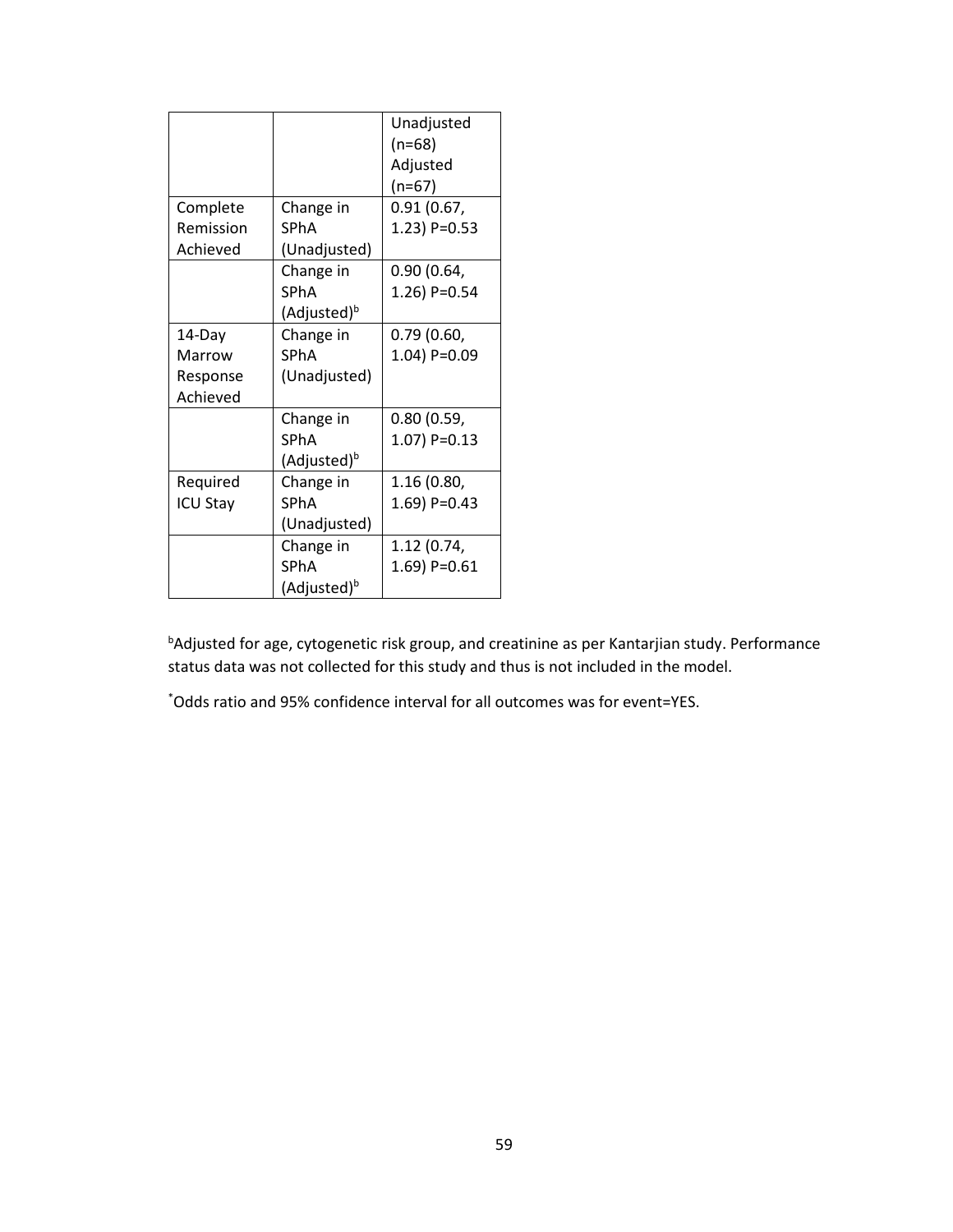| | | Unadjusted (n=68) Adjusted (n=67) |
|---|---|---|
| Complete Remission Achieved | Change in SPhA (Unadjusted) | 0.91 (0.67, 1.23) P=0.53 |
| | Change in SPhA (Adjusted)[b] | 0.90 (0.64, 1.26) P=0.54 |
| 14-Day Marrow Response Achieved | Change in SPhA (Unadjusted) | 0.79 (0.60, 1.04) P=0.09 |
| | Change in SPhA (Adjusted)[b] | 0.80 (0.59, 1.07) P=0.13 |
| Required ICU Stay | Change in SPhA (Unadjusted) | 1.16 (0.80, 1.69) P=0.43 |
| | Change in SPhA (Adjusted)[b] | 1.12 (0.74, 1.69) P=0.61 |

[b]Adjusted for age, cytogenetic risk group, and creatinine as per Kantarjian study. Performance status data was not collected for this study and thus is not included in the model.

[*]Odds ratio and 95% confidence interval for all outcomes was for event=YES.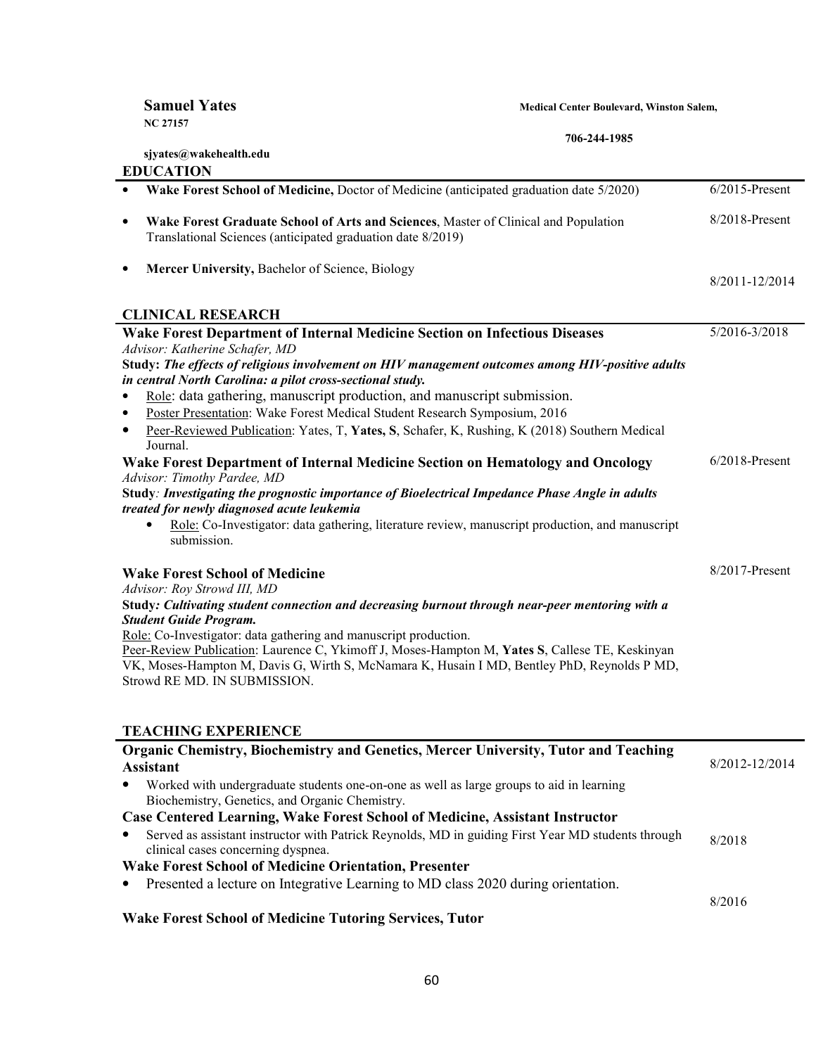**Samuel Yates** **Medical Center Boulevard, Winston Salem, NC 27157**

**706-244-1985**

**sjyates@wakehealth.edu**

## EDUCATION

- **Wake Forest School of Medicine,** Doctor of Medicine (anticipated graduation date 5/2020) — 6/2015-Present
- **Wake Forest Graduate School of Arts and Sciences**, Master of Clinical and Population Translational Sciences (anticipated graduation date 8/2019) — 8/2018-Present
- **Mercer University,** Bachelor of Science, Biology — 8/2011-12/2014

## CLINICAL RESEARCH

**Wake Forest Department of Internal Medicine Section on Infectious Diseases** — 5/2016-3/2018

*Advisor: Katherine Schafer, MD*

**Study:** ***The effects of religious involvement on HIV management outcomes among HIV-positive adults in central North Carolina: a pilot cross-sectional study.***

- Role: data gathering, manuscript production, and manuscript submission.
- Poster Presentation: Wake Forest Medical Student Research Symposium, 2016
- Peer-Reviewed Publication: Yates, T, **Yates, S**, Schafer, K, Rushing, K (2018) Southern Medical Journal.

**Wake Forest Department of Internal Medicine Section on Hematology and Oncology** — 6/2018-Present

*Advisor: Timothy Pardee, MD*

**Study***: **Investigating the prognostic importance of Bioelectrical Impedance Phase Angle in adults treated for newly diagnosed acute leukemia***

- Role: Co-Investigator: data gathering, literature review, manuscript production, and manuscript submission.

**Wake Forest School of Medicine** — 8/2017-Present

*Advisor: Roy Strowd III, MD*

**Study***: **Cultivating student connection and decreasing burnout through near-peer mentoring with a Student Guide Program.***

Role: Co-Investigator: data gathering and manuscript production.

Peer-Review Publication: Laurence C, Ykimoff J, Moses-Hampton M, **Yates S**, Callese TE, Keskinyan VK, Moses-Hampton M, Davis G, Wirth S, McNamara K, Husain I MD, Bentley PhD, Reynolds P MD, Strowd RE MD. IN SUBMISSION.

## TEACHING EXPERIENCE

**Organic Chemistry, Biochemistry and Genetics, Mercer University, Tutor and Teaching Assistant** — 8/2012-12/2014

- Worked with undergraduate students one-on-one as well as large groups to aid in learning Biochemistry, Genetics, and Organic Chemistry.

**Case Centered Learning, Wake Forest School of Medicine, Assistant Instructor** — 8/2018

- Served as assistant instructor with Patrick Reynolds, MD in guiding First Year MD students through clinical cases concerning dyspnea.

**Wake Forest School of Medicine Orientation, Presenter** — 8/2016

- Presented a lecture on Integrative Learning to MD class 2020 during orientation.

**Wake Forest School of Medicine Tutoring Services, Tutor**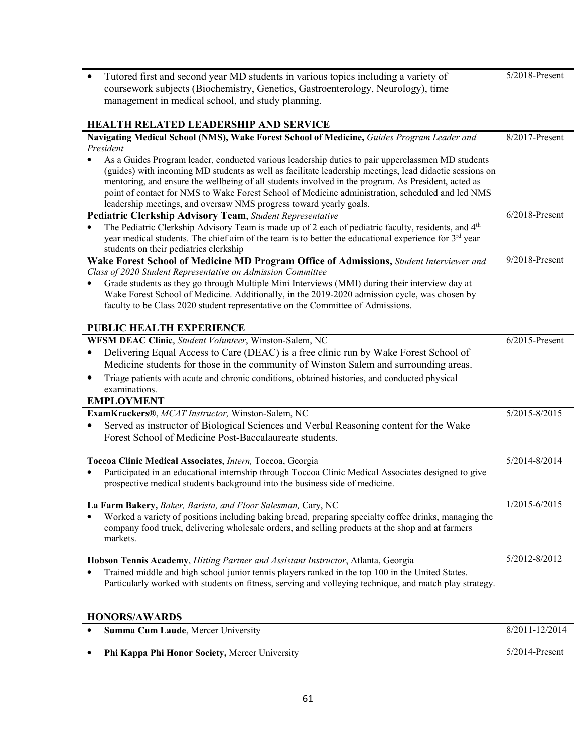- Tutored first and second year MD students in various topics including a variety of coursework subjects (Biochemistry, Genetics, Gastroenterology, Neurology), time management in medical school, and study planning. — 5/2018-Present

## HEALTH RELATED LEADERSHIP AND SERVICE

**Navigating Medical School (NMS), Wake Forest School of Medicine,** *Guides Program Leader and President* — 8/2017-Present

- As a Guides Program leader, conducted various leadership duties to pair upperclassmen MD students (guides) with incoming MD students as well as facilitate leadership meetings, lead didactic sessions on mentoring, and ensure the wellbeing of all students involved in the program. As President, acted as point of contact for NMS to Wake Forest School of Medicine administration, scheduled and led NMS leadership meetings, and oversaw NMS progress toward yearly goals.

**Pediatric Clerkship Advisory Team**, *Student Representative* — 6/2018-Present

- The Pediatric Clerkship Advisory Team is made up of 2 each of pediatric faculty, residents, and 4th year medical students. The chief aim of the team is to better the educational experience for 3rd year students on their pediatrics clerkship

**Wake Forest School of Medicine MD Program Office of Admissions,** *Student Interviewer and Class of 2020 Student Representative on Admission Committee* — 9/2018-Present

- Grade students as they go through Multiple Mini Interviews (MMI) during their interview day at Wake Forest School of Medicine. Additionally, in the 2019-2020 admission cycle, was chosen by faculty to be Class 2020 student representative on the Committee of Admissions.

## PUBLIC HEALTH EXPERIENCE

**WFSM DEAC Clinic**, *Student Volunteer*, Winston-Salem, NC — 6/2015-Present

- Delivering Equal Access to Care (DEAC) is a free clinic run by Wake Forest School of Medicine students for those in the community of Winston Salem and surrounding areas.
- Triage patients with acute and chronic conditions, obtained histories, and conducted physical examinations.

## EMPLOYMENT

**ExamKrackers®**, *MCAT Instructor,* Winston-Salem, NC — 5/2015-8/2015

- Served as instructor of Biological Sciences and Verbal Reasoning content for the Wake Forest School of Medicine Post-Baccalaureate students.

**Toccoa Clinic Medical Associates**, *Intern,* Toccoa, Georgia — 5/2014-8/2014

- Participated in an educational internship through Toccoa Clinic Medical Associates designed to give prospective medical students background into the business side of medicine.

**La Farm Bakery,** *Baker, Barista, and Floor Salesman,* Cary, NC — 1/2015-6/2015

- Worked a variety of positions including baking bread, preparing specialty coffee drinks, managing the company food truck, delivering wholesale orders, and selling products at the shop and at farmers markets.

**Hobson Tennis Academy**, *Hitting Partner and Assistant Instructor*, Atlanta, Georgia — 5/2012-8/2012

- Trained middle and high school junior tennis players ranked in the top 100 in the United States. Particularly worked with students on fitness, serving and volleying technique, and match play strategy.

## HONORS/AWARDS

- **Summa Cum Laude**, Mercer University — 8/2011-12/2014
- **Phi Kappa Phi Honor Society,** Mercer University — 5/2014-Present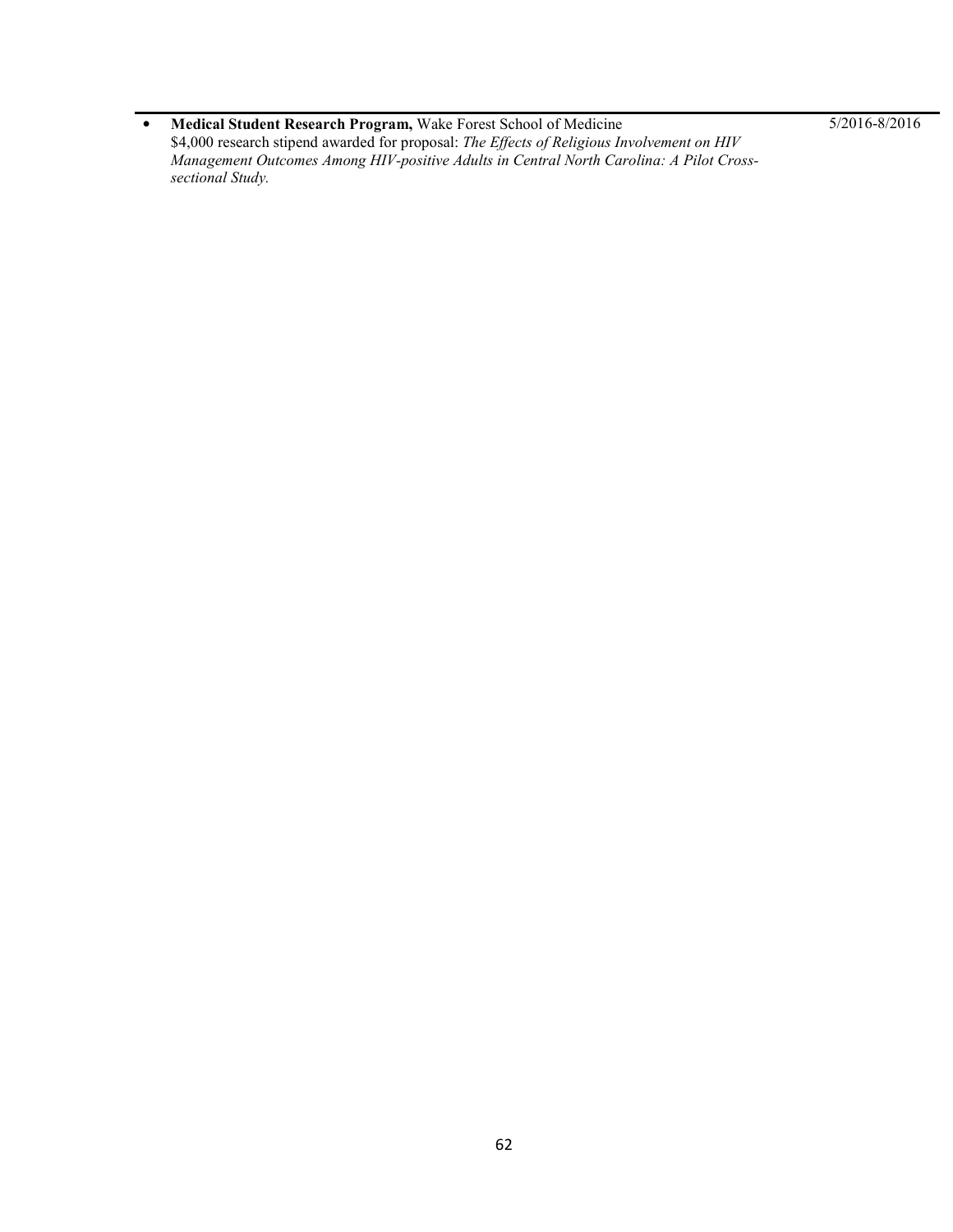- **Medical Student Research Program,** Wake Forest School of Medicine 5/2016-8/2016
  $4,000 research stipend awarded for proposal: *The Effects of Religious Involvement on HIV Management Outcomes Among HIV-positive Adults in Central North Carolina: A Pilot Cross-sectional Study.*